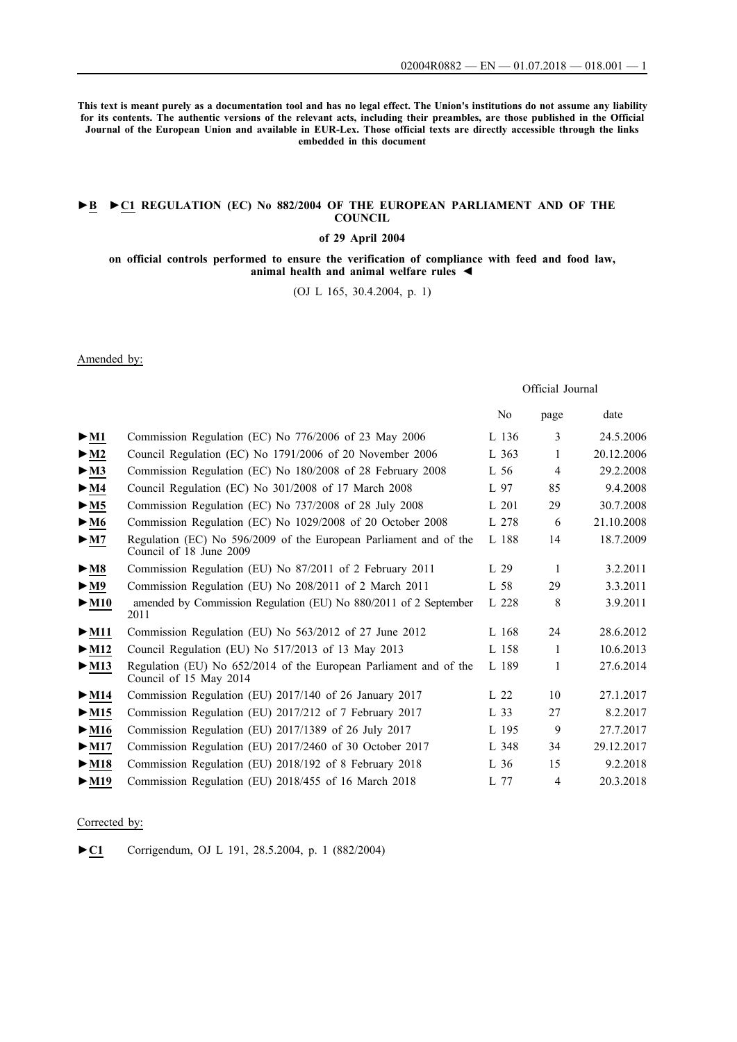**This text is meant purely as a documentation tool and has no legal effect. The Union's institutions do not assume any liability for its contents. The authentic versions of the relevant acts, including their preambles, are those published in the Official Journal of the European Union and available in EUR-Lex. Those official texts are directly accessible through the links embedded in this document**

# ►B ►C1 REGULATION (EC) No 882/2004 OF THE EUROPEAN PARLIAMENT AND OF THE COUNCIL

**of 29 April 2004**

**on official controls performed to ensure the verification of compliance with feed and food law, animal health and animal welfare rules ◄**

(OJ L 165, 30.4.2004, p. 1)

Amended by:

| | | Official Journal | | |
|---|---|---|---|---|
| | | No | page | date |
| ►M1 | Commission Regulation (EC) No 776/2006 of 23 May 2006 | L 136 | 3 | 24.5.2006 |
| ►M2 | Council Regulation (EC) No 1791/2006 of 20 November 2006 | L 363 | 1 | 20.12.2006 |
| ►M3 | Commission Regulation (EC) No 180/2008 of 28 February 2008 | L 56 | 4 | 29.2.2008 |
| ►M4 | Council Regulation (EC) No 301/2008 of 17 March 2008 | L 97 | 85 | 9.4.2008 |
| ►M5 | Commission Regulation (EC) No 737/2008 of 28 July 2008 | L 201 | 29 | 30.7.2008 |
| ►M6 | Commission Regulation (EC) No 1029/2008 of 20 October 2008 | L 278 | 6 | 21.10.2008 |
| ►M7 | Regulation (EC) No 596/2009 of the European Parliament and of the Council of 18 June 2009 | L 188 | 14 | 18.7.2009 |
| ►M8 | Commission Regulation (EU) No 87/2011 of 2 February 2011 | L 29 | 1 | 3.2.2011 |
| ►M9 | Commission Regulation (EU) No 208/2011 of 2 March 2011 | L 58 | 29 | 3.3.2011 |
| ►M10 | amended by Commission Regulation (EU) No 880/2011 of 2 September 2011 | L 228 | 8 | 3.9.2011 |
| ►M11 | Commission Regulation (EU) No 563/2012 of 27 June 2012 | L 168 | 24 | 28.6.2012 |
| ►M12 | Council Regulation (EU) No 517/2013 of 13 May 2013 | L 158 | 1 | 10.6.2013 |
| ►M13 | Regulation (EU) No 652/2014 of the European Parliament and of the Council of 15 May 2014 | L 189 | 1 | 27.6.2014 |
| ►M14 | Commission Regulation (EU) 2017/140 of 26 January 2017 | L 22 | 10 | 27.1.2017 |
| ►M15 | Commission Regulation (EU) 2017/212 of 7 February 2017 | L 33 | 27 | 8.2.2017 |
| ►M16 | Commission Regulation (EU) 2017/1389 of 26 July 2017 | L 195 | 9 | 27.7.2017 |
| ►M17 | Commission Regulation (EU) 2017/2460 of 30 October 2017 | L 348 | 34 | 29.12.2017 |
| ►M18 | Commission Regulation (EU) 2018/192 of 8 February 2018 | L 36 | 15 | 9.2.2018 |
| ►M19 | Commission Regulation (EU) 2018/455 of 16 March 2018 | L 77 | 4 | 20.3.2018 |

Corrected by:

►C1 Corrigendum, OJ L 191, 28.5.2004, p. 1 (882/2004)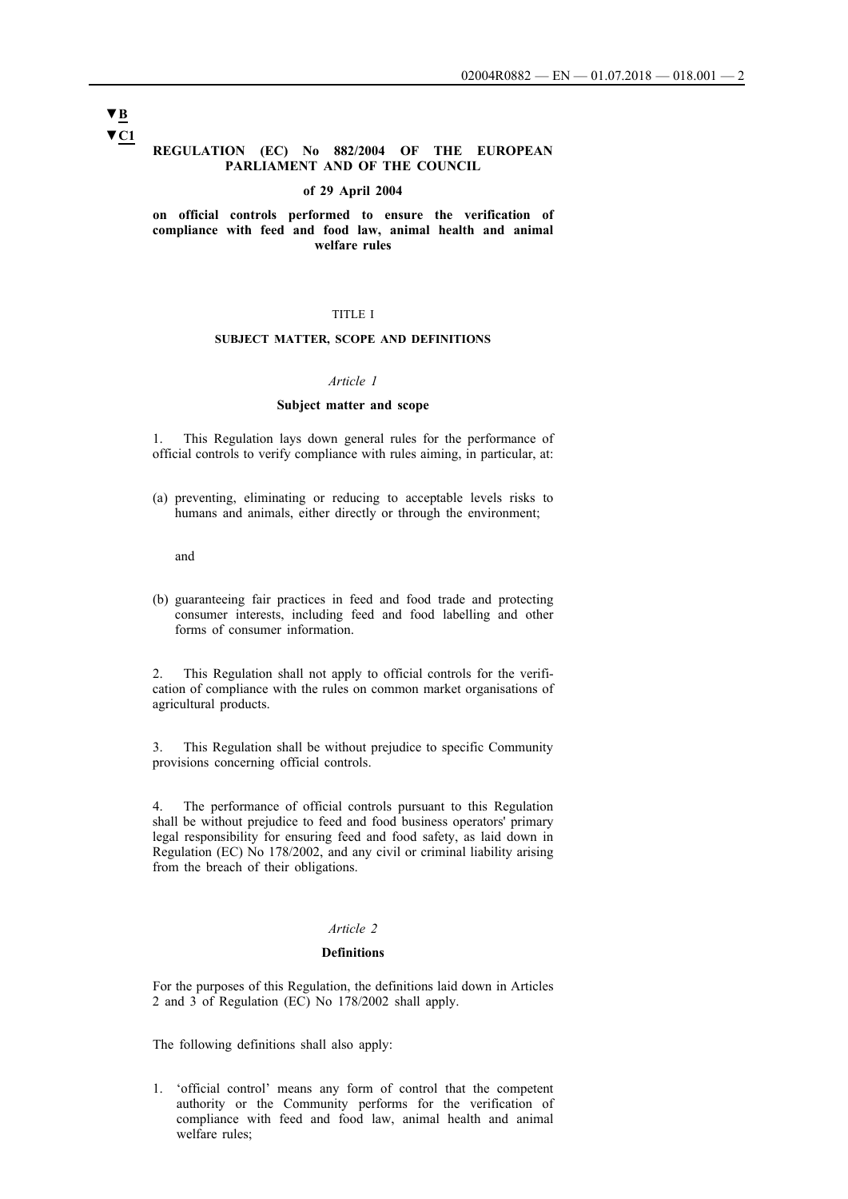▼B
▼C1

# REGULATION (EC) No 882/2004 OF THE EUROPEAN PARLIAMENT AND OF THE COUNCIL

**of 29 April 2004**

**on official controls performed to ensure the verification of compliance with feed and food law, animal health and animal welfare rules**

## TITLE I

## SUBJECT MATTER, SCOPE AND DEFINITIONS

*Article 1*

### Subject matter and scope

1. This Regulation lays down general rules for the performance of official controls to verify compliance with rules aiming, in particular, at:

(a) preventing, eliminating or reducing to acceptable levels risks to humans and animals, either directly or through the environment;

and

(b) guaranteeing fair practices in feed and food trade and protecting consumer interests, including feed and food labelling and other forms of consumer information.

2. This Regulation shall not apply to official controls for the verification of compliance with the rules on common market organisations of agricultural products.

3. This Regulation shall be without prejudice to specific Community provisions concerning official controls.

4. The performance of official controls pursuant to this Regulation shall be without prejudice to feed and food business operators' primary legal responsibility for ensuring feed and food safety, as laid down in Regulation (EC) No 178/2002, and any civil or criminal liability arising from the breach of their obligations.

*Article 2*

### Definitions

For the purposes of this Regulation, the definitions laid down in Articles 2 and 3 of Regulation (EC) No 178/2002 shall apply.

The following definitions shall also apply:

1. 'official control' means any form of control that the competent authority or the Community performs for the verification of compliance with feed and food law, animal health and animal welfare rules;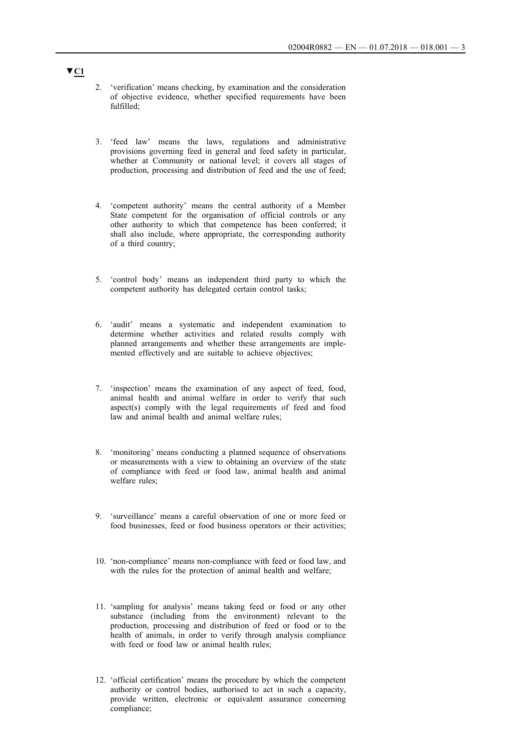▼C1

2. ‘verification’ means checking, by examination and the consideration of objective evidence, whether specified requirements have been fulfilled;

3. ‘feed law’ means the laws, regulations and administrative provisions governing feed in general and feed safety in particular, whether at Community or national level; it covers all stages of production, processing and distribution of feed and the use of feed;

4. ‘competent authority’ means the central authority of a Member State competent for the organisation of official controls or any other authority to which that competence has been conferred; it shall also include, where appropriate, the corresponding authority of a third country;

5. ‘control body’ means an independent third party to which the competent authority has delegated certain control tasks;

6. ‘audit’ means a systematic and independent examination to determine whether activities and related results comply with planned arrangements and whether these arrangements are implemented effectively and are suitable to achieve objectives;

7. ‘inspection’ means the examination of any aspect of feed, food, animal health and animal welfare in order to verify that such aspect(s) comply with the legal requirements of feed and food law and animal health and animal welfare rules;

8. ‘monitoring’ means conducting a planned sequence of observations or measurements with a view to obtaining an overview of the state of compliance with feed or food law, animal health and animal welfare rules;

9. ‘surveillance’ means a careful observation of one or more feed or food businesses, feed or food business operators or their activities;

10. ‘non-compliance’ means non-compliance with feed or food law, and with the rules for the protection of animal health and welfare;

11. ‘sampling for analysis’ means taking feed or food or any other substance (including from the environment) relevant to the production, processing and distribution of feed or food or to the health of animals, in order to verify through analysis compliance with feed or food law or animal health rules;

12. ‘official certification’ means the procedure by which the competent authority or control bodies, authorised to act in such a capacity, provide written, electronic or equivalent assurance concerning compliance;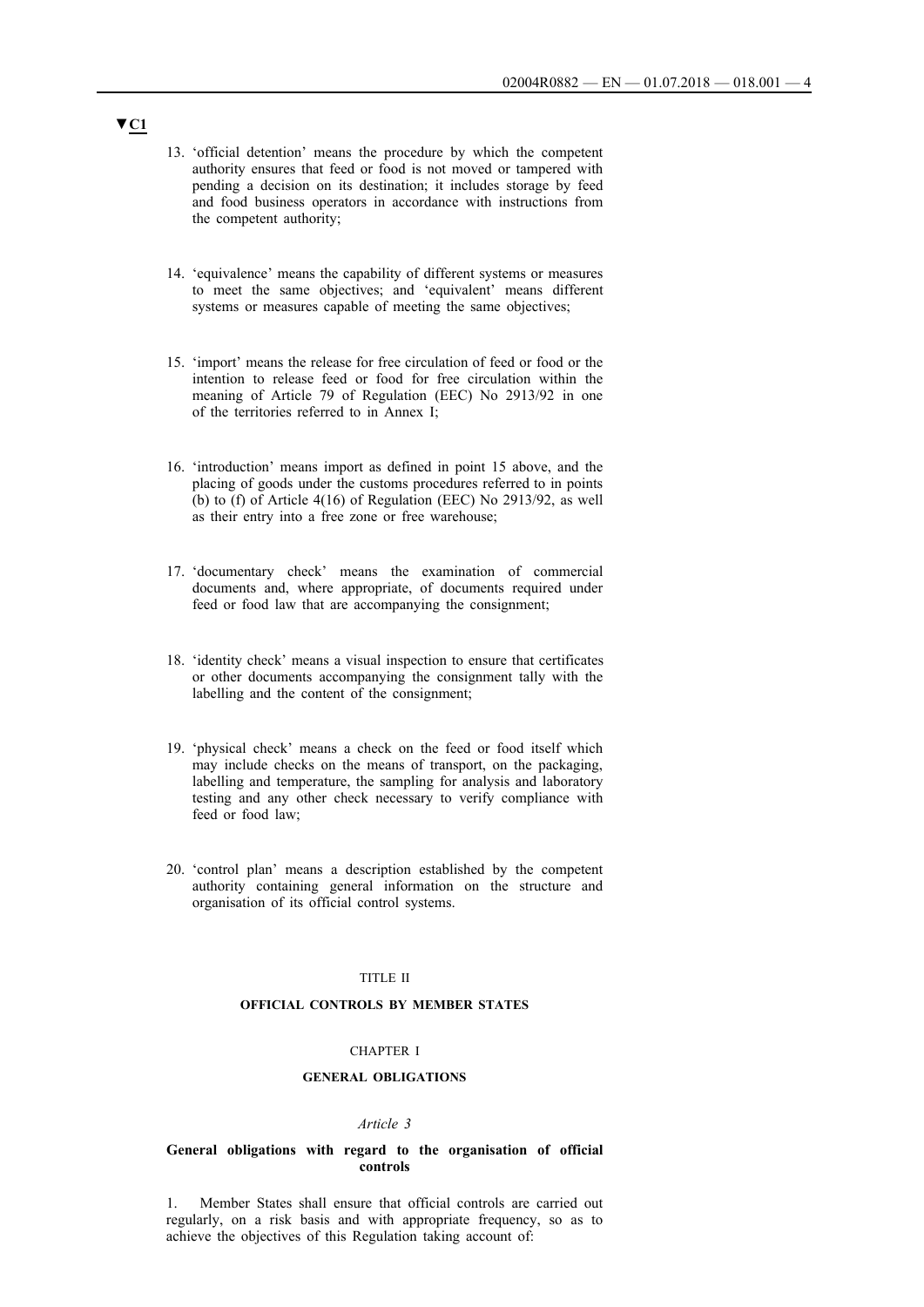▼C1

13. 'official detention' means the procedure by which the competent authority ensures that feed or food is not moved or tampered with pending a decision on its destination; it includes storage by feed and food business operators in accordance with instructions from the competent authority;

14. 'equivalence' means the capability of different systems or measures to meet the same objectives; and 'equivalent' means different systems or measures capable of meeting the same objectives;

15. 'import' means the release for free circulation of feed or food or the intention to release feed or food for free circulation within the meaning of Article 79 of Regulation (EEC) No 2913/92 in one of the territories referred to in Annex I;

16. 'introduction' means import as defined in point 15 above, and the placing of goods under the customs procedures referred to in points (b) to (f) of Article 4(16) of Regulation (EEC) No 2913/92, as well as their entry into a free zone or free warehouse;

17. 'documentary check' means the examination of commercial documents and, where appropriate, of documents required under feed or food law that are accompanying the consignment;

18. 'identity check' means a visual inspection to ensure that certificates or other documents accompanying the consignment tally with the labelling and the content of the consignment;

19. 'physical check' means a check on the feed or food itself which may include checks on the means of transport, on the packaging, labelling and temperature, the sampling for analysis and laboratory testing and any other check necessary to verify compliance with feed or food law;

20. 'control plan' means a description established by the competent authority containing general information on the structure and organisation of its official control systems.

## TITLE II

## OFFICIAL CONTROLS BY MEMBER STATES

### CHAPTER I

### GENERAL OBLIGATIONS

*Article 3*

**General obligations with regard to the organisation of official controls**

1. Member States shall ensure that official controls are carried out regularly, on a risk basis and with appropriate frequency, so as to achieve the objectives of this Regulation taking account of: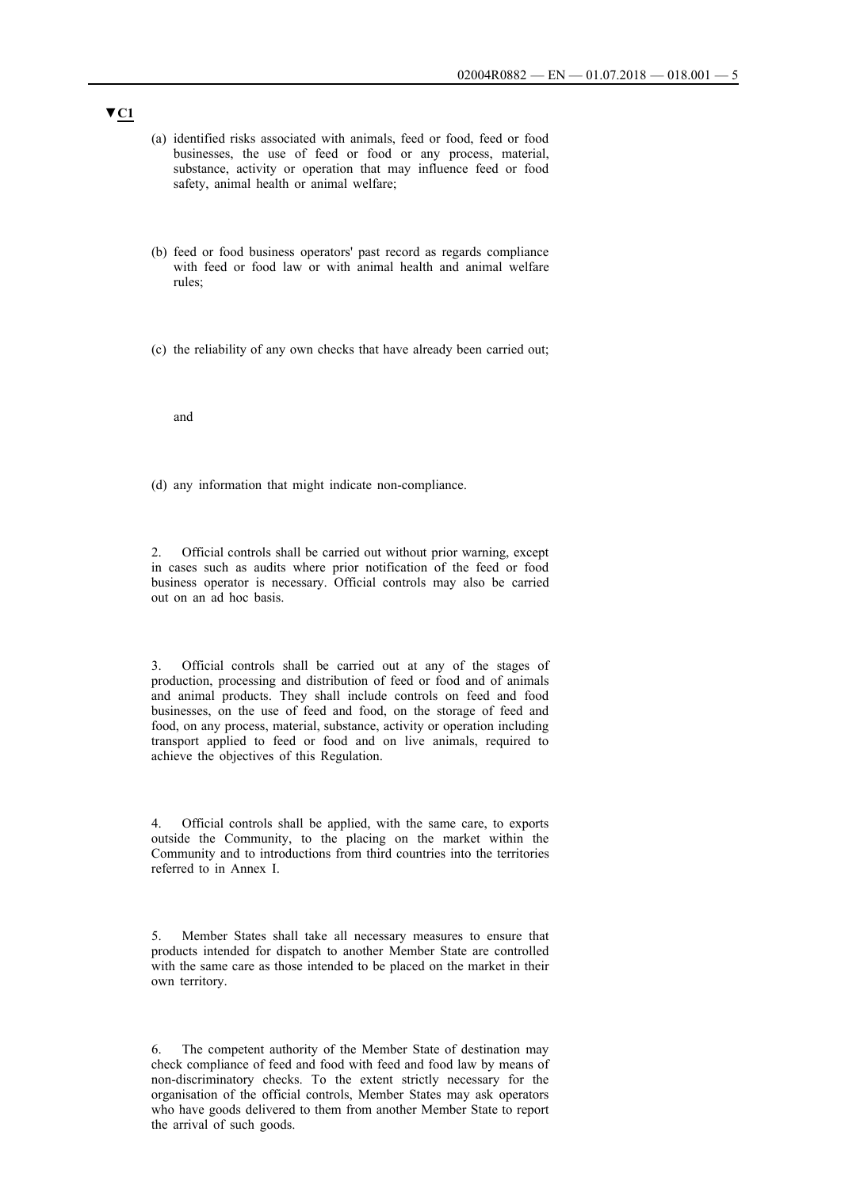▼C1

(a) identified risks associated with animals, feed or food, feed or food businesses, the use of feed or food or any process, material, substance, activity or operation that may influence feed or food safety, animal health or animal welfare;

(b) feed or food business operators' past record as regards compliance with feed or food law or with animal health and animal welfare rules;

(c) the reliability of any own checks that have already been carried out;

and

(d) any information that might indicate non-compliance.

2. Official controls shall be carried out without prior warning, except in cases such as audits where prior notification of the feed or food business operator is necessary. Official controls may also be carried out on an ad hoc basis.

3. Official controls shall be carried out at any of the stages of production, processing and distribution of feed or food and of animals and animal products. They shall include controls on feed and food businesses, on the use of feed and food, on the storage of feed and food, on any process, material, substance, activity or operation including transport applied to feed or food and on live animals, required to achieve the objectives of this Regulation.

4. Official controls shall be applied, with the same care, to exports outside the Community, to the placing on the market within the Community and to introductions from third countries into the territories referred to in Annex I.

5. Member States shall take all necessary measures to ensure that products intended for dispatch to another Member State are controlled with the same care as those intended to be placed on the market in their own territory.

6. The competent authority of the Member State of destination may check compliance of feed and food with feed and food law by means of non-discriminatory checks. To the extent strictly necessary for the organisation of the official controls, Member States may ask operators who have goods delivered to them from another Member State to report the arrival of such goods.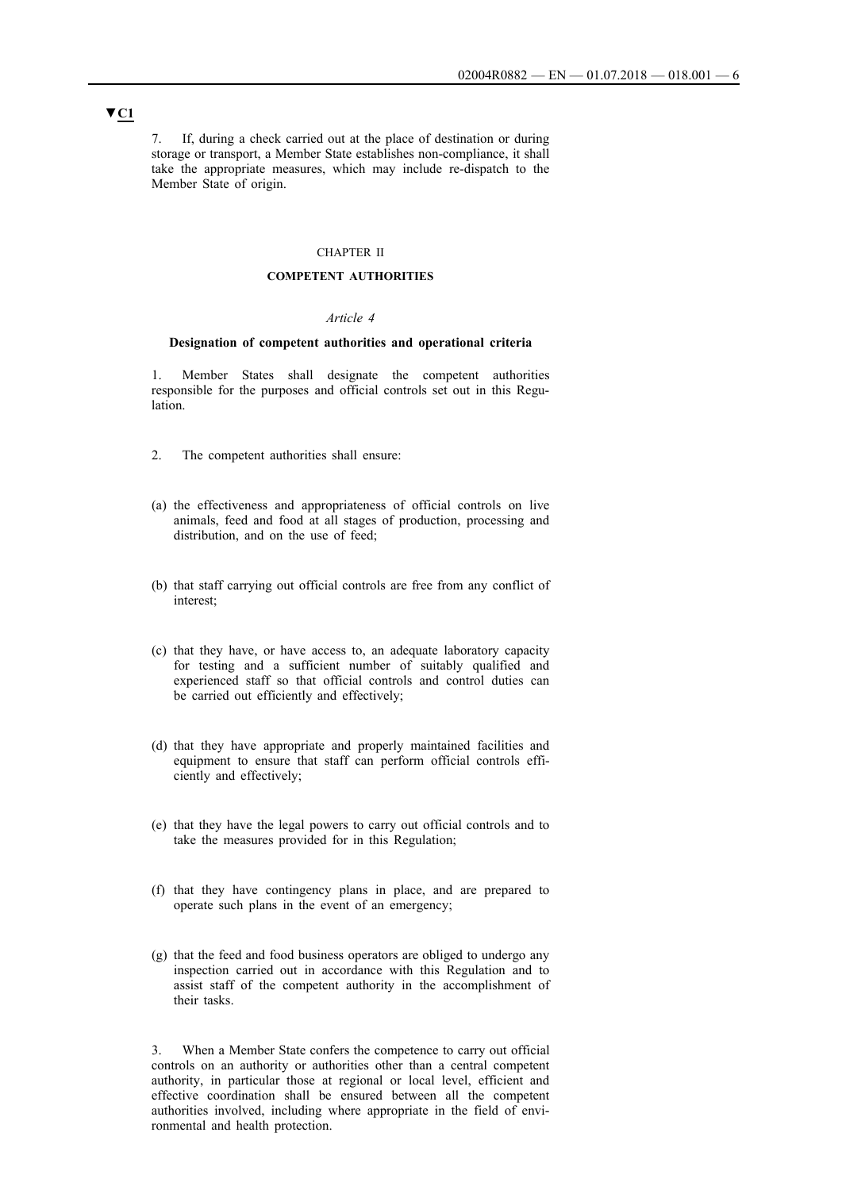▼C1

7. If, during a check carried out at the place of destination or during storage or transport, a Member State establishes non-compliance, it shall take the appropriate measures, which may include re-dispatch to the Member State of origin.

CHAPTER II

**COMPETENT AUTHORITIES**

*Article 4*

**Designation of competent authorities and operational criteria**

1. Member States shall designate the competent authorities responsible for the purposes and official controls set out in this Regulation.

2. The competent authorities shall ensure:

(a) the effectiveness and appropriateness of official controls on live animals, feed and food at all stages of production, processing and distribution, and on the use of feed;

(b) that staff carrying out official controls are free from any conflict of interest;

(c) that they have, or have access to, an adequate laboratory capacity for testing and a sufficient number of suitably qualified and experienced staff so that official controls and control duties can be carried out efficiently and effectively;

(d) that they have appropriate and properly maintained facilities and equipment to ensure that staff can perform official controls efficiently and effectively;

(e) that they have the legal powers to carry out official controls and to take the measures provided for in this Regulation;

(f) that they have contingency plans in place, and are prepared to operate such plans in the event of an emergency;

(g) that the feed and food business operators are obliged to undergo any inspection carried out in accordance with this Regulation and to assist staff of the competent authority in the accomplishment of their tasks.

3. When a Member State confers the competence to carry out official controls on an authority or authorities other than a central competent authority, in particular those at regional or local level, efficient and effective coordination shall be ensured between all the competent authorities involved, including where appropriate in the field of environmental and health protection.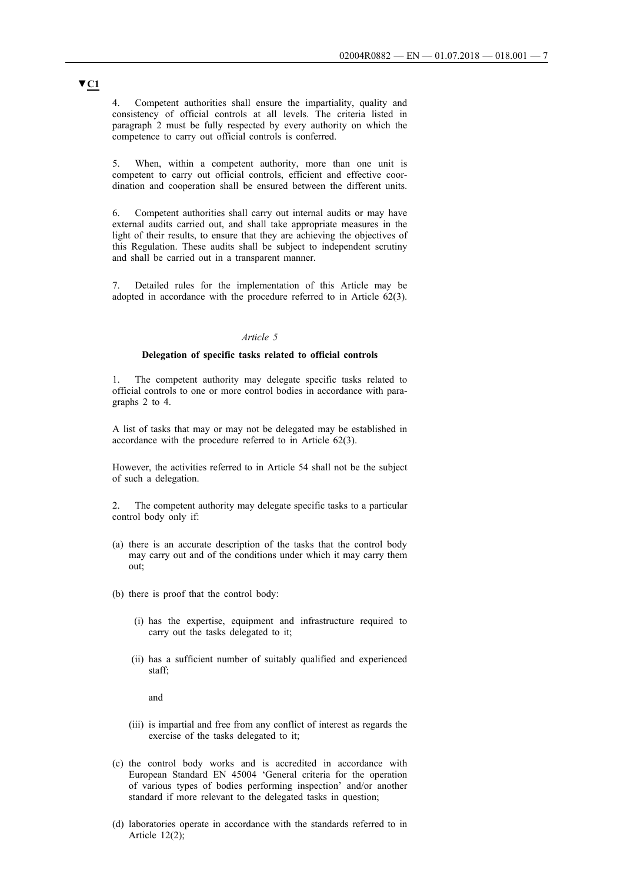▼C1

4. Competent authorities shall ensure the impartiality, quality and consistency of official controls at all levels. The criteria listed in paragraph 2 must be fully respected by every authority on which the competence to carry out official controls is conferred.

5. When, within a competent authority, more than one unit is competent to carry out official controls, efficient and effective coordination and cooperation shall be ensured between the different units.

6. Competent authorities shall carry out internal audits or may have external audits carried out, and shall take appropriate measures in the light of their results, to ensure that they are achieving the objectives of this Regulation. These audits shall be subject to independent scrutiny and shall be carried out in a transparent manner.

7. Detailed rules for the implementation of this Article may be adopted in accordance with the procedure referred to in Article 62(3).

*Article 5*

**Delegation of specific tasks related to official controls**

1. The competent authority may delegate specific tasks related to official controls to one or more control bodies in accordance with paragraphs 2 to 4.

A list of tasks that may or may not be delegated may be established in accordance with the procedure referred to in Article 62(3).

However, the activities referred to in Article 54 shall not be the subject of such a delegation.

2. The competent authority may delegate specific tasks to a particular control body only if:

(a) there is an accurate description of the tasks that the control body may carry out and of the conditions under which it may carry them out;

(b) there is proof that the control body:

 (i) has the expertise, equipment and infrastructure required to carry out the tasks delegated to it;

 (ii) has a sufficient number of suitably qualified and experienced staff;

 and

 (iii) is impartial and free from any conflict of interest as regards the exercise of the tasks delegated to it;

(c) the control body works and is accredited in accordance with European Standard EN 45004 'General criteria for the operation of various types of bodies performing inspection' and/or another standard if more relevant to the delegated tasks in question;

(d) laboratories operate in accordance with the standards referred to in Article 12(2);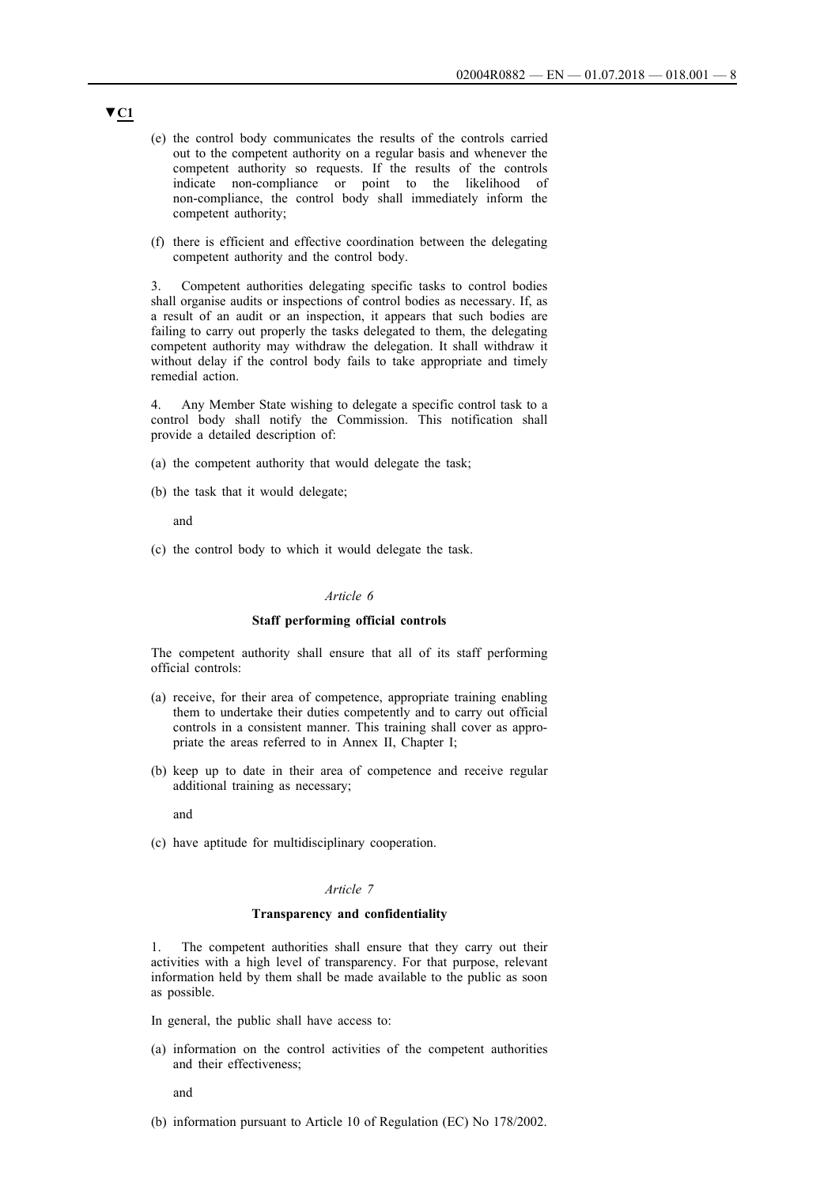▼C1

(e) the control body communicates the results of the controls carried out to the competent authority on a regular basis and whenever the competent authority so requests. If the results of the controls indicate non-compliance or point to the likelihood of non-compliance, the control body shall immediately inform the competent authority;

(f) there is efficient and effective coordination between the delegating competent authority and the control body.

3. Competent authorities delegating specific tasks to control bodies shall organise audits or inspections of control bodies as necessary. If, as a result of an audit or an inspection, it appears that such bodies are failing to carry out properly the tasks delegated to them, the delegating competent authority may withdraw the delegation. It shall withdraw it without delay if the control body fails to take appropriate and timely remedial action.

4. Any Member State wishing to delegate a specific control task to a control body shall notify the Commission. This notification shall provide a detailed description of:

(a) the competent authority that would delegate the task;

(b) the task that it would delegate;

and

(c) the control body to which it would delegate the task.

*Article 6*

**Staff performing official controls**

The competent authority shall ensure that all of its staff performing official controls:

(a) receive, for their area of competence, appropriate training enabling them to undertake their duties competently and to carry out official controls in a consistent manner. This training shall cover as appropriate the areas referred to in Annex II, Chapter I;

(b) keep up to date in their area of competence and receive regular additional training as necessary;

and

(c) have aptitude for multidisciplinary cooperation.

*Article 7*

**Transparency and confidentiality**

1. The competent authorities shall ensure that they carry out their activities with a high level of transparency. For that purpose, relevant information held by them shall be made available to the public as soon as possible.

In general, the public shall have access to:

(a) information on the control activities of the competent authorities and their effectiveness;

and

(b) information pursuant to Article 10 of Regulation (EC) No 178/2002.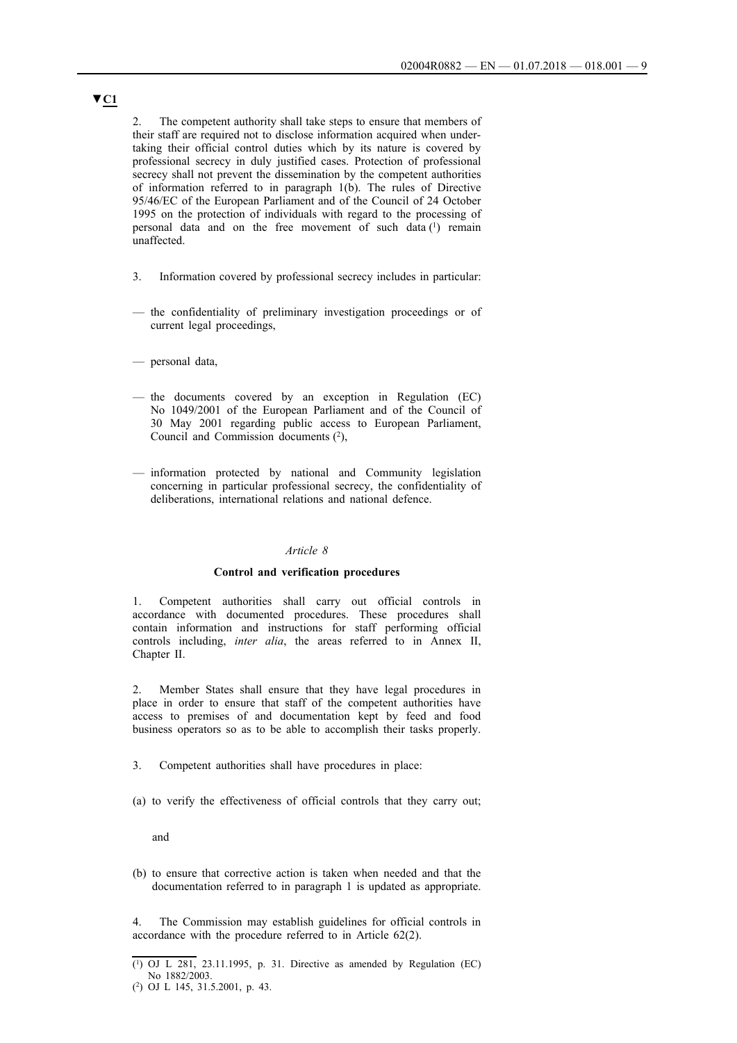▼C1

2. The competent authority shall take steps to ensure that members of their staff are required not to disclose information acquired when undertaking their official control duties which by its nature is covered by professional secrecy in duly justified cases. Protection of professional secrecy shall not prevent the dissemination by the competent authorities of information referred to in paragraph 1(b). The rules of Directive 95/46/EC of the European Parliament and of the Council of 24 October 1995 on the protection of individuals with regard to the processing of personal data and on the free movement of such data [1] remain unaffected.

3. Information covered by professional secrecy includes in particular:

— the confidentiality of preliminary investigation proceedings or of current legal proceedings,

— personal data,

— the documents covered by an exception in Regulation (EC) No 1049/2001 of the European Parliament and of the Council of 30 May 2001 regarding public access to European Parliament, Council and Commission documents [2],

— information protected by national and Community legislation concerning in particular professional secrecy, the confidentiality of deliberations, international relations and national defence.

*Article 8*

**Control and verification procedures**

1. Competent authorities shall carry out official controls in accordance with documented procedures. These procedures shall contain information and instructions for staff performing official controls including, *inter alia*, the areas referred to in Annex II, Chapter II.

2. Member States shall ensure that they have legal procedures in place in order to ensure that staff of the competent authorities have access to premises of and documentation kept by feed and food business operators so as to be able to accomplish their tasks properly.

3. Competent authorities shall have procedures in place:

(a) to verify the effectiveness of official controls that they carry out;

and

(b) to ensure that corrective action is taken when needed and that the documentation referred to in paragraph 1 is updated as appropriate.

4. The Commission may establish guidelines for official controls in accordance with the procedure referred to in Article 62(2).

---

[1] OJ L 281, 23.11.1995, p. 31. Directive as amended by Regulation (EC) No 1882/2003.

[2] OJ L 145, 31.5.2001, p. 43.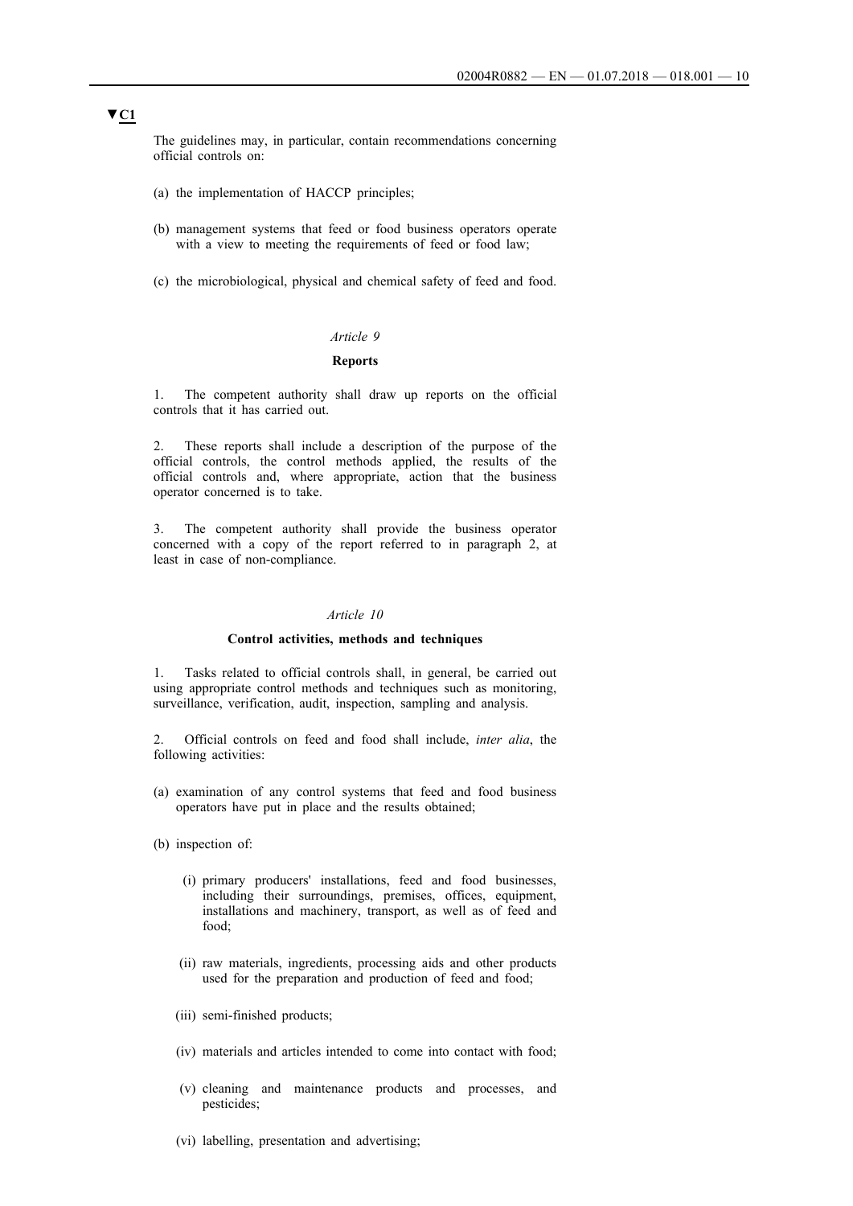▼C1

The guidelines may, in particular, contain recommendations concerning official controls on:

(a) the implementation of HACCP principles;

(b) management systems that feed or food business operators operate with a view to meeting the requirements of feed or food law;

(c) the microbiological, physical and chemical safety of feed and food.

*Article 9*

**Reports**

1. The competent authority shall draw up reports on the official controls that it has carried out.

2. These reports shall include a description of the purpose of the official controls, the control methods applied, the results of the official controls and, where appropriate, action that the business operator concerned is to take.

3. The competent authority shall provide the business operator concerned with a copy of the report referred to in paragraph 2, at least in case of non-compliance.

*Article 10*

**Control activities, methods and techniques**

1. Tasks related to official controls shall, in general, be carried out using appropriate control methods and techniques such as monitoring, surveillance, verification, audit, inspection, sampling and analysis.

2. Official controls on feed and food shall include, *inter alia*, the following activities:

(a) examination of any control systems that feed and food business operators have put in place and the results obtained;

(b) inspection of:

(i) primary producers' installations, feed and food businesses, including their surroundings, premises, offices, equipment, installations and machinery, transport, as well as of feed and food;

(ii) raw materials, ingredients, processing aids and other products used for the preparation and production of feed and food;

(iii) semi-finished products;

(iv) materials and articles intended to come into contact with food;

(v) cleaning and maintenance products and processes, and pesticides;

(vi) labelling, presentation and advertising;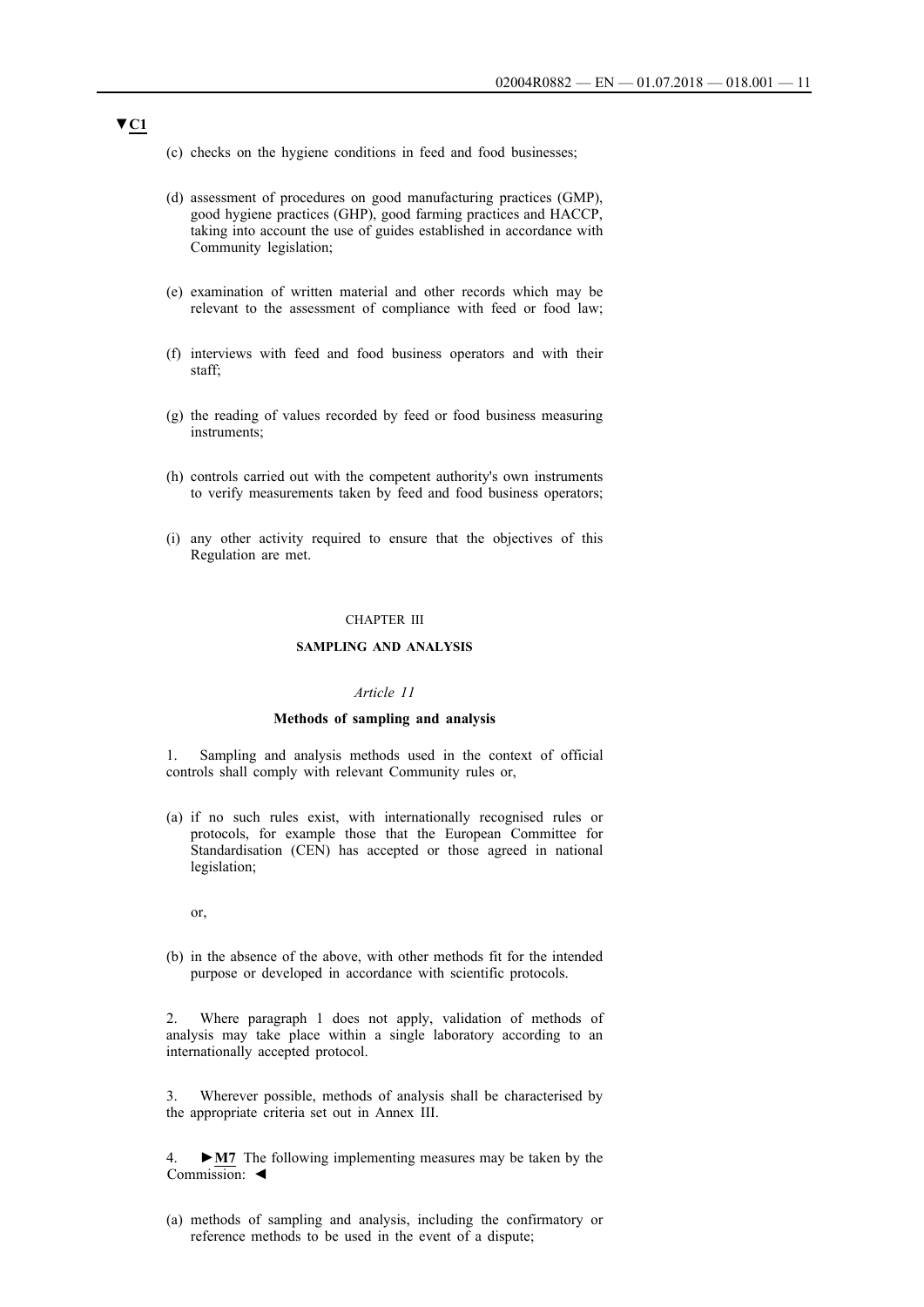▼C1

(c) checks on the hygiene conditions in feed and food businesses;

(d) assessment of procedures on good manufacturing practices (GMP), good hygiene practices (GHP), good farming practices and HACCP, taking into account the use of guides established in accordance with Community legislation;

(e) examination of written material and other records which may be relevant to the assessment of compliance with feed or food law;

(f) interviews with feed and food business operators and with their staff;

(g) the reading of values recorded by feed or food business measuring instruments;

(h) controls carried out with the competent authority's own instruments to verify measurements taken by feed and food business operators;

(i) any other activity required to ensure that the objectives of this Regulation are met.

CHAPTER III

**SAMPLING AND ANALYSIS**

*Article 11*

**Methods of sampling and analysis**

1. Sampling and analysis methods used in the context of official controls shall comply with relevant Community rules or,

(a) if no such rules exist, with internationally recognised rules or protocols, for example those that the European Committee for Standardisation (CEN) has accepted or those agreed in national legislation;

or,

(b) in the absence of the above, with other methods fit for the intended purpose or developed in accordance with scientific protocols.

2. Where paragraph 1 does not apply, validation of methods of analysis may take place within a single laboratory according to an internationally accepted protocol.

3. Wherever possible, methods of analysis shall be characterised by the appropriate criteria set out in Annex III.

4. ►M7 The following implementing measures may be taken by the Commission: ◄

(a) methods of sampling and analysis, including the confirmatory or reference methods to be used in the event of a dispute;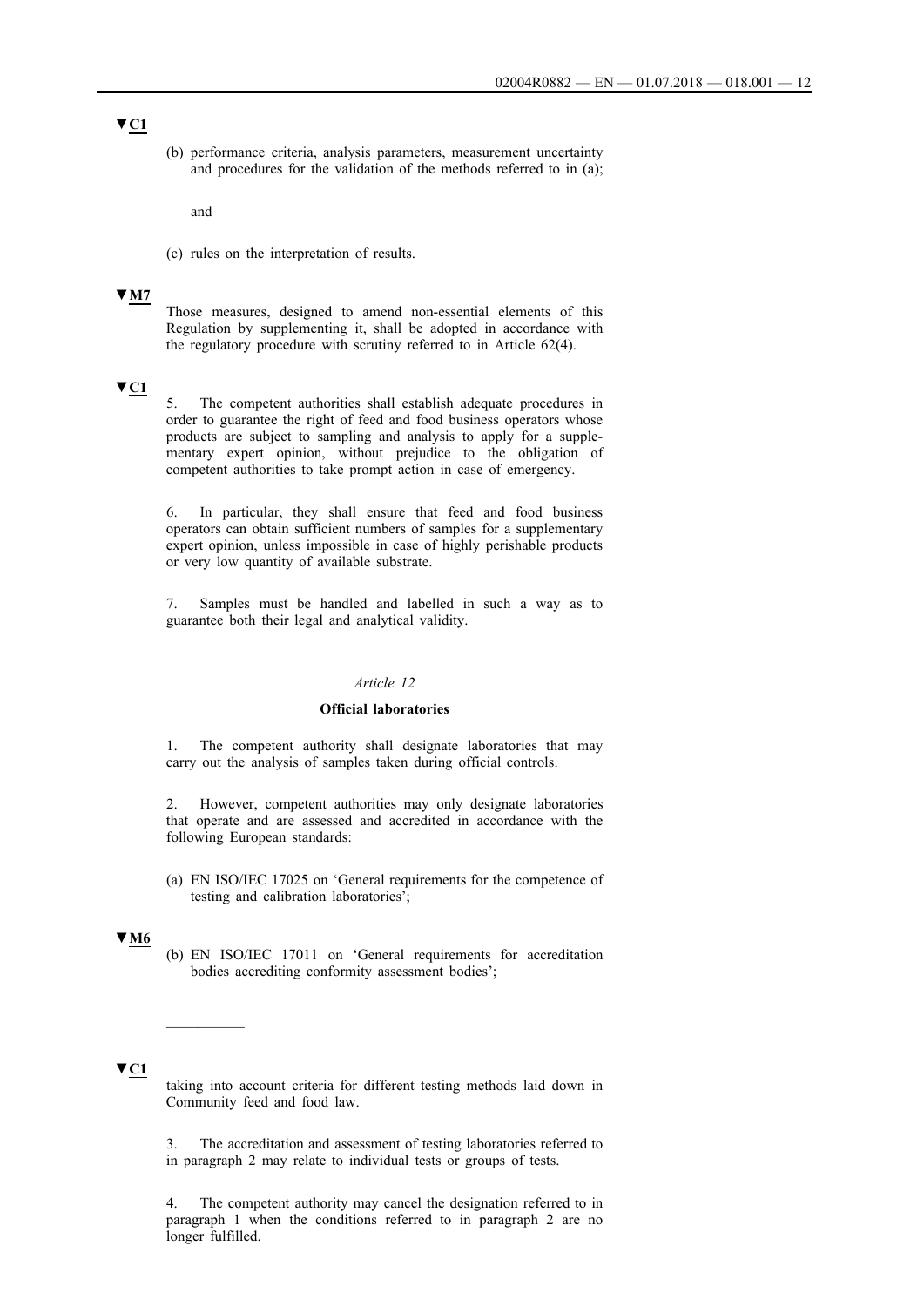▼C1

(b) performance criteria, analysis parameters, measurement uncertainty and procedures for the validation of the methods referred to in (a);

and

(c) rules on the interpretation of results.

▼M7

Those measures, designed to amend non-essential elements of this Regulation by supplementing it, shall be adopted in accordance with the regulatory procedure with scrutiny referred to in Article 62(4).

▼C1

5. The competent authorities shall establish adequate procedures in order to guarantee the right of feed and food business operators whose products are subject to sampling and analysis to apply for a supplementary expert opinion, without prejudice to the obligation of competent authorities to take prompt action in case of emergency.

6. In particular, they shall ensure that feed and food business operators can obtain sufficient numbers of samples for a supplementary expert opinion, unless impossible in case of highly perishable products or very low quantity of available substrate.

7. Samples must be handled and labelled in such a way as to guarantee both their legal and analytical validity.

*Article 12*

**Official laboratories**

1. The competent authority shall designate laboratories that may carry out the analysis of samples taken during official controls.

2. However, competent authorities may only designate laboratories that operate and are assessed and accredited in accordance with the following European standards:

(a) EN ISO/IEC 17025 on 'General requirements for the competence of testing and calibration laboratories';

▼M6

(b) EN ISO/IEC 17011 on 'General requirements for accreditation bodies accrediting conformity assessment bodies';

---

▼C1

taking into account criteria for different testing methods laid down in Community feed and food law.

3. The accreditation and assessment of testing laboratories referred to in paragraph 2 may relate to individual tests or groups of tests.

4. The competent authority may cancel the designation referred to in paragraph 1 when the conditions referred to in paragraph 2 are no longer fulfilled.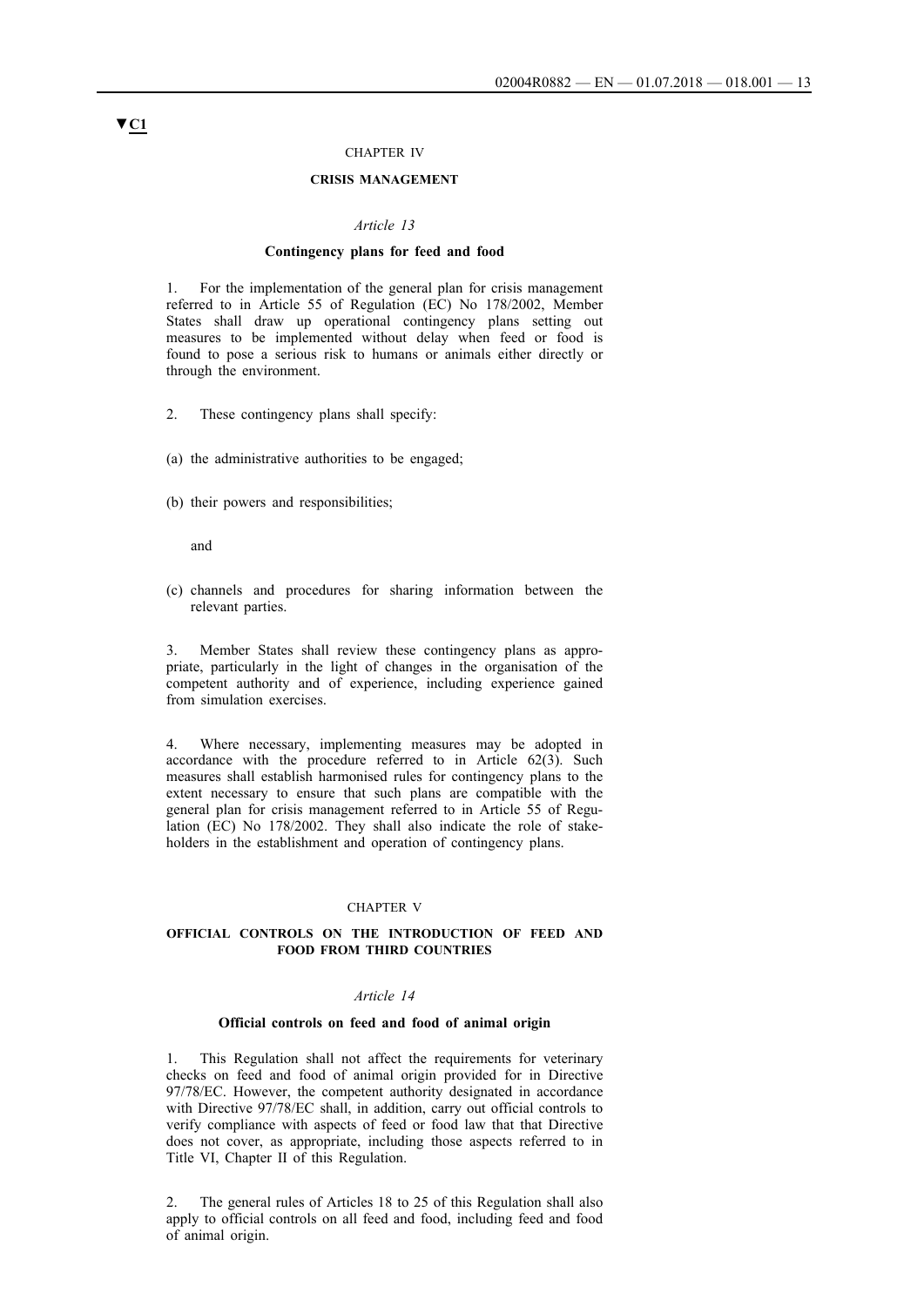▼C1

## CHAPTER IV

## CRISIS MANAGEMENT

### *Article 13*

### Contingency plans for feed and food

1. For the implementation of the general plan for crisis management referred to in Article 55 of Regulation (EC) No 178/2002, Member States shall draw up operational contingency plans setting out measures to be implemented without delay when feed or food is found to pose a serious risk to humans or animals either directly or through the environment.

2. These contingency plans shall specify:

(a) the administrative authorities to be engaged;

(b) their powers and responsibilities;

and

(c) channels and procedures for sharing information between the relevant parties.

3. Member States shall review these contingency plans as appropriate, particularly in the light of changes in the organisation of the competent authority and of experience, including experience gained from simulation exercises.

4. Where necessary, implementing measures may be adopted in accordance with the procedure referred to in Article 62(3). Such measures shall establish harmonised rules for contingency plans to the extent necessary to ensure that such plans are compatible with the general plan for crisis management referred to in Article 55 of Regulation (EC) No 178/2002. They shall also indicate the role of stakeholders in the establishment and operation of contingency plans.

## CHAPTER V

## OFFICIAL CONTROLS ON THE INTRODUCTION OF FEED AND FOOD FROM THIRD COUNTRIES

### *Article 14*

### Official controls on feed and food of animal origin

1. This Regulation shall not affect the requirements for veterinary checks on feed and food of animal origin provided for in Directive 97/78/EC. However, the competent authority designated in accordance with Directive 97/78/EC shall, in addition, carry out official controls to verify compliance with aspects of feed or food law that that Directive does not cover, as appropriate, including those aspects referred to in Title VI, Chapter II of this Regulation.

2. The general rules of Articles 18 to 25 of this Regulation shall also apply to official controls on all feed and food, including feed and food of animal origin.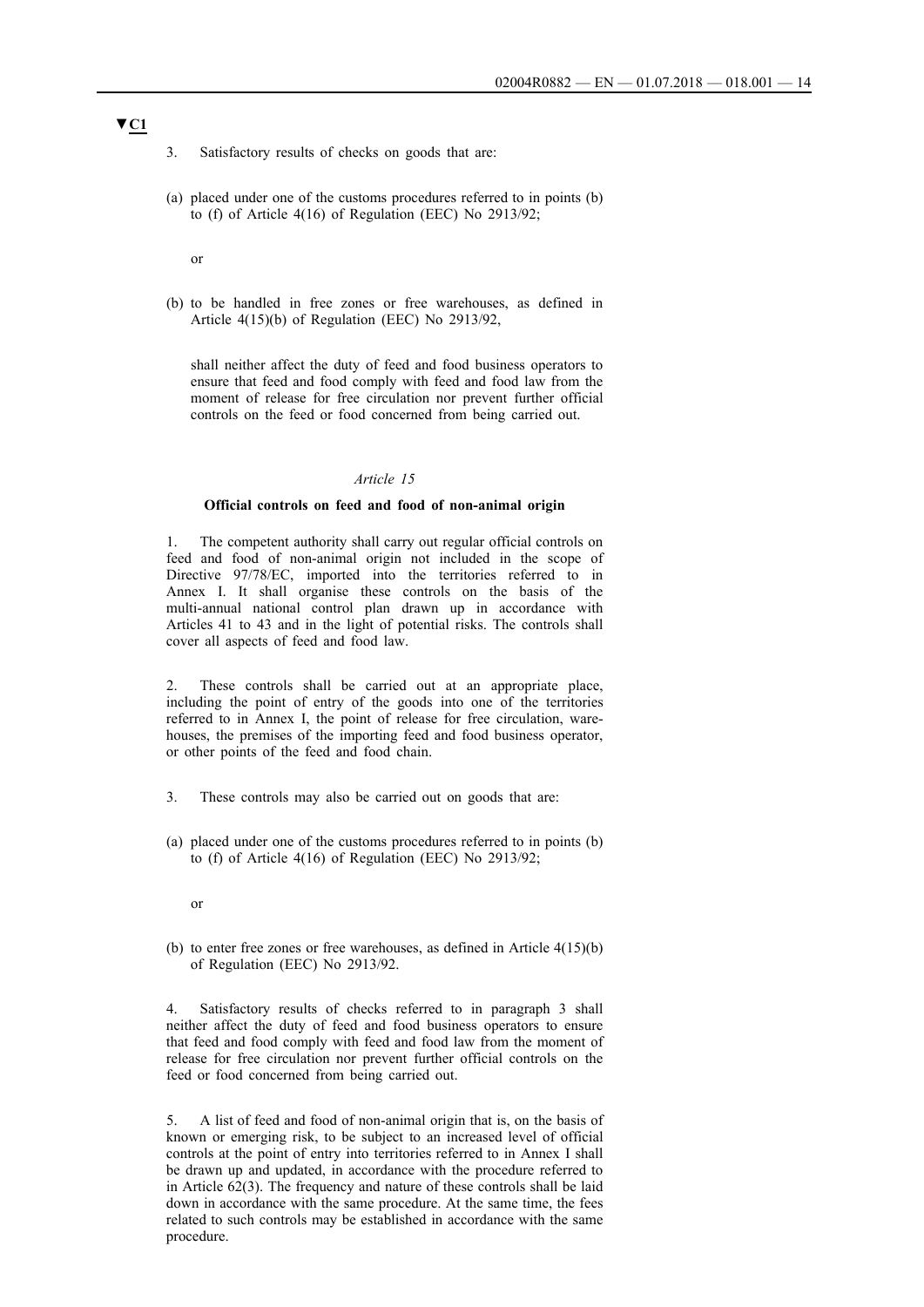▼C1

3. Satisfactory results of checks on goods that are:

(a) placed under one of the customs procedures referred to in points (b) to (f) of Article 4(16) of Regulation (EEC) No 2913/92;

or

(b) to be handled in free zones or free warehouses, as defined in Article 4(15)(b) of Regulation (EEC) No 2913/92,

shall neither affect the duty of feed and food business operators to ensure that feed and food comply with feed and food law from the moment of release for free circulation nor prevent further official controls on the feed or food concerned from being carried out.

*Article 15*

**Official controls on feed and food of non-animal origin**

1. The competent authority shall carry out regular official controls on feed and food of non-animal origin not included in the scope of Directive 97/78/EC, imported into the territories referred to in Annex I. It shall organise these controls on the basis of the multi-annual national control plan drawn up in accordance with Articles 41 to 43 and in the light of potential risks. The controls shall cover all aspects of feed and food law.

2. These controls shall be carried out at an appropriate place, including the point of entry of the goods into one of the territories referred to in Annex I, the point of release for free circulation, warehouses, the premises of the importing feed and food business operator, or other points of the feed and food chain.

3. These controls may also be carried out on goods that are:

(a) placed under one of the customs procedures referred to in points (b) to (f) of Article 4(16) of Regulation (EEC) No 2913/92;

or

(b) to enter free zones or free warehouses, as defined in Article 4(15)(b) of Regulation (EEC) No 2913/92.

4. Satisfactory results of checks referred to in paragraph 3 shall neither affect the duty of feed and food business operators to ensure that feed and food comply with feed and food law from the moment of release for free circulation nor prevent further official controls on the feed or food concerned from being carried out.

5. A list of feed and food of non-animal origin that is, on the basis of known or emerging risk, to be subject to an increased level of official controls at the point of entry into territories referred to in Annex I shall be drawn up and updated, in accordance with the procedure referred to in Article 62(3). The frequency and nature of these controls shall be laid down in accordance with the same procedure. At the same time, the fees related to such controls may be established in accordance with the same procedure.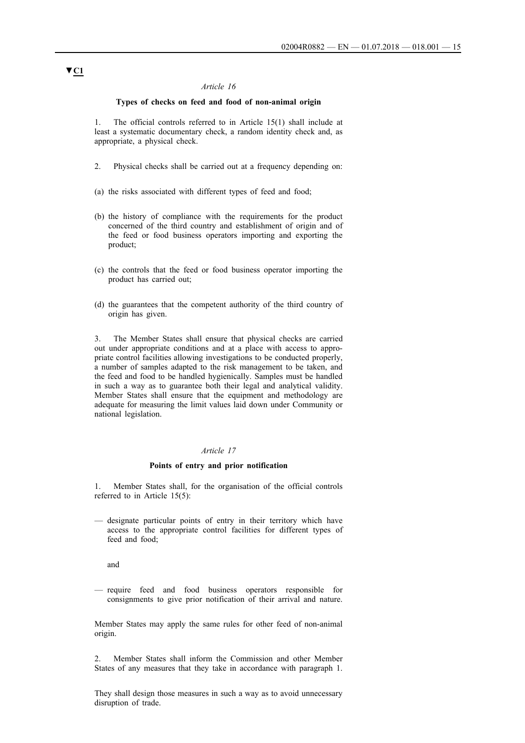▼C1

*Article 16*

**Types of checks on feed and food of non-animal origin**

1. The official controls referred to in Article 15(1) shall include at least a systematic documentary check, a random identity check and, as appropriate, a physical check.

2. Physical checks shall be carried out at a frequency depending on:

(a) the risks associated with different types of feed and food;

(b) the history of compliance with the requirements for the product concerned of the third country and establishment of origin and of the feed or food business operators importing and exporting the product;

(c) the controls that the feed or food business operator importing the product has carried out;

(d) the guarantees that the competent authority of the third country of origin has given.

3. The Member States shall ensure that physical checks are carried out under appropriate conditions and at a place with access to appropriate control facilities allowing investigations to be conducted properly, a number of samples adapted to the risk management to be taken, and the feed and food to be handled hygienically. Samples must be handled in such a way as to guarantee both their legal and analytical validity. Member States shall ensure that the equipment and methodology are adequate for measuring the limit values laid down under Community or national legislation.

*Article 17*

**Points of entry and prior notification**

1. Member States shall, for the organisation of the official controls referred to in Article 15(5):

— designate particular points of entry in their territory which have access to the appropriate control facilities for different types of feed and food;

 and

— require feed and food business operators responsible for consignments to give prior notification of their arrival and nature.

Member States may apply the same rules for other feed of non-animal origin.

2. Member States shall inform the Commission and other Member States of any measures that they take in accordance with paragraph 1.

They shall design those measures in such a way as to avoid unnecessary disruption of trade.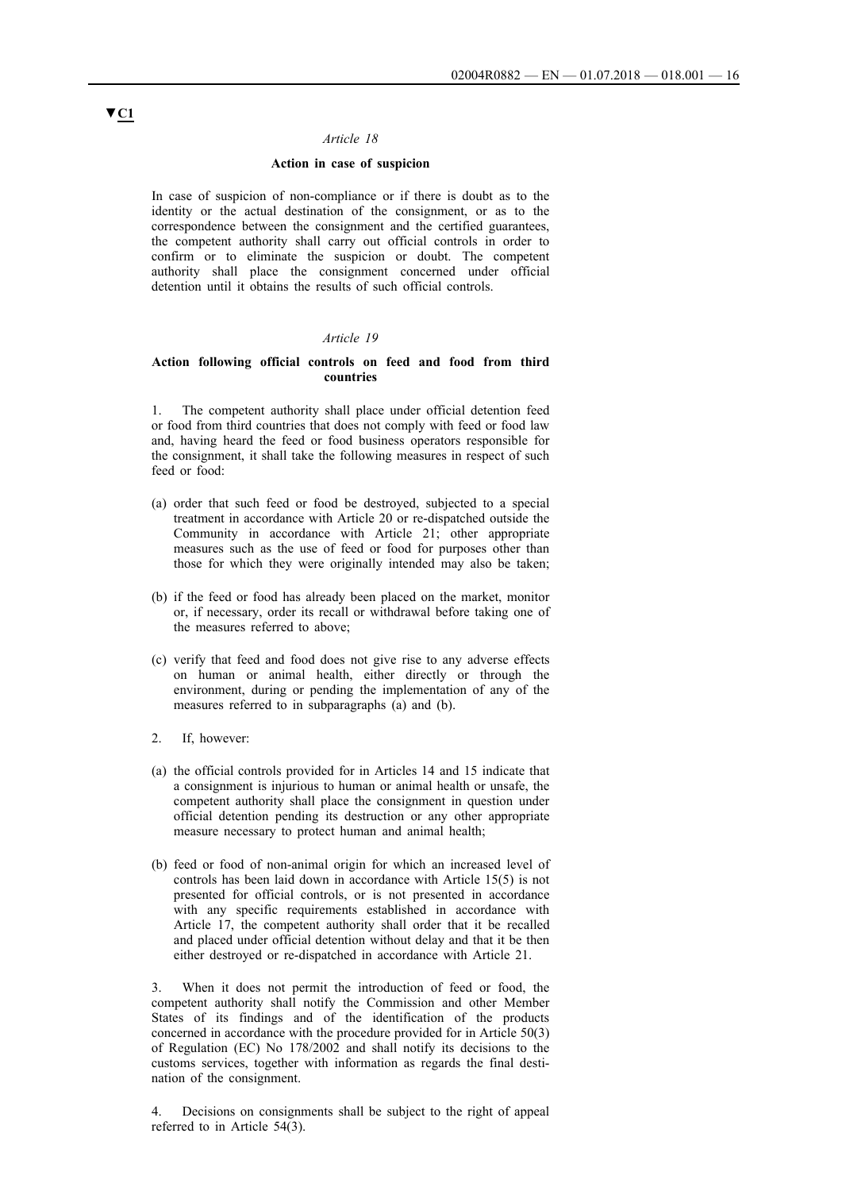▼C1

*Article 18*

**Action in case of suspicion**

In case of suspicion of non-compliance or if there is doubt as to the identity or the actual destination of the consignment, or as to the correspondence between the consignment and the certified guarantees, the competent authority shall carry out official controls in order to confirm or to eliminate the suspicion or doubt. The competent authority shall place the consignment concerned under official detention until it obtains the results of such official controls.

*Article 19*

**Action following official controls on feed and food from third countries**

1. The competent authority shall place under official detention feed or food from third countries that does not comply with feed or food law and, having heard the feed or food business operators responsible for the consignment, it shall take the following measures in respect of such feed or food:

(a) order that such feed or food be destroyed, subjected to a special treatment in accordance with Article 20 or re-dispatched outside the Community in accordance with Article 21; other appropriate measures such as the use of feed or food for purposes other than those for which they were originally intended may also be taken;

(b) if the feed or food has already been placed on the market, monitor or, if necessary, order its recall or withdrawal before taking one of the measures referred to above;

(c) verify that feed and food does not give rise to any adverse effects on human or animal health, either directly or through the environment, during or pending the implementation of any of the measures referred to in subparagraphs (a) and (b).

2. If, however:

(a) the official controls provided for in Articles 14 and 15 indicate that a consignment is injurious to human or animal health or unsafe, the competent authority shall place the consignment in question under official detention pending its destruction or any other appropriate measure necessary to protect human and animal health;

(b) feed or food of non-animal origin for which an increased level of controls has been laid down in accordance with Article 15(5) is not presented for official controls, or is not presented in accordance with any specific requirements established in accordance with Article 17, the competent authority shall order that it be recalled and placed under official detention without delay and that it be then either destroyed or re-dispatched in accordance with Article 21.

3. When it does not permit the introduction of feed or food, the competent authority shall notify the Commission and other Member States of its findings and of the identification of the products concerned in accordance with the procedure provided for in Article 50(3) of Regulation (EC) No 178/2002 and shall notify its decisions to the customs services, together with information as regards the final destination of the consignment.

4. Decisions on consignments shall be subject to the right of appeal referred to in Article 54(3).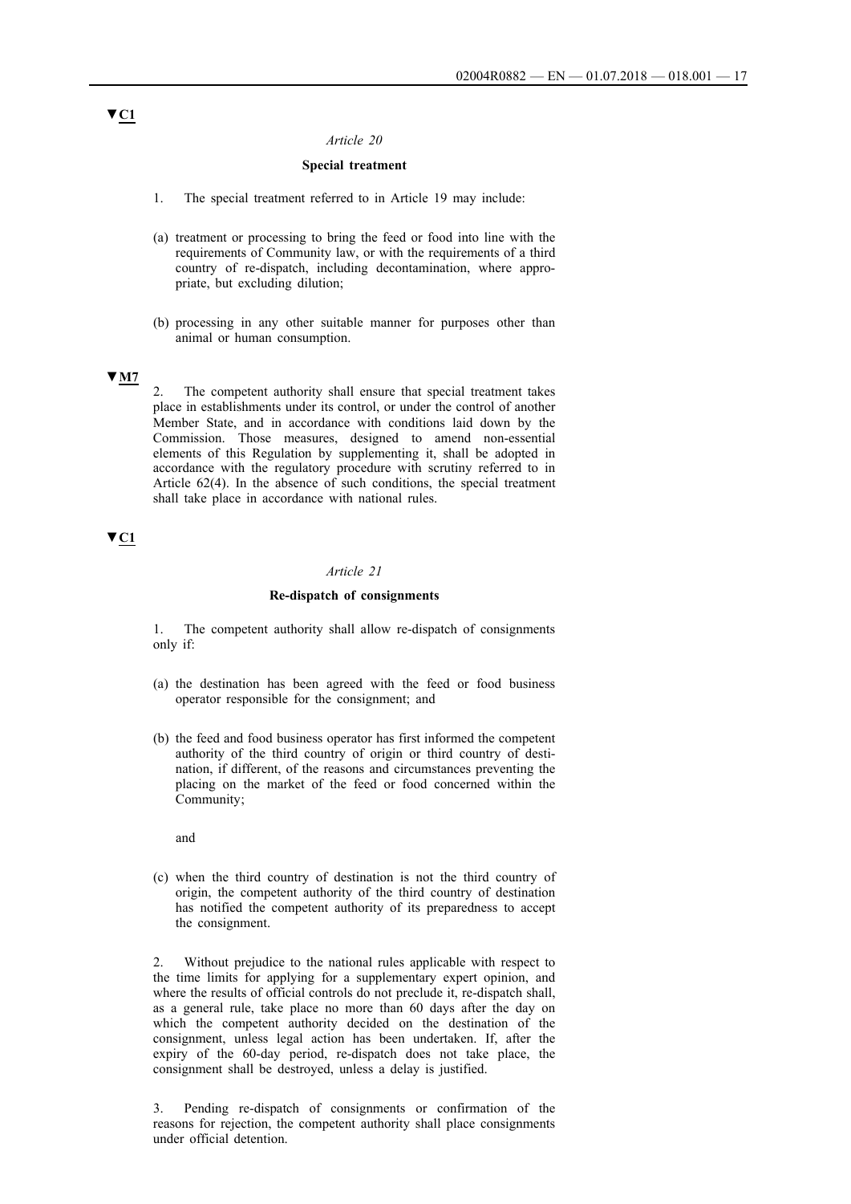▼C1

*Article 20*

**Special treatment**

1. The special treatment referred to in Article 19 may include:

(a) treatment or processing to bring the feed or food into line with the requirements of Community law, or with the requirements of a third country of re-dispatch, including decontamination, where appropriate, but excluding dilution;

(b) processing in any other suitable manner for purposes other than animal or human consumption.

▼M7

2. The competent authority shall ensure that special treatment takes place in establishments under its control, or under the control of another Member State, and in accordance with conditions laid down by the Commission. Those measures, designed to amend non-essential elements of this Regulation by supplementing it, shall be adopted in accordance with the regulatory procedure with scrutiny referred to in Article 62(4). In the absence of such conditions, the special treatment shall take place in accordance with national rules.

▼C1

*Article 21*

**Re-dispatch of consignments**

1. The competent authority shall allow re-dispatch of consignments only if:

(a) the destination has been agreed with the feed or food business operator responsible for the consignment; and

(b) the feed and food business operator has first informed the competent authority of the third country of origin or third country of destination, if different, of the reasons and circumstances preventing the placing on the market of the feed or food concerned within the Community;

and

(c) when the third country of destination is not the third country of origin, the competent authority of the third country of destination has notified the competent authority of its preparedness to accept the consignment.

2. Without prejudice to the national rules applicable with respect to the time limits for applying for a supplementary expert opinion, and where the results of official controls do not preclude it, re-dispatch shall, as a general rule, take place no more than 60 days after the day on which the competent authority decided on the destination of the consignment, unless legal action has been undertaken. If, after the expiry of the 60-day period, re-dispatch does not take place, the consignment shall be destroyed, unless a delay is justified.

3. Pending re-dispatch of consignments or confirmation of the reasons for rejection, the competent authority shall place consignments under official detention.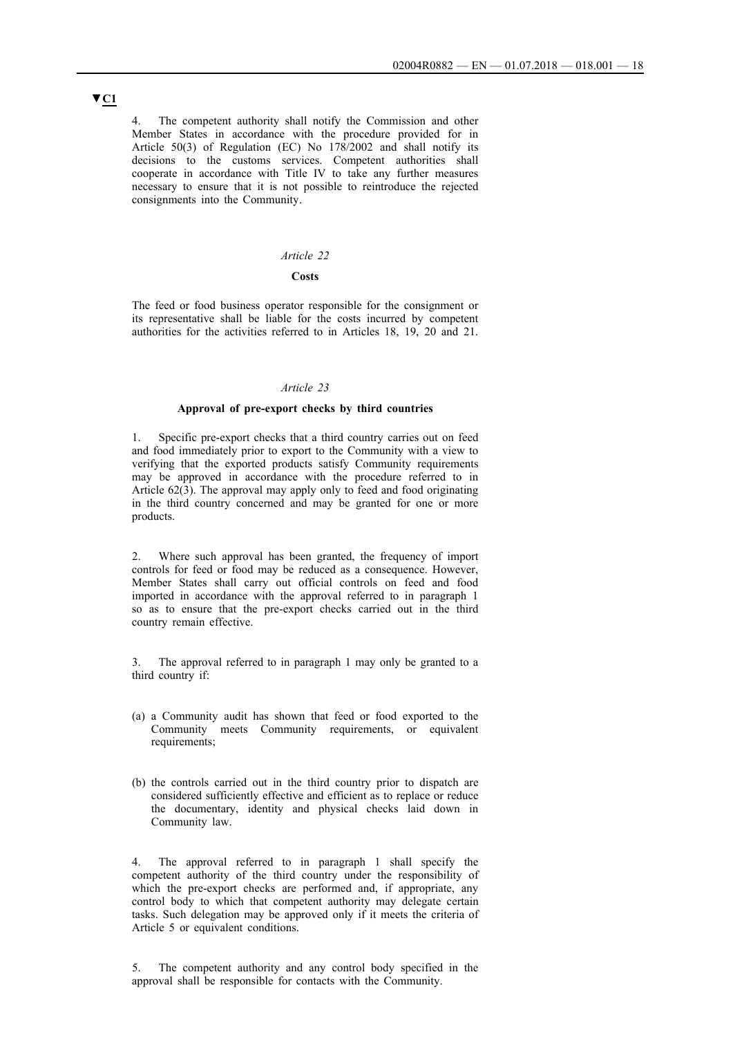▼C1

4. The competent authority shall notify the Commission and other Member States in accordance with the procedure provided for in Article 50(3) of Regulation (EC) No 178/2002 and shall notify its decisions to the customs services. Competent authorities shall cooperate in accordance with Title IV to take any further measures necessary to ensure that it is not possible to reintroduce the rejected consignments into the Community.

*Article 22*

**Costs**

The feed or food business operator responsible for the consignment or its representative shall be liable for the costs incurred by competent authorities for the activities referred to in Articles 18, 19, 20 and 21.

*Article 23*

**Approval of pre-export checks by third countries**

1. Specific pre-export checks that a third country carries out on feed and food immediately prior to export to the Community with a view to verifying that the exported products satisfy Community requirements may be approved in accordance with the procedure referred to in Article 62(3). The approval may apply only to feed and food originating in the third country concerned and may be granted for one or more products.

2. Where such approval has been granted, the frequency of import controls for feed or food may be reduced as a consequence. However, Member States shall carry out official controls on feed and food imported in accordance with the approval referred to in paragraph 1 so as to ensure that the pre-export checks carried out in the third country remain effective.

3. The approval referred to in paragraph 1 may only be granted to a third country if:

(a) a Community audit has shown that feed or food exported to the Community meets Community requirements, or equivalent requirements;

(b) the controls carried out in the third country prior to dispatch are considered sufficiently effective and efficient as to replace or reduce the documentary, identity and physical checks laid down in Community law.

4. The approval referred to in paragraph 1 shall specify the competent authority of the third country under the responsibility of which the pre-export checks are performed and, if appropriate, any control body to which that competent authority may delegate certain tasks. Such delegation may be approved only if it meets the criteria of Article 5 or equivalent conditions.

5. The competent authority and any control body specified in the approval shall be responsible for contacts with the Community.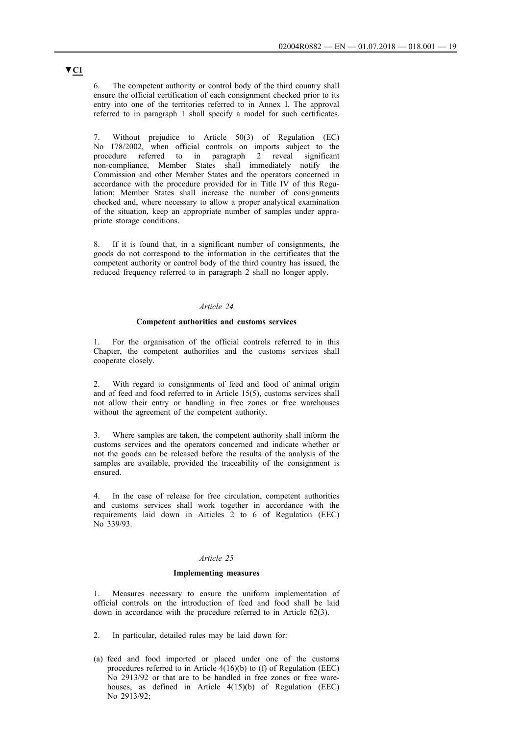▼C1

6. The competent authority or control body of the third country shall ensure the official certification of each consignment checked prior to its entry into one of the territories referred to in Annex I. The approval referred to in paragraph 1 shall specify a model for such certificates.

7. Without prejudice to Article 50(3) of Regulation (EC) No 178/2002, when official controls on imports subject to the procedure referred to in paragraph 2 reveal significant non-compliance, Member States shall immediately notify the Commission and other Member States and the operators concerned in accordance with the procedure provided for in Title IV of this Regulation; Member States shall increase the number of consignments checked and, where necessary to allow a proper analytical examination of the situation, keep an appropriate number of samples under appropriate storage conditions.

8. If it is found that, in a significant number of consignments, the goods do not correspond to the information in the certificates that the competent authority or control body of the third country has issued, the reduced frequency referred to in paragraph 2 shall no longer apply.

*Article 24*

**Competent authorities and customs services**

1. For the organisation of the official controls referred to in this Chapter, the competent authorities and the customs services shall cooperate closely.

2. With regard to consignments of feed and food of animal origin and of feed and food referred to in Article 15(5), customs services shall not allow their entry or handling in free zones or free warehouses without the agreement of the competent authority.

3. Where samples are taken, the competent authority shall inform the customs services and the operators concerned and indicate whether or not the goods can be released before the results of the analysis of the samples are available, provided the traceability of the consignment is ensured.

4. In the case of release for free circulation, competent authorities and customs services shall work together in accordance with the requirements laid down in Articles 2 to 6 of Regulation (EEC) No 339/93.

*Article 25*

**Implementing measures**

1. Measures necessary to ensure the uniform implementation of official controls on the introduction of feed and food shall be laid down in accordance with the procedure referred to in Article 62(3).

2. In particular, detailed rules may be laid down for:

(a) feed and food imported or placed under one of the customs procedures referred to in Article 4(16)(b) to (f) of Regulation (EEC) No 2913/92 or that are to be handled in free zones or free warehouses, as defined in Article 4(15)(b) of Regulation (EEC) No 2913/92;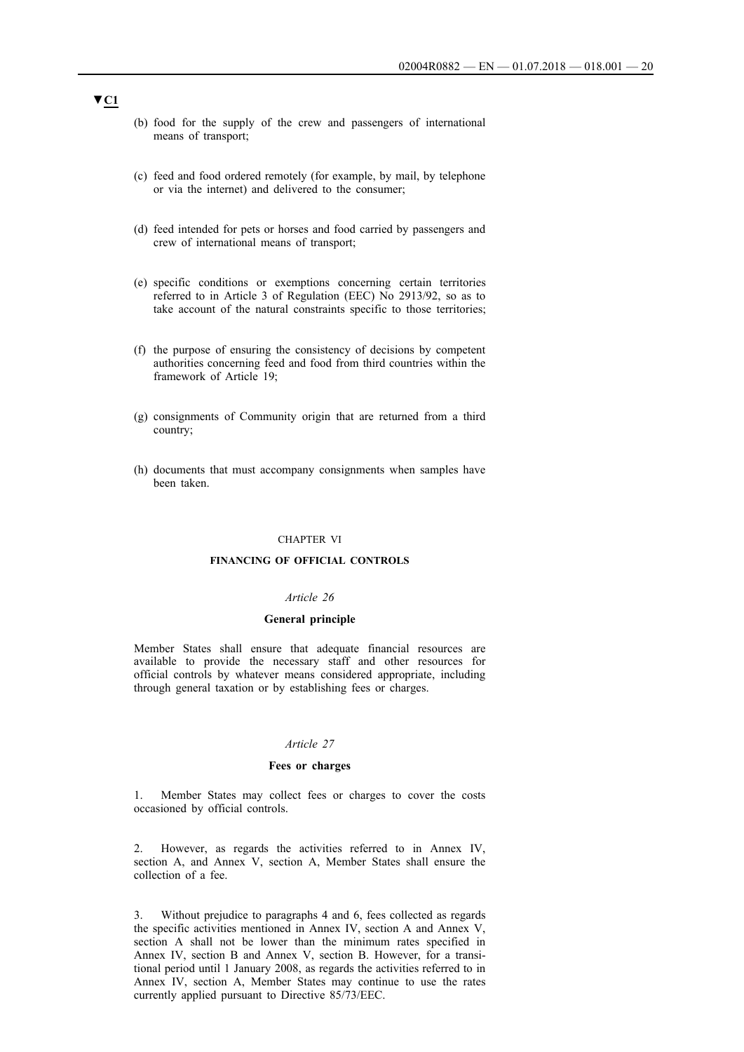▼C1

(b) food for the supply of the crew and passengers of international means of transport;

(c) feed and food ordered remotely (for example, by mail, by telephone or via the internet) and delivered to the consumer;

(d) feed intended for pets or horses and food carried by passengers and crew of international means of transport;

(e) specific conditions or exemptions concerning certain territories referred to in Article 3 of Regulation (EEC) No 2913/92, so as to take account of the natural constraints specific to those territories;

(f) the purpose of ensuring the consistency of decisions by competent authorities concerning feed and food from third countries within the framework of Article 19;

(g) consignments of Community origin that are returned from a third country;

(h) documents that must accompany consignments when samples have been taken.

## CHAPTER VI

## FINANCING OF OFFICIAL CONTROLS

### *Article 26*

### General principle

Member States shall ensure that adequate financial resources are available to provide the necessary staff and other resources for official controls by whatever means considered appropriate, including through general taxation or by establishing fees or charges.

### *Article 27*

### Fees or charges

1. Member States may collect fees or charges to cover the costs occasioned by official controls.

2. However, as regards the activities referred to in Annex IV, section A, and Annex V, section A, Member States shall ensure the collection of a fee.

3. Without prejudice to paragraphs 4 and 6, fees collected as regards the specific activities mentioned in Annex IV, section A and Annex V, section A shall not be lower than the minimum rates specified in Annex IV, section B and Annex V, section B. However, for a transitional period until 1 January 2008, as regards the activities referred to in Annex IV, section A, Member States may continue to use the rates currently applied pursuant to Directive 85/73/EEC.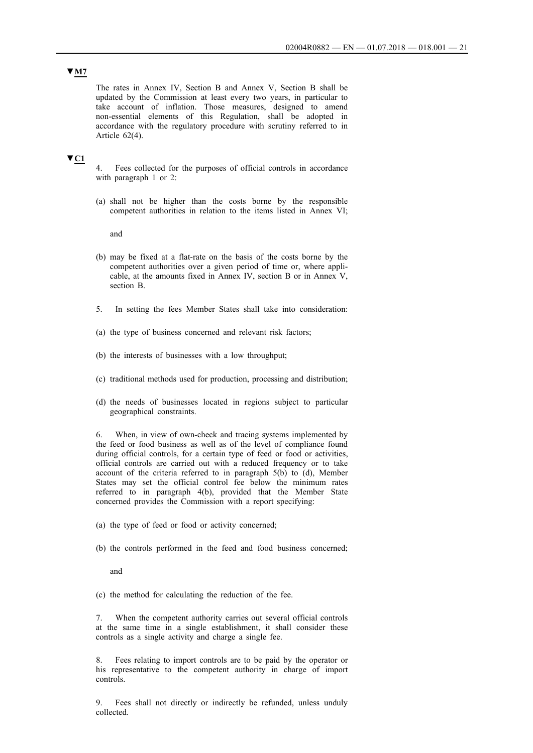▼M7

The rates in Annex IV, Section B and Annex V, Section B shall be updated by the Commission at least every two years, in particular to take account of inflation. Those measures, designed to amend non-essential elements of this Regulation, shall be adopted in accordance with the regulatory procedure with scrutiny referred to in Article 62(4).

▼C1

4. Fees collected for the purposes of official controls in accordance with paragraph 1 or 2:

(a) shall not be higher than the costs borne by the responsible competent authorities in relation to the items listed in Annex VI;

and

(b) may be fixed at a flat-rate on the basis of the costs borne by the competent authorities over a given period of time or, where applicable, at the amounts fixed in Annex IV, section B or in Annex V, section B.

5. In setting the fees Member States shall take into consideration:

(a) the type of business concerned and relevant risk factors;

(b) the interests of businesses with a low throughput;

(c) traditional methods used for production, processing and distribution;

(d) the needs of businesses located in regions subject to particular geographical constraints.

6. When, in view of own-check and tracing systems implemented by the feed or food business as well as of the level of compliance found during official controls, for a certain type of feed or food or activities, official controls are carried out with a reduced frequency or to take account of the criteria referred to in paragraph 5(b) to (d), Member States may set the official control fee below the minimum rates referred to in paragraph 4(b), provided that the Member State concerned provides the Commission with a report specifying:

(a) the type of feed or food or activity concerned;

(b) the controls performed in the feed and food business concerned;

and

(c) the method for calculating the reduction of the fee.

7. When the competent authority carries out several official controls at the same time in a single establishment, it shall consider these controls as a single activity and charge a single fee.

8. Fees relating to import controls are to be paid by the operator or his representative to the competent authority in charge of import controls.

9. Fees shall not directly or indirectly be refunded, unless unduly collected.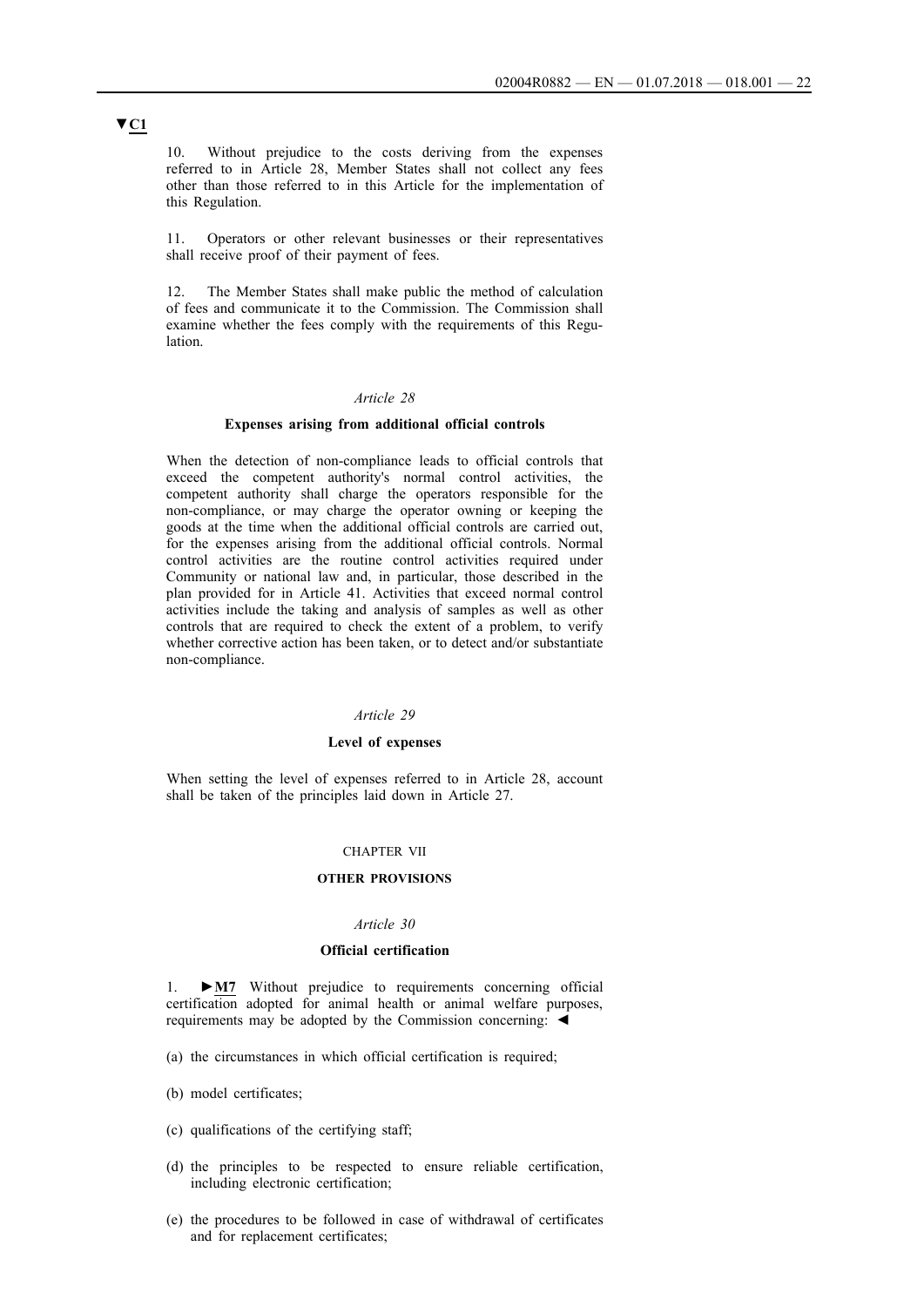▼C1

10. Without prejudice to the costs deriving from the expenses referred to in Article 28, Member States shall not collect any fees other than those referred to in this Article for the implementation of this Regulation.

11. Operators or other relevant businesses or their representatives shall receive proof of their payment of fees.

12. The Member States shall make public the method of calculation of fees and communicate it to the Commission. The Commission shall examine whether the fees comply with the requirements of this Regulation.

*Article 28*

**Expenses arising from additional official controls**

When the detection of non-compliance leads to official controls that exceed the competent authority's normal control activities, the competent authority shall charge the operators responsible for the non-compliance, or may charge the operator owning or keeping the goods at the time when the additional official controls are carried out, for the expenses arising from the additional official controls. Normal control activities are the routine control activities required under Community or national law and, in particular, those described in the plan provided for in Article 41. Activities that exceed normal control activities include the taking and analysis of samples as well as other controls that are required to check the extent of a problem, to verify whether corrective action has been taken, or to detect and/or substantiate non-compliance.

*Article 29*

**Level of expenses**

When setting the level of expenses referred to in Article 28, account shall be taken of the principles laid down in Article 27.

CHAPTER VII

**OTHER PROVISIONS**

*Article 30*

**Official certification**

1. ►M7 Without prejudice to requirements concerning official certification adopted for animal health or animal welfare purposes, requirements may be adopted by the Commission concerning: ◄

(a) the circumstances in which official certification is required;

(b) model certificates;

(c) qualifications of the certifying staff;

(d) the principles to be respected to ensure reliable certification, including electronic certification;

(e) the procedures to be followed in case of withdrawal of certificates and for replacement certificates;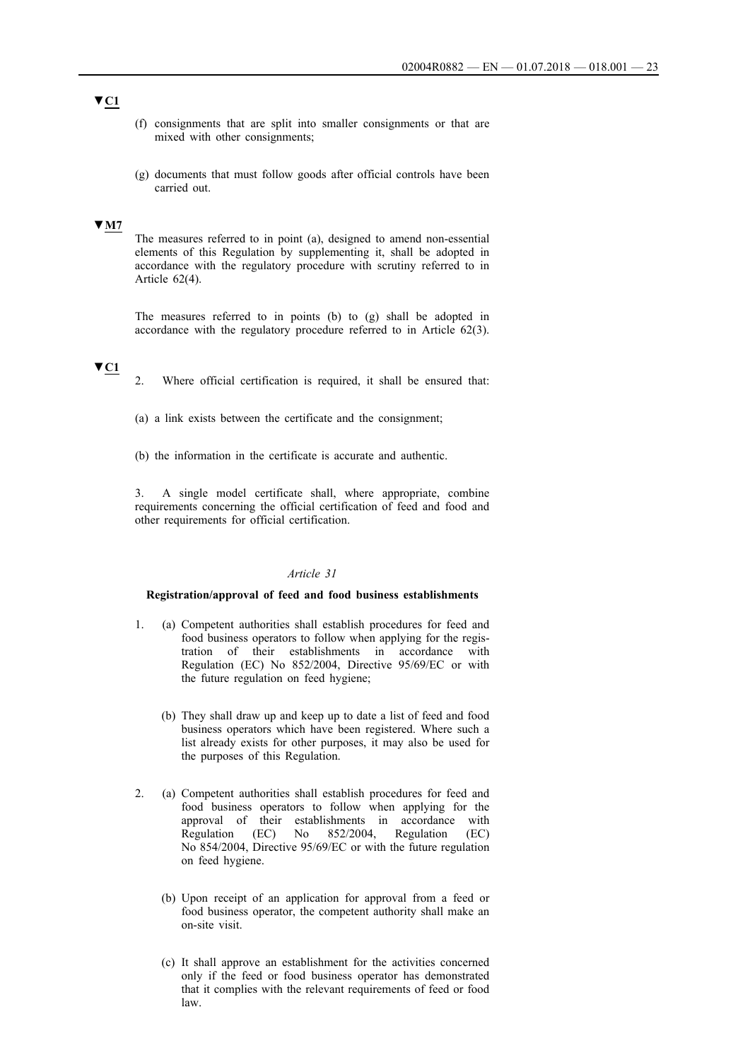▼C1

(f) consignments that are split into smaller consignments or that are mixed with other consignments;

(g) documents that must follow goods after official controls have been carried out.

▼M7

The measures referred to in point (a), designed to amend non-essential elements of this Regulation by supplementing it, shall be adopted in accordance with the regulatory procedure with scrutiny referred to in Article 62(4).

The measures referred to in points (b) to (g) shall be adopted in accordance with the regulatory procedure referred to in Article 62(3).

▼C1

2. Where official certification is required, it shall be ensured that:

(a) a link exists between the certificate and the consignment;

(b) the information in the certificate is accurate and authentic.

3. A single model certificate shall, where appropriate, combine requirements concerning the official certification of feed and food and other requirements for official certification.

*Article 31*

**Registration/approval of feed and food business establishments**

1. (a) Competent authorities shall establish procedures for feed and food business operators to follow when applying for the registration of their establishments in accordance with Regulation (EC) No 852/2004, Directive 95/69/EC or with the future regulation on feed hygiene;

   (b) They shall draw up and keep up to date a list of feed and food business operators which have been registered. Where such a list already exists for other purposes, it may also be used for the purposes of this Regulation.

2. (a) Competent authorities shall establish procedures for feed and food business operators to follow when applying for the approval of their establishments in accordance with Regulation (EC) No 852/2004, Regulation (EC) No 854/2004, Directive 95/69/EC or with the future regulation on feed hygiene.

   (b) Upon receipt of an application for approval from a feed or food business operator, the competent authority shall make an on-site visit.

   (c) It shall approve an establishment for the activities concerned only if the feed or food business operator has demonstrated that it complies with the relevant requirements of feed or food law.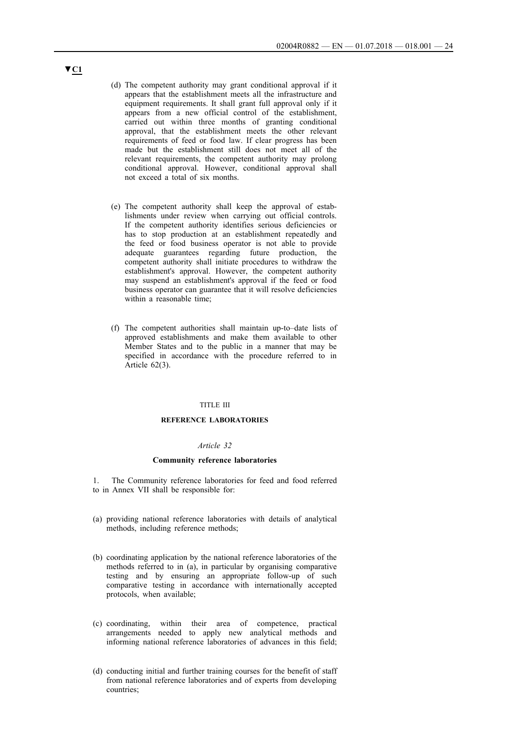▼C1

(d) The competent authority may grant conditional approval if it appears that the establishment meets all the infrastructure and equipment requirements. It shall grant full approval only if it appears from a new official control of the establishment, carried out within three months of granting conditional approval, that the establishment meets the other relevant requirements of feed or food law. If clear progress has been made but the establishment still does not meet all of the relevant requirements, the competent authority may prolong conditional approval. However, conditional approval shall not exceed a total of six months.

(e) The competent authority shall keep the approval of establishments under review when carrying out official controls. If the competent authority identifies serious deficiencies or has to stop production at an establishment repeatedly and the feed or food business operator is not able to provide adequate guarantees regarding future production, the competent authority shall initiate procedures to withdraw the establishment's approval. However, the competent authority may suspend an establishment's approval if the feed or food business operator can guarantee that it will resolve deficiencies within a reasonable time;

(f) The competent authorities shall maintain up-to–date lists of approved establishments and make them available to other Member States and to the public in a manner that may be specified in accordance with the procedure referred to in Article 62(3).

TITLE III

**REFERENCE LABORATORIES**

*Article 32*

**Community reference laboratories**

1. The Community reference laboratories for feed and food referred to in Annex VII shall be responsible for:

(a) providing national reference laboratories with details of analytical methods, including reference methods;

(b) coordinating application by the national reference laboratories of the methods referred to in (a), in particular by organising comparative testing and by ensuring an appropriate follow-up of such comparative testing in accordance with internationally accepted protocols, when available;

(c) coordinating, within their area of competence, practical arrangements needed to apply new analytical methods and informing national reference laboratories of advances in this field;

(d) conducting initial and further training courses for the benefit of staff from national reference laboratories and of experts from developing countries;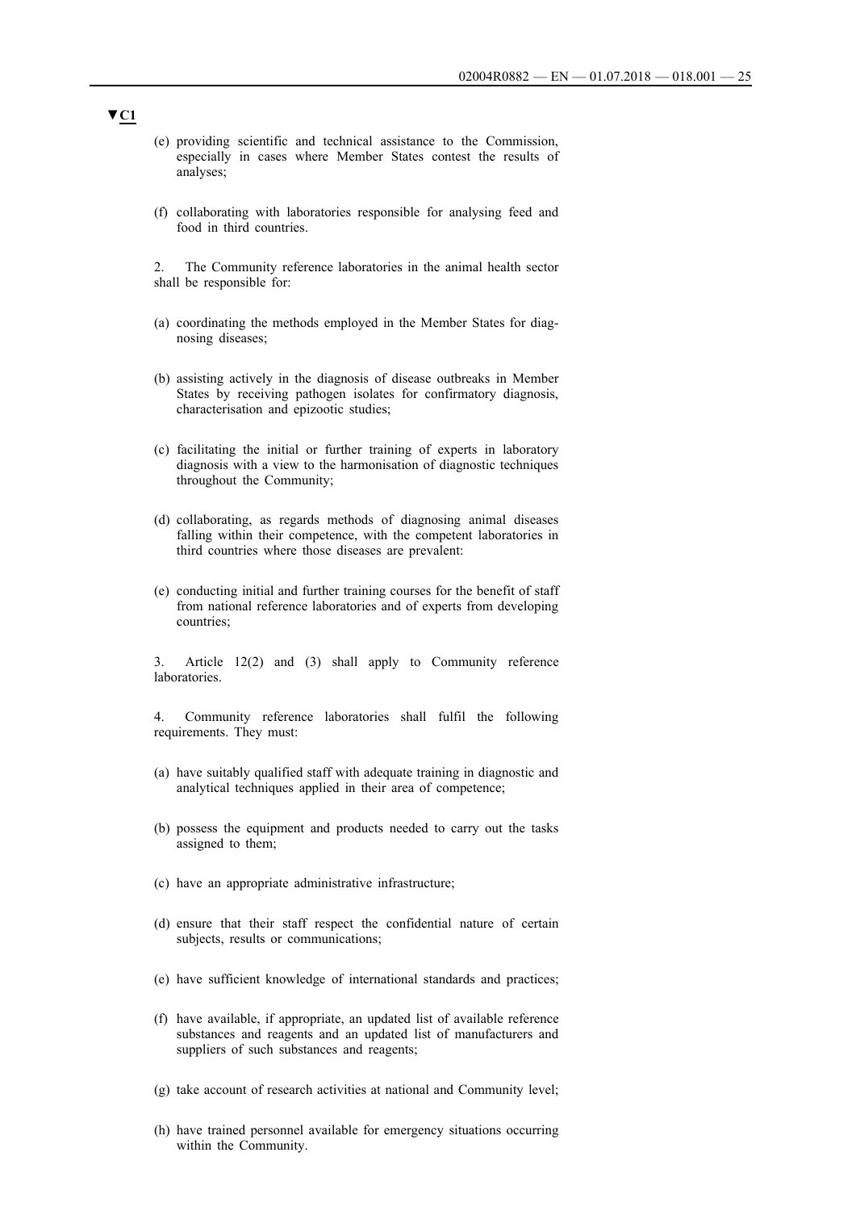▼C1

(e) providing scientific and technical assistance to the Commission, especially in cases where Member States contest the results of analyses;

(f) collaborating with laboratories responsible for analysing feed and food in third countries.

2. The Community reference laboratories in the animal health sector shall be responsible for:

(a) coordinating the methods employed in the Member States for diagnosing diseases;

(b) assisting actively in the diagnosis of disease outbreaks in Member States by receiving pathogen isolates for confirmatory diagnosis, characterisation and epizootic studies;

(c) facilitating the initial or further training of experts in laboratory diagnosis with a view to the harmonisation of diagnostic techniques throughout the Community;

(d) collaborating, as regards methods of diagnosing animal diseases falling within their competence, with the competent laboratories in third countries where those diseases are prevalent:

(e) conducting initial and further training courses for the benefit of staff from national reference laboratories and of experts from developing countries;

3. Article 12(2) and (3) shall apply to Community reference laboratories.

4. Community reference laboratories shall fulfil the following requirements. They must:

(a) have suitably qualified staff with adequate training in diagnostic and analytical techniques applied in their area of competence;

(b) possess the equipment and products needed to carry out the tasks assigned to them;

(c) have an appropriate administrative infrastructure;

(d) ensure that their staff respect the confidential nature of certain subjects, results or communications;

(e) have sufficient knowledge of international standards and practices;

(f) have available, if appropriate, an updated list of available reference substances and reagents and an updated list of manufacturers and suppliers of such substances and reagents;

(g) take account of research activities at national and Community level;

(h) have trained personnel available for emergency situations occurring within the Community.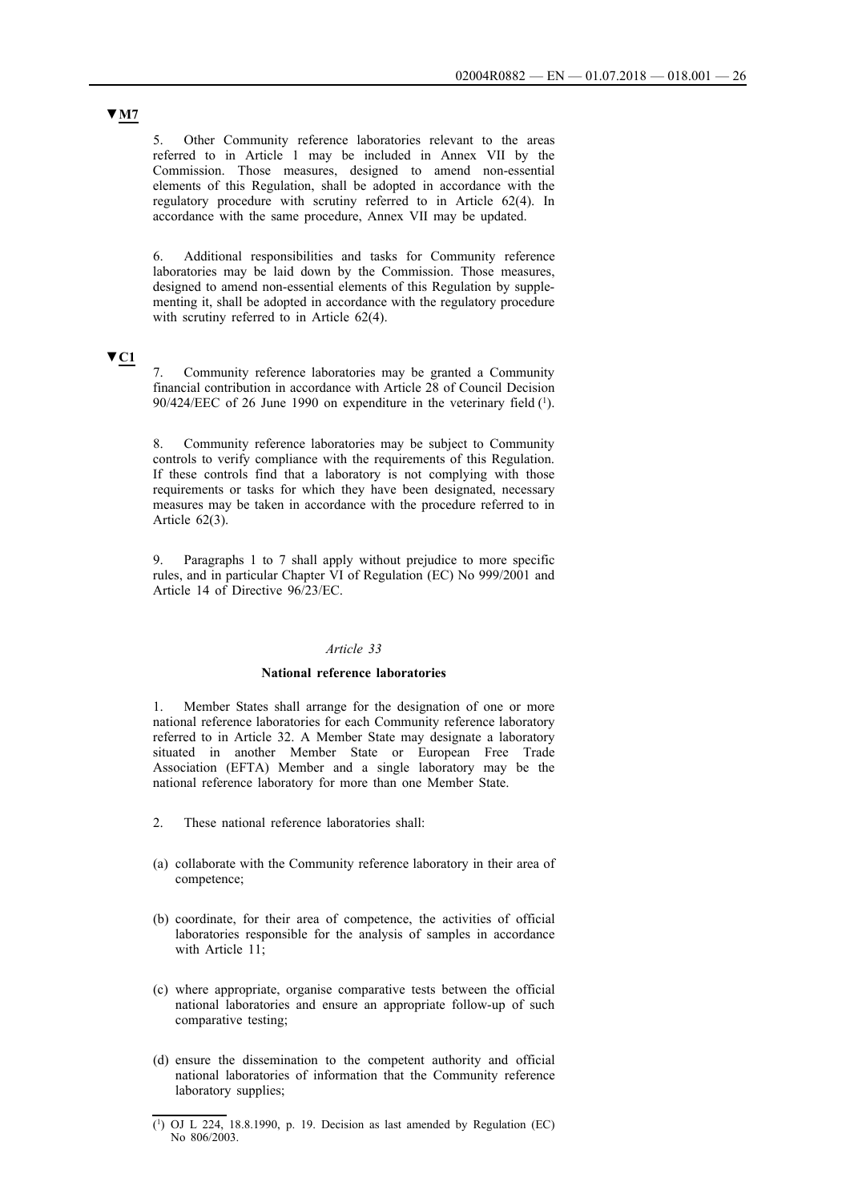▼M7

5. Other Community reference laboratories relevant to the areas referred to in Article 1 may be included in Annex VII by the Commission. Those measures, designed to amend non-essential elements of this Regulation, shall be adopted in accordance with the regulatory procedure with scrutiny referred to in Article 62(4). In accordance with the same procedure, Annex VII may be updated.

6. Additional responsibilities and tasks for Community reference laboratories may be laid down by the Commission. Those measures, designed to amend non-essential elements of this Regulation by supplementing it, shall be adopted in accordance with the regulatory procedure with scrutiny referred to in Article 62(4).

▼C1

7. Community reference laboratories may be granted a Community financial contribution in accordance with Article 28 of Council Decision 90/424/EEC of 26 June 1990 on expenditure in the veterinary field [1].

8. Community reference laboratories may be subject to Community controls to verify compliance with the requirements of this Regulation. If these controls find that a laboratory is not complying with those requirements or tasks for which they have been designated, necessary measures may be taken in accordance with the procedure referred to in Article 62(3).

9. Paragraphs 1 to 7 shall apply without prejudice to more specific rules, and in particular Chapter VI of Regulation (EC) No 999/2001 and Article 14 of Directive 96/23/EC.

*Article 33*

**National reference laboratories**

1. Member States shall arrange for the designation of one or more national reference laboratories for each Community reference laboratory referred to in Article 32. A Member State may designate a laboratory situated in another Member State or European Free Trade Association (EFTA) Member and a single laboratory may be the national reference laboratory for more than one Member State.

2. These national reference laboratories shall:

(a) collaborate with the Community reference laboratory in their area of competence;

(b) coordinate, for their area of competence, the activities of official laboratories responsible for the analysis of samples in accordance with Article 11;

(c) where appropriate, organise comparative tests between the official national laboratories and ensure an appropriate follow-up of such comparative testing;

(d) ensure the dissemination to the competent authority and official national laboratories of information that the Community reference laboratory supplies;

[1] OJ L 224, 18.8.1990, p. 19. Decision as last amended by Regulation (EC) No 806/2003.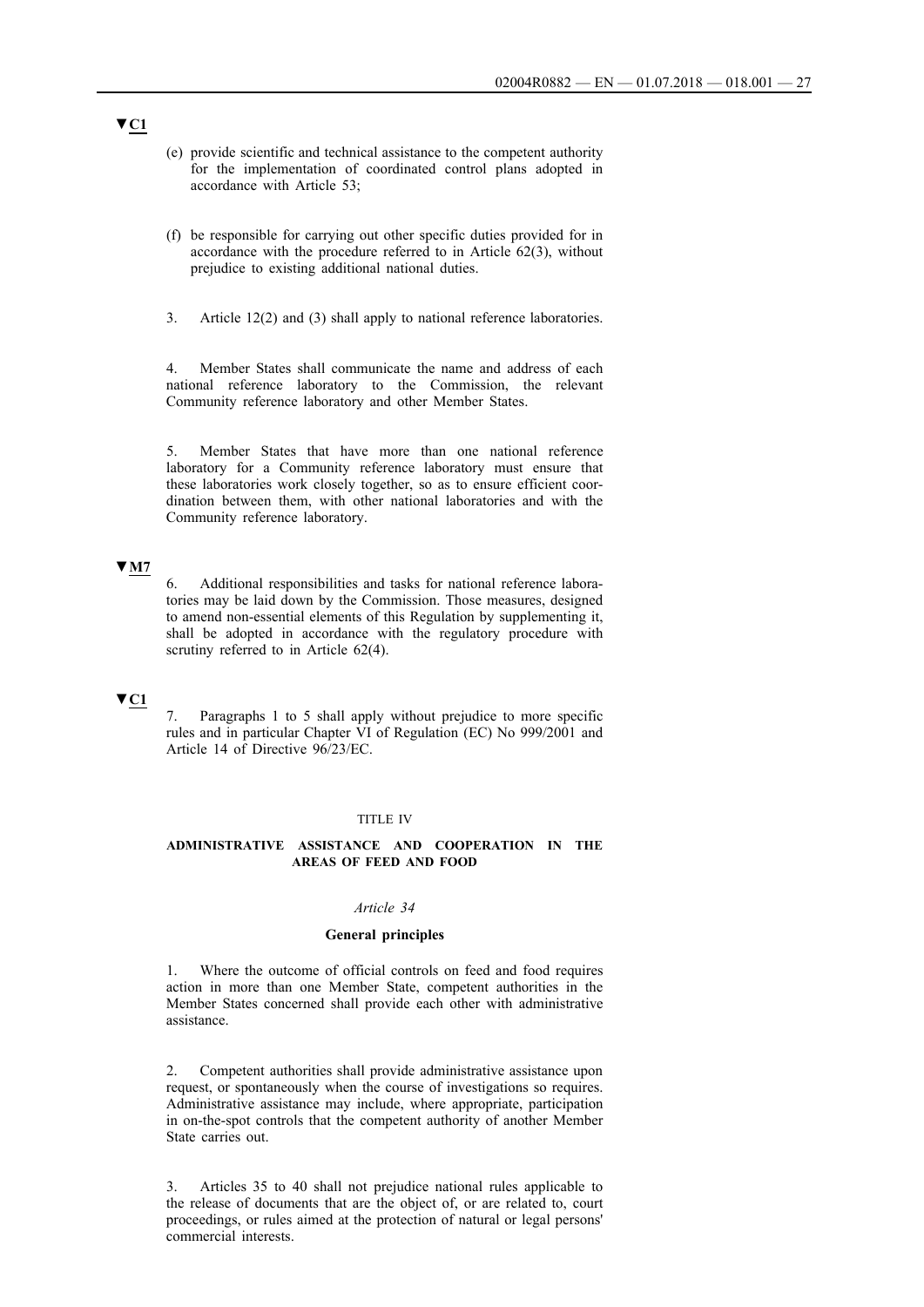▼C1

(e) provide scientific and technical assistance to the competent authority for the implementation of coordinated control plans adopted in accordance with Article 53;

(f) be responsible for carrying out other specific duties provided for in accordance with the procedure referred to in Article 62(3), without prejudice to existing additional national duties.

3. Article 12(2) and (3) shall apply to national reference laboratories.

4. Member States shall communicate the name and address of each national reference laboratory to the Commission, the relevant Community reference laboratory and other Member States.

5. Member States that have more than one national reference laboratory for a Community reference laboratory must ensure that these laboratories work closely together, so as to ensure efficient coordination between them, with other national laboratories and with the Community reference laboratory.

▼M7

6. Additional responsibilities and tasks for national reference laboratories may be laid down by the Commission. Those measures, designed to amend non-essential elements of this Regulation by supplementing it, shall be adopted in accordance with the regulatory procedure with scrutiny referred to in Article 62(4).

▼C1

7. Paragraphs 1 to 5 shall apply without prejudice to more specific rules and in particular Chapter VI of Regulation (EC) No 999/2001 and Article 14 of Directive 96/23/EC.

## TITLE IV

## ADMINISTRATIVE ASSISTANCE AND COOPERATION IN THE AREAS OF FEED AND FOOD

### *Article 34*

### General principles

1. Where the outcome of official controls on feed and food requires action in more than one Member State, competent authorities in the Member States concerned shall provide each other with administrative assistance.

2. Competent authorities shall provide administrative assistance upon request, or spontaneously when the course of investigations so requires. Administrative assistance may include, where appropriate, participation in on-the-spot controls that the competent authority of another Member State carries out.

3. Articles 35 to 40 shall not prejudice national rules applicable to the release of documents that are the object of, or are related to, court proceedings, or rules aimed at the protection of natural or legal persons' commercial interests.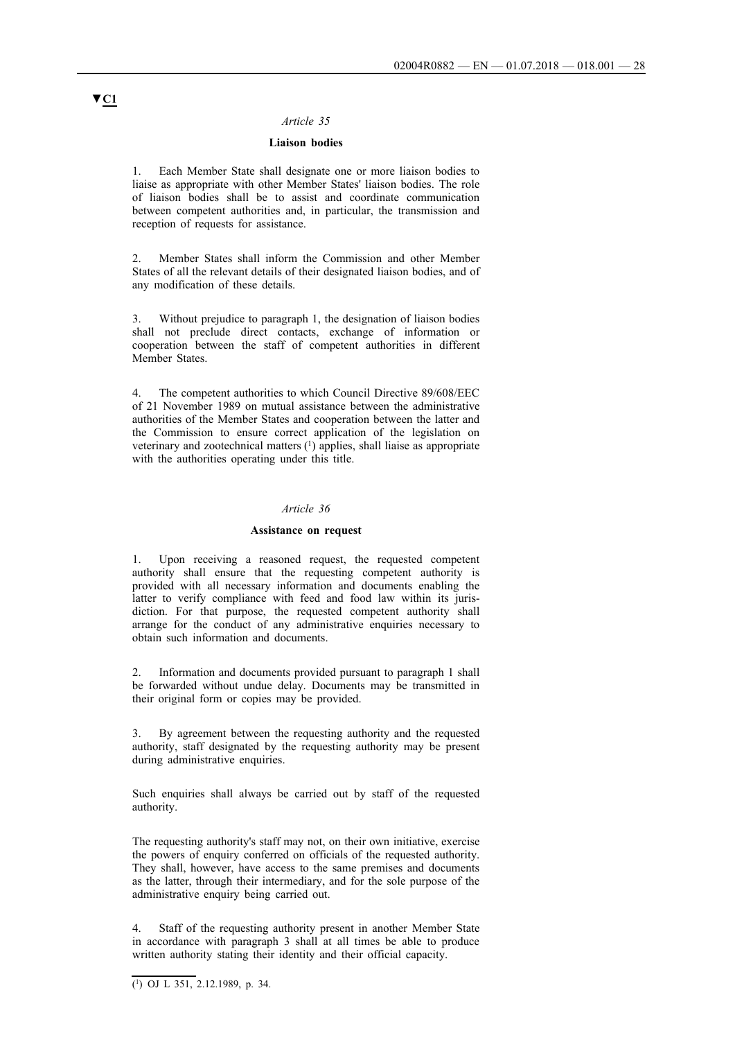▼C1

*Article 35*

**Liaison bodies**

1. Each Member State shall designate one or more liaison bodies to liaise as appropriate with other Member States' liaison bodies. The role of liaison bodies shall be to assist and coordinate communication between competent authorities and, in particular, the transmission and reception of requests for assistance.

2. Member States shall inform the Commission and other Member States of all the relevant details of their designated liaison bodies, and of any modification of these details.

3. Without prejudice to paragraph 1, the designation of liaison bodies shall not preclude direct contacts, exchange of information or cooperation between the staff of competent authorities in different Member States.

4. The competent authorities to which Council Directive 89/608/EEC of 21 November 1989 on mutual assistance between the administrative authorities of the Member States and cooperation between the latter and the Commission to ensure correct application of the legislation on veterinary and zootechnical matters [1] applies, shall liaise as appropriate with the authorities operating under this title.

*Article 36*

**Assistance on request**

1. Upon receiving a reasoned request, the requested competent authority shall ensure that the requesting competent authority is provided with all necessary information and documents enabling the latter to verify compliance with feed and food law within its jurisdiction. For that purpose, the requested competent authority shall arrange for the conduct of any administrative enquiries necessary to obtain such information and documents.

2. Information and documents provided pursuant to paragraph 1 shall be forwarded without undue delay. Documents may be transmitted in their original form or copies may be provided.

3. By agreement between the requesting authority and the requested authority, staff designated by the requesting authority may be present during administrative enquiries.

Such enquiries shall always be carried out by staff of the requested authority.

The requesting authority's staff may not, on their own initiative, exercise the powers of enquiry conferred on officials of the requested authority. They shall, however, have access to the same premises and documents as the latter, through their intermediary, and for the sole purpose of the administrative enquiry being carried out.

4. Staff of the requesting authority present in another Member State in accordance with paragraph 3 shall at all times be able to produce written authority stating their identity and their official capacity.

---

[1] OJ L 351, 2.12.1989, p. 34.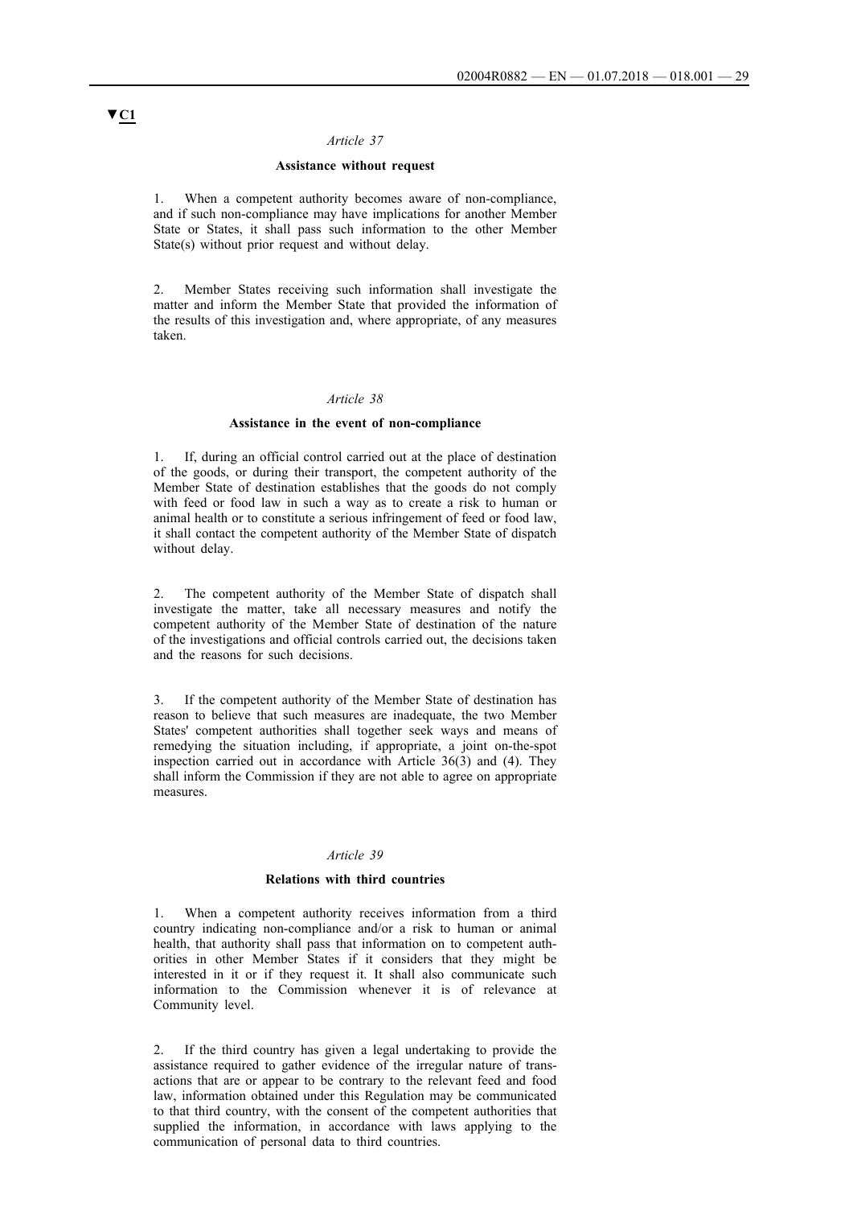▼C1

*Article 37*

**Assistance without request**

1. When a competent authority becomes aware of non-compliance, and if such non-compliance may have implications for another Member State or States, it shall pass such information to the other Member State(s) without prior request and without delay.

2. Member States receiving such information shall investigate the matter and inform the Member State that provided the information of the results of this investigation and, where appropriate, of any measures taken.

*Article 38*

**Assistance in the event of non-compliance**

1. If, during an official control carried out at the place of destination of the goods, or during their transport, the competent authority of the Member State of destination establishes that the goods do not comply with feed or food law in such a way as to create a risk to human or animal health or to constitute a serious infringement of feed or food law, it shall contact the competent authority of the Member State of dispatch without delay.

2. The competent authority of the Member State of dispatch shall investigate the matter, take all necessary measures and notify the competent authority of the Member State of destination of the nature of the investigations and official controls carried out, the decisions taken and the reasons for such decisions.

3. If the competent authority of the Member State of destination has reason to believe that such measures are inadequate, the two Member States' competent authorities shall together seek ways and means of remedying the situation including, if appropriate, a joint on-the-spot inspection carried out in accordance with Article 36(3) and (4). They shall inform the Commission if they are not able to agree on appropriate measures.

*Article 39*

**Relations with third countries**

1. When a competent authority receives information from a third country indicating non-compliance and/or a risk to human or animal health, that authority shall pass that information on to competent authorities in other Member States if it considers that they might be interested in it or if they request it. It shall also communicate such information to the Commission whenever it is of relevance at Community level.

2. If the third country has given a legal undertaking to provide the assistance required to gather evidence of the irregular nature of transactions that are or appear to be contrary to the relevant feed and food law, information obtained under this Regulation may be communicated to that third country, with the consent of the competent authorities that supplied the information, in accordance with laws applying to the communication of personal data to third countries.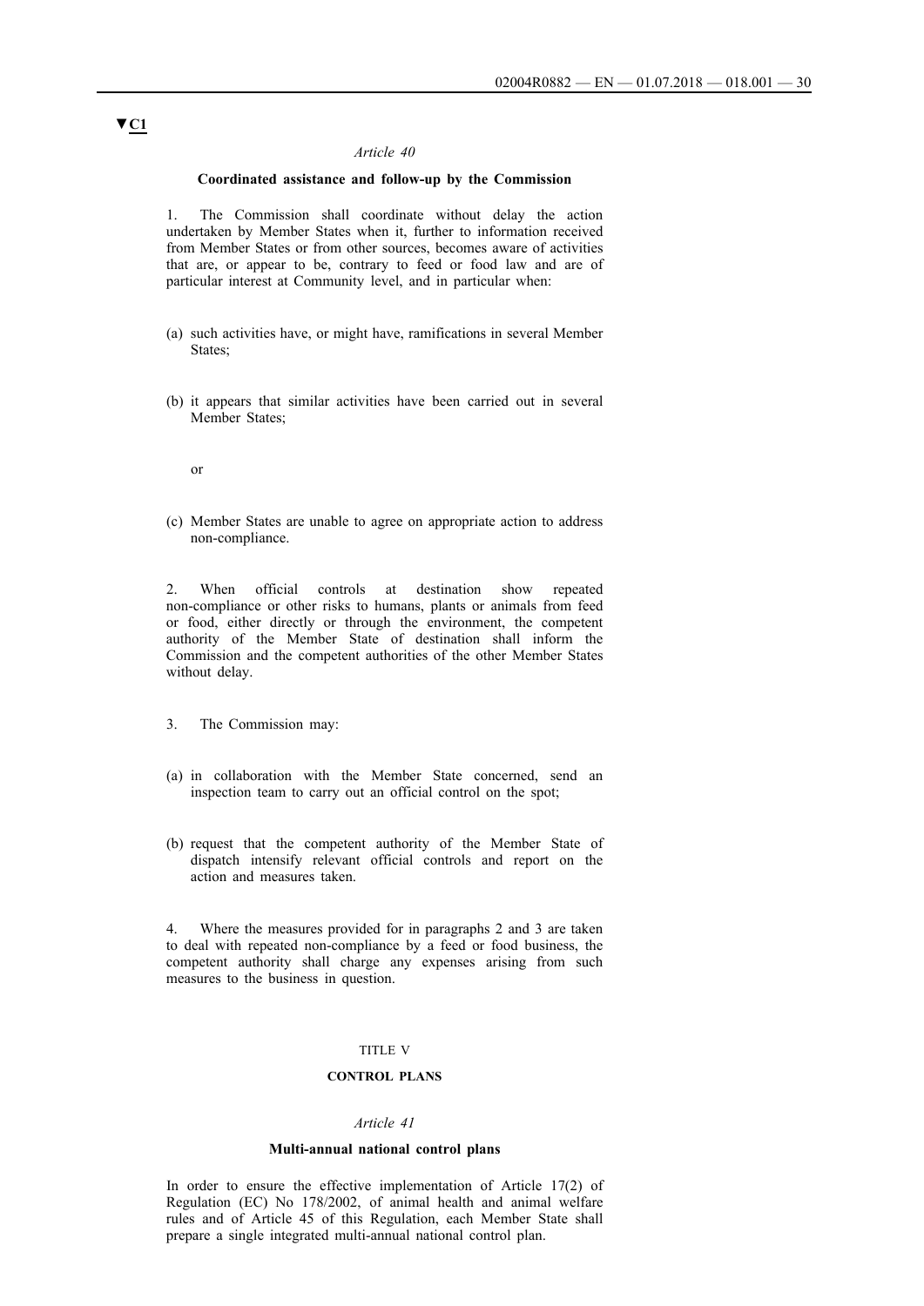▼C1

*Article 40*

**Coordinated assistance and follow-up by the Commission**

1. The Commission shall coordinate without delay the action undertaken by Member States when it, further to information received from Member States or from other sources, becomes aware of activities that are, or appear to be, contrary to feed or food law and are of particular interest at Community level, and in particular when:

(a) such activities have, or might have, ramifications in several Member States;

(b) it appears that similar activities have been carried out in several Member States;

or

(c) Member States are unable to agree on appropriate action to address non-compliance.

2. When official controls at destination show repeated non-compliance or other risks to humans, plants or animals from feed or food, either directly or through the environment, the competent authority of the Member State of destination shall inform the Commission and the competent authorities of the other Member States without delay.

3. The Commission may:

(a) in collaboration with the Member State concerned, send an inspection team to carry out an official control on the spot;

(b) request that the competent authority of the Member State of dispatch intensify relevant official controls and report on the action and measures taken.

4. Where the measures provided for in paragraphs 2 and 3 are taken to deal with repeated non-compliance by a feed or food business, the competent authority shall charge any expenses arising from such measures to the business in question.

TITLE V

**CONTROL PLANS**

*Article 41*

**Multi-annual national control plans**

In order to ensure the effective implementation of Article 17(2) of Regulation (EC) No 178/2002, of animal health and animal welfare rules and of Article 45 of this Regulation, each Member State shall prepare a single integrated multi-annual national control plan.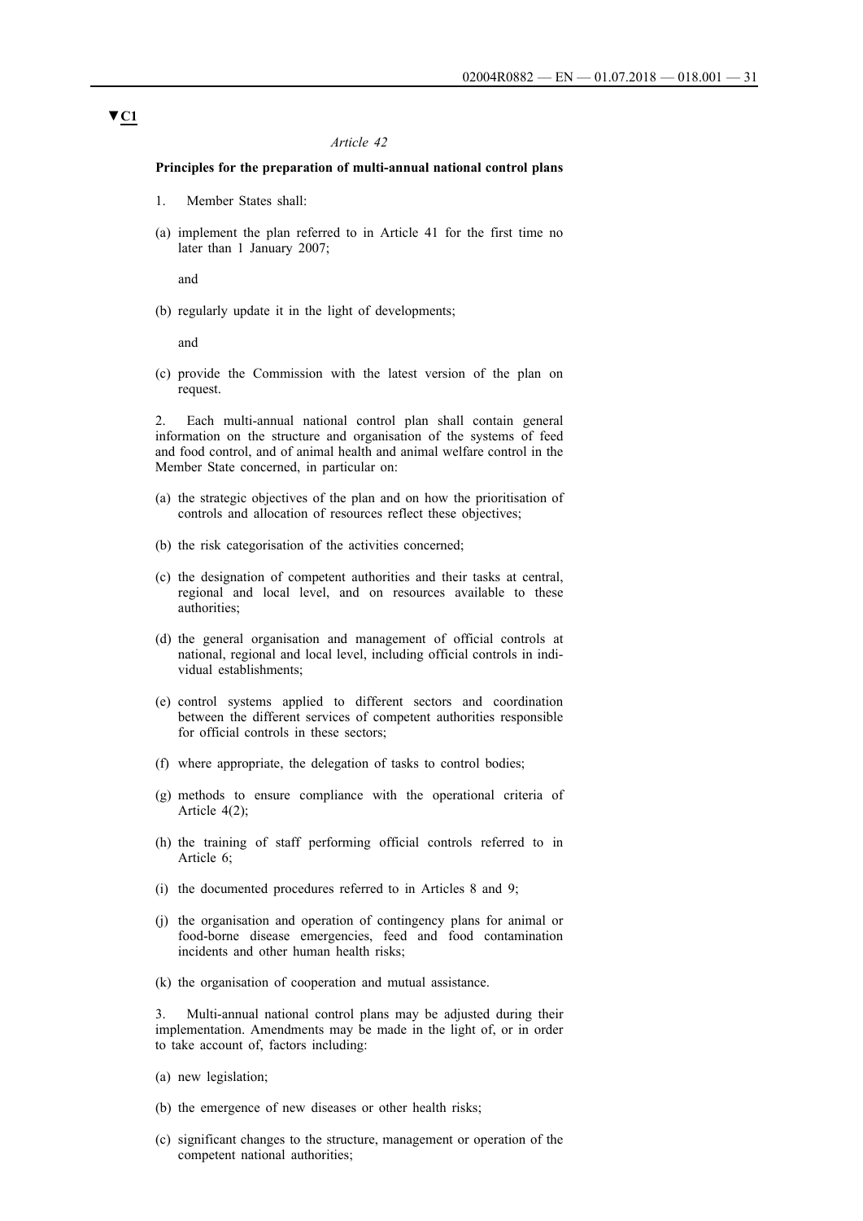▼C1

*Article 42*

**Principles for the preparation of multi-annual national control plans**

1. Member States shall:

(a) implement the plan referred to in Article 41 for the first time no later than 1 January 2007;

and

(b) regularly update it in the light of developments;

and

(c) provide the Commission with the latest version of the plan on request.

2. Each multi-annual national control plan shall contain general information on the structure and organisation of the systems of feed and food control, and of animal health and animal welfare control in the Member State concerned, in particular on:

(a) the strategic objectives of the plan and on how the prioritisation of controls and allocation of resources reflect these objectives;

(b) the risk categorisation of the activities concerned;

(c) the designation of competent authorities and their tasks at central, regional and local level, and on resources available to these authorities;

(d) the general organisation and management of official controls at national, regional and local level, including official controls in individual establishments;

(e) control systems applied to different sectors and coordination between the different services of competent authorities responsible for official controls in these sectors;

(f) where appropriate, the delegation of tasks to control bodies;

(g) methods to ensure compliance with the operational criteria of Article 4(2);

(h) the training of staff performing official controls referred to in Article 6;

(i) the documented procedures referred to in Articles 8 and 9;

(j) the organisation and operation of contingency plans for animal or food-borne disease emergencies, feed and food contamination incidents and other human health risks;

(k) the organisation of cooperation and mutual assistance.

3. Multi-annual national control plans may be adjusted during their implementation. Amendments may be made in the light of, or in order to take account of, factors including:

(a) new legislation;

(b) the emergence of new diseases or other health risks;

(c) significant changes to the structure, management or operation of the competent national authorities;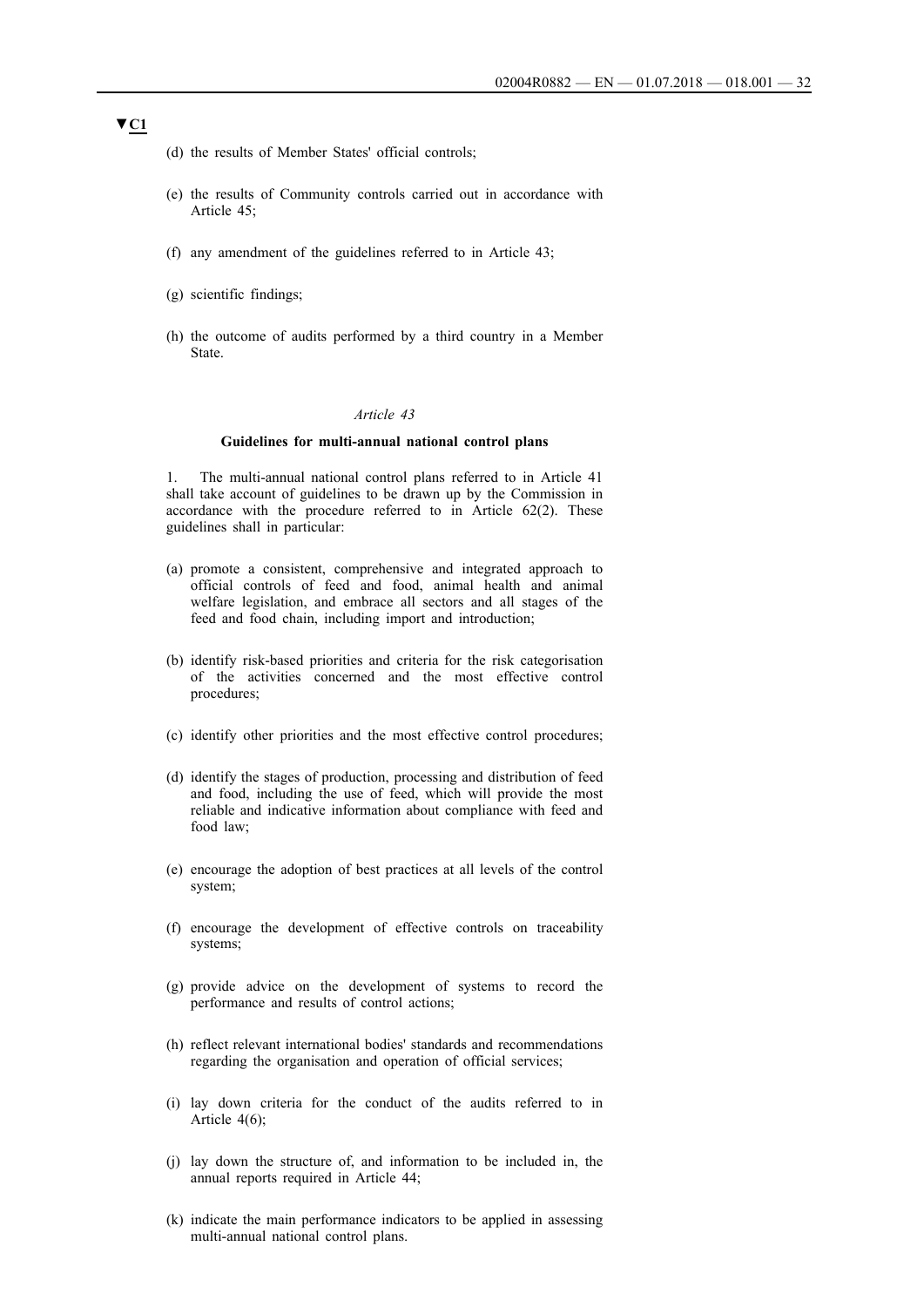▼C1

(d) the results of Member States' official controls;

(e) the results of Community controls carried out in accordance with Article 45;

(f) any amendment of the guidelines referred to in Article 43;

(g) scientific findings;

(h) the outcome of audits performed by a third country in a Member State.

*Article 43*

**Guidelines for multi-annual national control plans**

1. The multi-annual national control plans referred to in Article 41 shall take account of guidelines to be drawn up by the Commission in accordance with the procedure referred to in Article 62(2). These guidelines shall in particular:

(a) promote a consistent, comprehensive and integrated approach to official controls of feed and food, animal health and animal welfare legislation, and embrace all sectors and all stages of the feed and food chain, including import and introduction;

(b) identify risk-based priorities and criteria for the risk categorisation of the activities concerned and the most effective control procedures;

(c) identify other priorities and the most effective control procedures;

(d) identify the stages of production, processing and distribution of feed and food, including the use of feed, which will provide the most reliable and indicative information about compliance with feed and food law;

(e) encourage the adoption of best practices at all levels of the control system;

(f) encourage the development of effective controls on traceability systems;

(g) provide advice on the development of systems to record the performance and results of control actions;

(h) reflect relevant international bodies' standards and recommendations regarding the organisation and operation of official services;

(i) lay down criteria for the conduct of the audits referred to in Article 4(6);

(j) lay down the structure of, and information to be included in, the annual reports required in Article 44;

(k) indicate the main performance indicators to be applied in assessing multi-annual national control plans.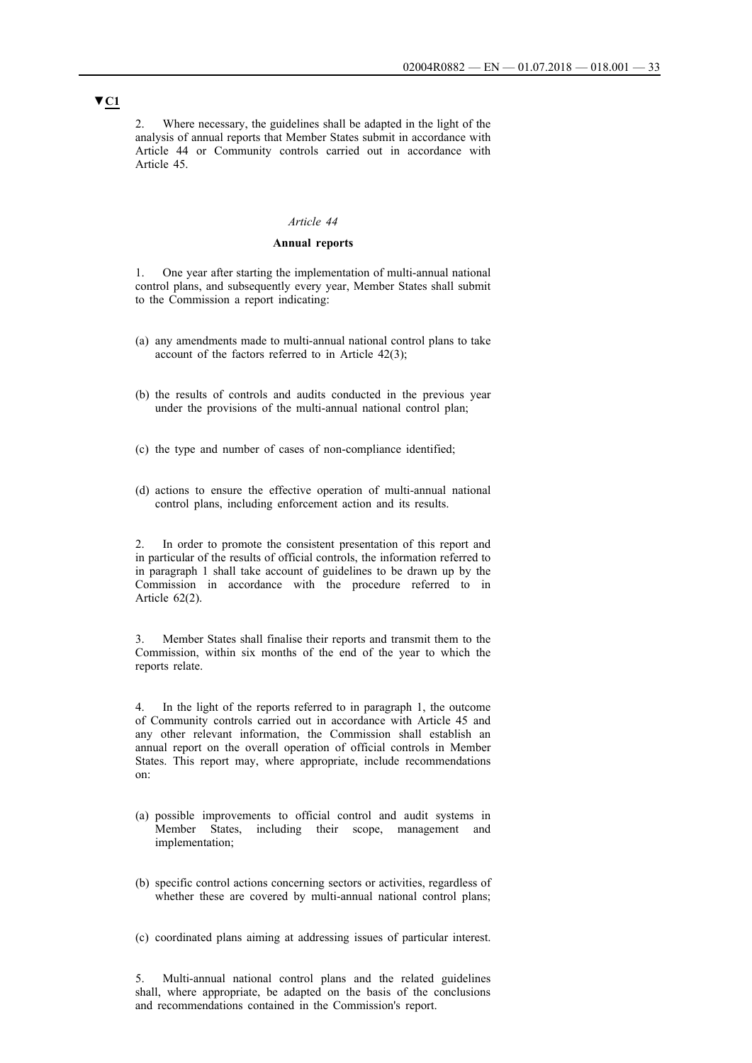▼C1

2. Where necessary, the guidelines shall be adapted in the light of the analysis of annual reports that Member States submit in accordance with Article 44 or Community controls carried out in accordance with Article 45.

*Article 44*

**Annual reports**

1. One year after starting the implementation of multi-annual national control plans, and subsequently every year, Member States shall submit to the Commission a report indicating:

(a) any amendments made to multi-annual national control plans to take account of the factors referred to in Article 42(3);

(b) the results of controls and audits conducted in the previous year under the provisions of the multi-annual national control plan;

(c) the type and number of cases of non-compliance identified;

(d) actions to ensure the effective operation of multi-annual national control plans, including enforcement action and its results.

2. In order to promote the consistent presentation of this report and in particular of the results of official controls, the information referred to in paragraph 1 shall take account of guidelines to be drawn up by the Commission in accordance with the procedure referred to in Article 62(2).

3. Member States shall finalise their reports and transmit them to the Commission, within six months of the end of the year to which the reports relate.

4. In the light of the reports referred to in paragraph 1, the outcome of Community controls carried out in accordance with Article 45 and any other relevant information, the Commission shall establish an annual report on the overall operation of official controls in Member States. This report may, where appropriate, include recommendations on:

(a) possible improvements to official control and audit systems in Member States, including their scope, management and implementation;

(b) specific control actions concerning sectors or activities, regardless of whether these are covered by multi-annual national control plans;

(c) coordinated plans aiming at addressing issues of particular interest.

5. Multi-annual national control plans and the related guidelines shall, where appropriate, be adapted on the basis of the conclusions and recommendations contained in the Commission's report.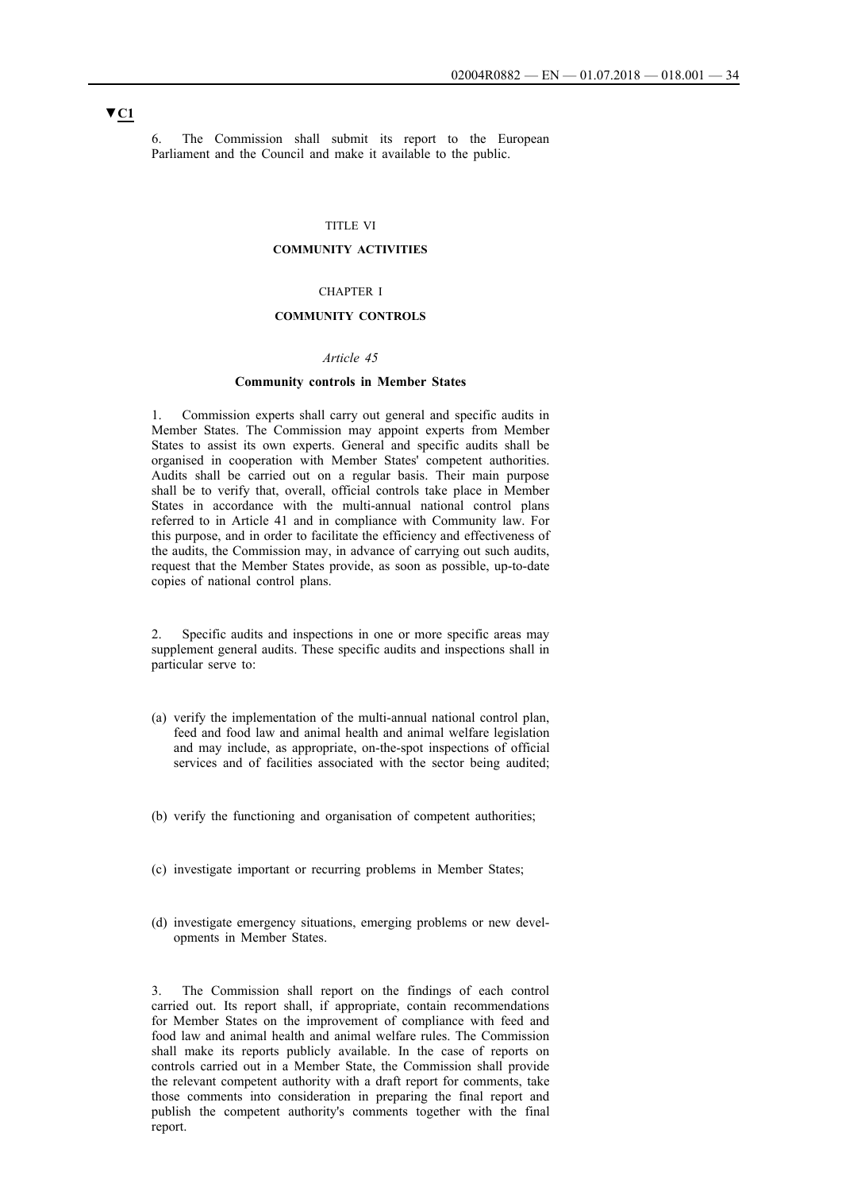▼C1

6. The Commission shall submit its report to the European Parliament and the Council and make it available to the public.

TITLE VI

**COMMUNITY ACTIVITIES**

CHAPTER I

**COMMUNITY CONTROLS**

*Article 45*

**Community controls in Member States**

1. Commission experts shall carry out general and specific audits in Member States. The Commission may appoint experts from Member States to assist its own experts. General and specific audits shall be organised in cooperation with Member States' competent authorities. Audits shall be carried out on a regular basis. Their main purpose shall be to verify that, overall, official controls take place in Member States in accordance with the multi-annual national control plans referred to in Article 41 and in compliance with Community law. For this purpose, and in order to facilitate the efficiency and effectiveness of the audits, the Commission may, in advance of carrying out such audits, request that the Member States provide, as soon as possible, up-to-date copies of national control plans.

2. Specific audits and inspections in one or more specific areas may supplement general audits. These specific audits and inspections shall in particular serve to:

(a) verify the implementation of the multi-annual national control plan, feed and food law and animal health and animal welfare legislation and may include, as appropriate, on-the-spot inspections of official services and of facilities associated with the sector being audited;

(b) verify the functioning and organisation of competent authorities;

(c) investigate important or recurring problems in Member States;

(d) investigate emergency situations, emerging problems or new developments in Member States.

3. The Commission shall report on the findings of each control carried out. Its report shall, if appropriate, contain recommendations for Member States on the improvement of compliance with feed and food law and animal health and animal welfare rules. The Commission shall make its reports publicly available. In the case of reports on controls carried out in a Member State, the Commission shall provide the relevant competent authority with a draft report for comments, take those comments into consideration in preparing the final report and publish the competent authority's comments together with the final report.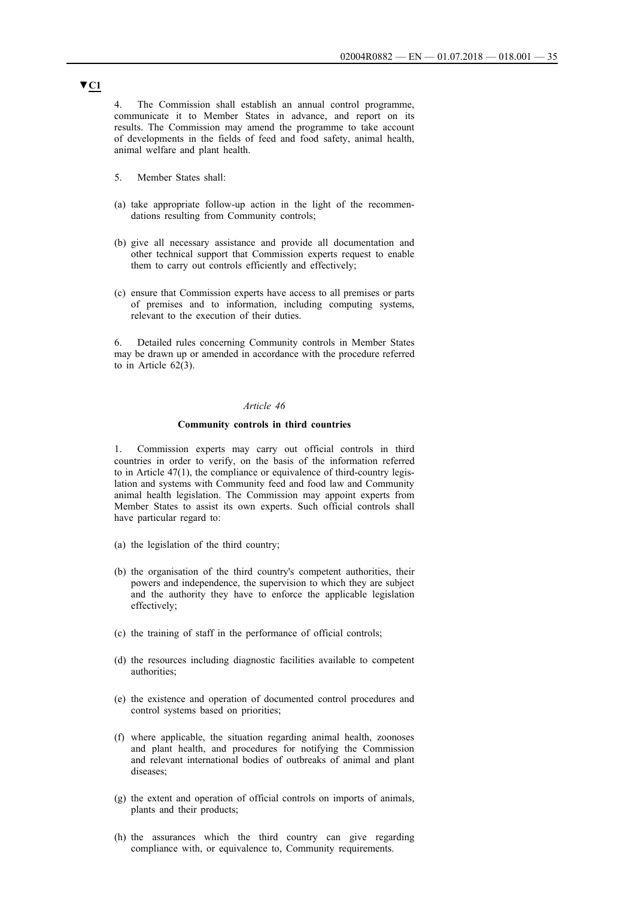**▼C1**

4. The Commission shall establish an annual control programme, communicate it to Member States in advance, and report on its results. The Commission may amend the programme to take account of developments in the fields of feed and food safety, animal health, animal welfare and plant health.

5. Member States shall:

(a) take appropriate follow-up action in the light of the recommendations resulting from Community controls;

(b) give all necessary assistance and provide all documentation and other technical support that Commission experts request to enable them to carry out controls efficiently and effectively;

(c) ensure that Commission experts have access to all premises or parts of premises and to information, including computing systems, relevant to the execution of their duties.

6. Detailed rules concerning Community controls in Member States may be drawn up or amended in accordance with the procedure referred to in Article 62(3).

*Article 46*

**Community controls in third countries**

1. Commission experts may carry out official controls in third countries in order to verify, on the basis of the information referred to in Article 47(1), the compliance or equivalence of third-country legislation and systems with Community feed and food law and Community animal health legislation. The Commission may appoint experts from Member States to assist its own experts. Such official controls shall have particular regard to:

(a) the legislation of the third country;

(b) the organisation of the third country's competent authorities, their powers and independence, the supervision to which they are subject and the authority they have to enforce the applicable legislation effectively;

(c) the training of staff in the performance of official controls;

(d) the resources including diagnostic facilities available to competent authorities;

(e) the existence and operation of documented control procedures and control systems based on priorities;

(f) where applicable, the situation regarding animal health, zoonoses and plant health, and procedures for notifying the Commission and relevant international bodies of outbreaks of animal and plant diseases;

(g) the extent and operation of official controls on imports of animals, plants and their products;

(h) the assurances which the third country can give regarding compliance with, or equivalence to, Community requirements.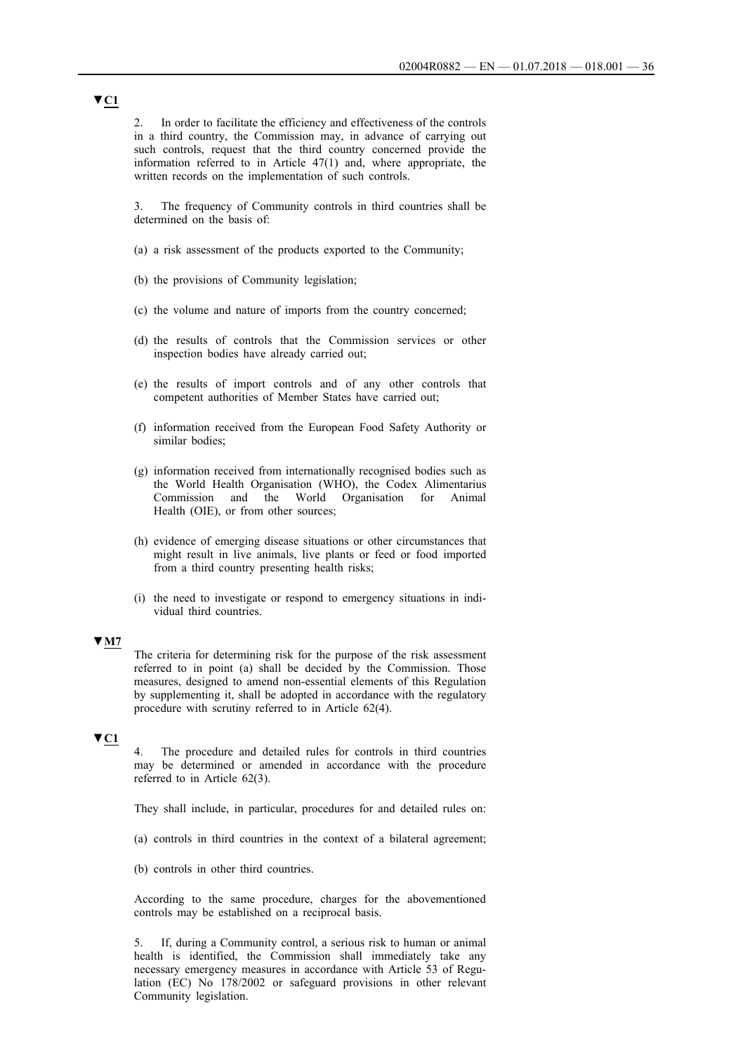▼C1

2. In order to facilitate the efficiency and effectiveness of the controls in a third country, the Commission may, in advance of carrying out such controls, request that the third country concerned provide the information referred to in Article 47(1) and, where appropriate, the written records on the implementation of such controls.

3. The frequency of Community controls in third countries shall be determined on the basis of:

(a) a risk assessment of the products exported to the Community;

(b) the provisions of Community legislation;

(c) the volume and nature of imports from the country concerned;

(d) the results of controls that the Commission services or other inspection bodies have already carried out;

(e) the results of import controls and of any other controls that competent authorities of Member States have carried out;

(f) information received from the European Food Safety Authority or similar bodies;

(g) information received from internationally recognised bodies such as the World Health Organisation (WHO), the Codex Alimentarius Commission and the World Organisation for Animal Health (OIE), or from other sources;

(h) evidence of emerging disease situations or other circumstances that might result in live animals, live plants or feed or food imported from a third country presenting health risks;

(i) the need to investigate or respond to emergency situations in individual third countries.

▼M7

The criteria for determining risk for the purpose of the risk assessment referred to in point (a) shall be decided by the Commission. Those measures, designed to amend non-essential elements of this Regulation by supplementing it, shall be adopted in accordance with the regulatory procedure with scrutiny referred to in Article 62(4).

▼C1

4. The procedure and detailed rules for controls in third countries may be determined or amended in accordance with the procedure referred to in Article 62(3).

They shall include, in particular, procedures for and detailed rules on:

(a) controls in third countries in the context of a bilateral agreement;

(b) controls in other third countries.

According to the same procedure, charges for the abovementioned controls may be established on a reciprocal basis.

5. If, during a Community control, a serious risk to human or animal health is identified, the Commission shall immediately take any necessary emergency measures in accordance with Article 53 of Regulation (EC) No 178/2002 or safeguard provisions in other relevant Community legislation.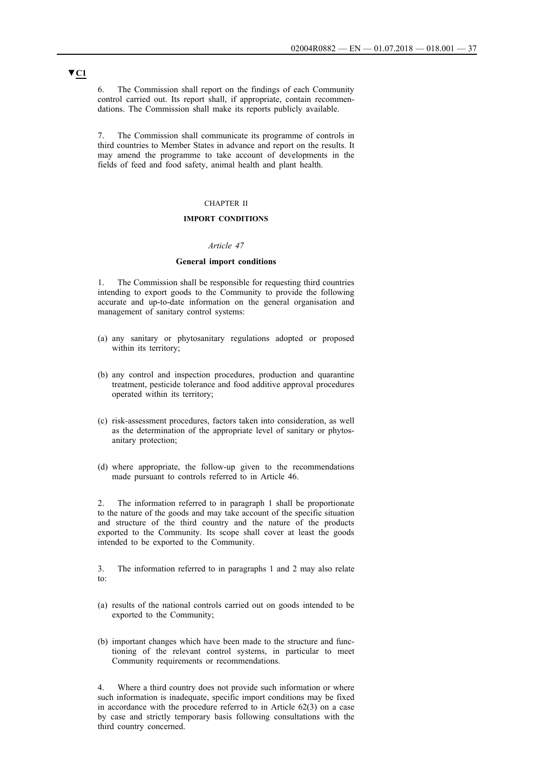▼C1

6. The Commission shall report on the findings of each Community control carried out. Its report shall, if appropriate, contain recommendations. The Commission shall make its reports publicly available.

7. The Commission shall communicate its programme of controls in third countries to Member States in advance and report on the results. It may amend the programme to take account of developments in the fields of feed and food safety, animal health and plant health.

CHAPTER II

**IMPORT CONDITIONS**

*Article 47*

**General import conditions**

1. The Commission shall be responsible for requesting third countries intending to export goods to the Community to provide the following accurate and up-to-date information on the general organisation and management of sanitary control systems:

(a) any sanitary or phytosanitary regulations adopted or proposed within its territory;

(b) any control and inspection procedures, production and quarantine treatment, pesticide tolerance and food additive approval procedures operated within its territory;

(c) risk-assessment procedures, factors taken into consideration, as well as the determination of the appropriate level of sanitary or phytosanitary protection;

(d) where appropriate, the follow-up given to the recommendations made pursuant to controls referred to in Article 46.

2. The information referred to in paragraph 1 shall be proportionate to the nature of the goods and may take account of the specific situation and structure of the third country and the nature of the products exported to the Community. Its scope shall cover at least the goods intended to be exported to the Community.

3. The information referred to in paragraphs 1 and 2 may also relate to:

(a) results of the national controls carried out on goods intended to be exported to the Community;

(b) important changes which have been made to the structure and functioning of the relevant control systems, in particular to meet Community requirements or recommendations.

4. Where a third country does not provide such information or where such information is inadequate, specific import conditions may be fixed in accordance with the procedure referred to in Article 62(3) on a case by case and strictly temporary basis following consultations with the third country concerned.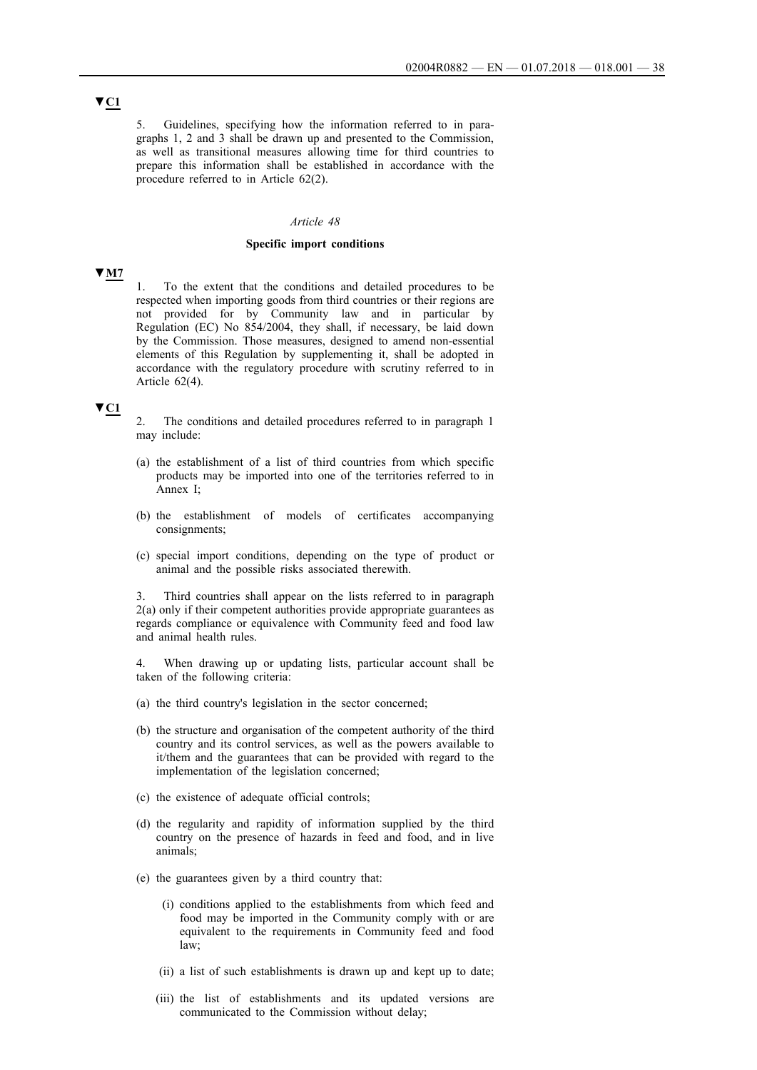▼C1

5. Guidelines, specifying how the information referred to in paragraphs 1, 2 and 3 shall be drawn up and presented to the Commission, as well as transitional measures allowing time for third countries to prepare this information shall be established in accordance with the procedure referred to in Article 62(2).

*Article 48*

**Specific import conditions**

▼M7

1. To the extent that the conditions and detailed procedures to be respected when importing goods from third countries or their regions are not provided for by Community law and in particular by Regulation (EC) No 854/2004, they shall, if necessary, be laid down by the Commission. Those measures, designed to amend non-essential elements of this Regulation by supplementing it, shall be adopted in accordance with the regulatory procedure with scrutiny referred to in Article 62(4).

▼C1

2. The conditions and detailed procedures referred to in paragraph 1 may include:

(a) the establishment of a list of third countries from which specific products may be imported into one of the territories referred to in Annex I;

(b) the establishment of models of certificates accompanying consignments;

(c) special import conditions, depending on the type of product or animal and the possible risks associated therewith.

3. Third countries shall appear on the lists referred to in paragraph 2(a) only if their competent authorities provide appropriate guarantees as regards compliance or equivalence with Community feed and food law and animal health rules.

4. When drawing up or updating lists, particular account shall be taken of the following criteria:

(a) the third country's legislation in the sector concerned;

(b) the structure and organisation of the competent authority of the third country and its control services, as well as the powers available to it/them and the guarantees that can be provided with regard to the implementation of the legislation concerned;

(c) the existence of adequate official controls;

(d) the regularity and rapidity of information supplied by the third country on the presence of hazards in feed and food, and in live animals;

(e) the guarantees given by a third country that:

  (i) conditions applied to the establishments from which feed and food may be imported in the Community comply with or are equivalent to the requirements in Community feed and food law;

  (ii) a list of such establishments is drawn up and kept up to date;

  (iii) the list of establishments and its updated versions are communicated to the Commission without delay;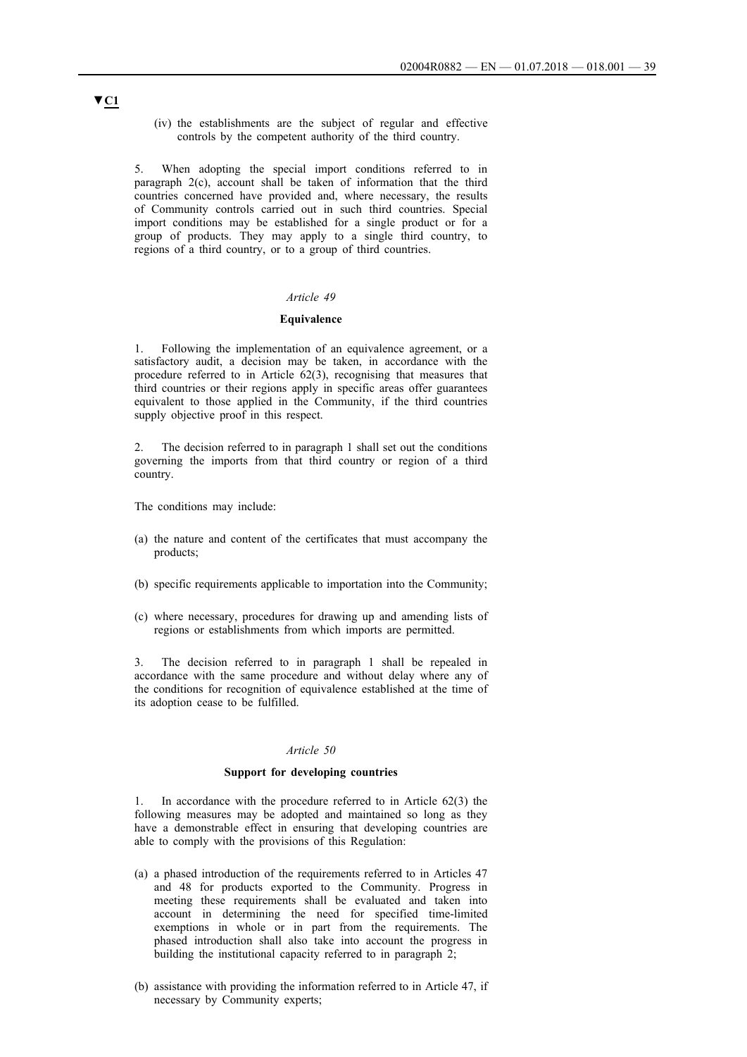▼C1

(iv) the establishments are the subject of regular and effective controls by the competent authority of the third country.

5. When adopting the special import conditions referred to in paragraph 2(c), account shall be taken of information that the third countries concerned have provided and, where necessary, the results of Community controls carried out in such third countries. Special import conditions may be established for a single product or for a group of products. They may apply to a single third country, to regions of a third country, or to a group of third countries.

*Article 49*

**Equivalence**

1. Following the implementation of an equivalence agreement, or a satisfactory audit, a decision may be taken, in accordance with the procedure referred to in Article 62(3), recognising that measures that third countries or their regions apply in specific areas offer guarantees equivalent to those applied in the Community, if the third countries supply objective proof in this respect.

2. The decision referred to in paragraph 1 shall set out the conditions governing the imports from that third country or region of a third country.

The conditions may include:

(a) the nature and content of the certificates that must accompany the products;

(b) specific requirements applicable to importation into the Community;

(c) where necessary, procedures for drawing up and amending lists of regions or establishments from which imports are permitted.

3. The decision referred to in paragraph 1 shall be repealed in accordance with the same procedure and without delay where any of the conditions for recognition of equivalence established at the time of its adoption cease to be fulfilled.

*Article 50*

**Support for developing countries**

1. In accordance with the procedure referred to in Article 62(3) the following measures may be adopted and maintained so long as they have a demonstrable effect in ensuring that developing countries are able to comply with the provisions of this Regulation:

(a) a phased introduction of the requirements referred to in Articles 47 and 48 for products exported to the Community. Progress in meeting these requirements shall be evaluated and taken into account in determining the need for specified time-limited exemptions in whole or in part from the requirements. The phased introduction shall also take into account the progress in building the institutional capacity referred to in paragraph 2;

(b) assistance with providing the information referred to in Article 47, if necessary by Community experts;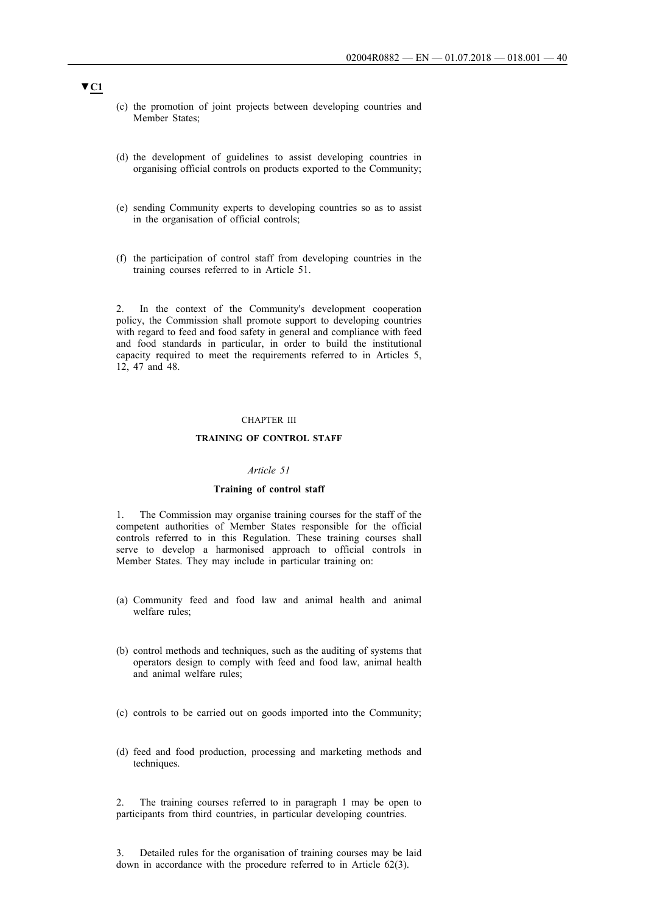▼C1

(c) the promotion of joint projects between developing countries and Member States;

(d) the development of guidelines to assist developing countries in organising official controls on products exported to the Community;

(e) sending Community experts to developing countries so as to assist in the organisation of official controls;

(f) the participation of control staff from developing countries in the training courses referred to in Article 51.

2. In the context of the Community's development cooperation policy, the Commission shall promote support to developing countries with regard to feed and food safety in general and compliance with feed and food standards in particular, in order to build the institutional capacity required to meet the requirements referred to in Articles 5, 12, 47 and 48.

CHAPTER III

**TRAINING OF CONTROL STAFF**

*Article 51*

**Training of control staff**

1. The Commission may organise training courses for the staff of the competent authorities of Member States responsible for the official controls referred to in this Regulation. These training courses shall serve to develop a harmonised approach to official controls in Member States. They may include in particular training on:

(a) Community feed and food law and animal health and animal welfare rules;

(b) control methods and techniques, such as the auditing of systems that operators design to comply with feed and food law, animal health and animal welfare rules;

(c) controls to be carried out on goods imported into the Community;

(d) feed and food production, processing and marketing methods and techniques.

2. The training courses referred to in paragraph 1 may be open to participants from third countries, in particular developing countries.

3. Detailed rules for the organisation of training courses may be laid down in accordance with the procedure referred to in Article 62(3).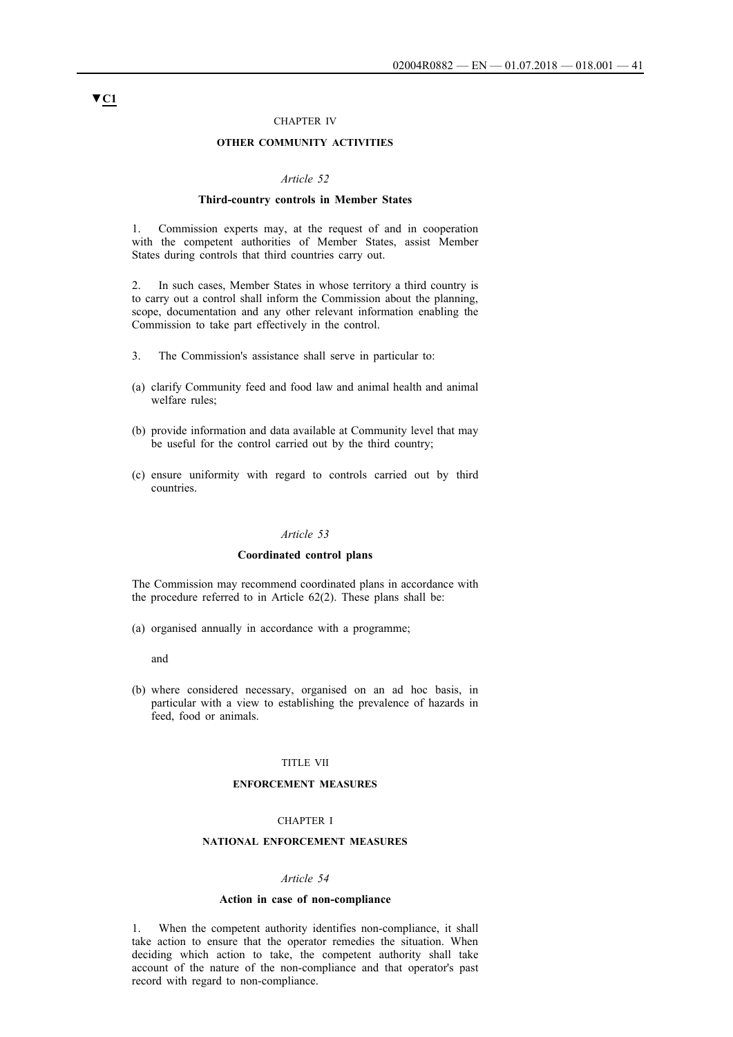▼C1

CHAPTER IV

**OTHER COMMUNITY ACTIVITIES**

*Article 52*

**Third-country controls in Member States**

1. Commission experts may, at the request of and in cooperation with the competent authorities of Member States, assist Member States during controls that third countries carry out.

2. In such cases, Member States in whose territory a third country is to carry out a control shall inform the Commission about the planning, scope, documentation and any other relevant information enabling the Commission to take part effectively in the control.

3. The Commission's assistance shall serve in particular to:

(a) clarify Community feed and food law and animal health and animal welfare rules;

(b) provide information and data available at Community level that may be useful for the control carried out by the third country;

(c) ensure uniformity with regard to controls carried out by third countries.

*Article 53*

**Coordinated control plans**

The Commission may recommend coordinated plans in accordance with the procedure referred to in Article 62(2). These plans shall be:

(a) organised annually in accordance with a programme;

and

(b) where considered necessary, organised on an ad hoc basis, in particular with a view to establishing the prevalence of hazards in feed, food or animals.

TITLE VII

**ENFORCEMENT MEASURES**

CHAPTER I

**NATIONAL ENFORCEMENT MEASURES**

*Article 54*

**Action in case of non-compliance**

1. When the competent authority identifies non-compliance, it shall take action to ensure that the operator remedies the situation. When deciding which action to take, the competent authority shall take account of the nature of the non-compliance and that operator's past record with regard to non-compliance.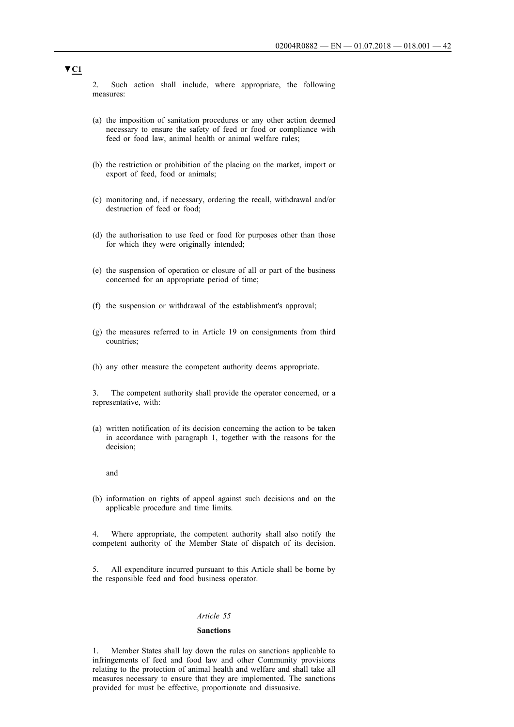▼C1

2. Such action shall include, where appropriate, the following measures:

(a) the imposition of sanitation procedures or any other action deemed necessary to ensure the safety of feed or food or compliance with feed or food law, animal health or animal welfare rules;

(b) the restriction or prohibition of the placing on the market, import or export of feed, food or animals;

(c) monitoring and, if necessary, ordering the recall, withdrawal and/or destruction of feed or food;

(d) the authorisation to use feed or food for purposes other than those for which they were originally intended;

(e) the suspension of operation or closure of all or part of the business concerned for an appropriate period of time;

(f) the suspension or withdrawal of the establishment's approval;

(g) the measures referred to in Article 19 on consignments from third countries;

(h) any other measure the competent authority deems appropriate.

3. The competent authority shall provide the operator concerned, or a representative, with:

(a) written notification of its decision concerning the action to be taken in accordance with paragraph 1, together with the reasons for the decision;

and

(b) information on rights of appeal against such decisions and on the applicable procedure and time limits.

4. Where appropriate, the competent authority shall also notify the competent authority of the Member State of dispatch of its decision.

5. All expenditure incurred pursuant to this Article shall be borne by the responsible feed and food business operator.

*Article 55*

**Sanctions**

1. Member States shall lay down the rules on sanctions applicable to infringements of feed and food law and other Community provisions relating to the protection of animal health and welfare and shall take all measures necessary to ensure that they are implemented. The sanctions provided for must be effective, proportionate and dissuasive.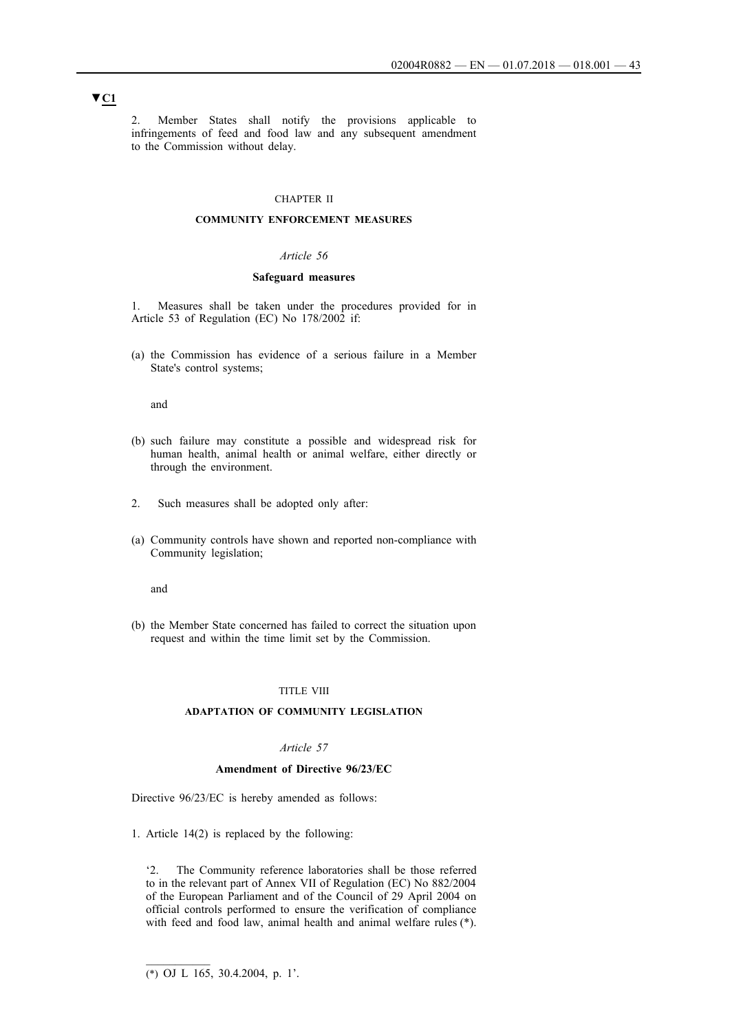▼C1

2. Member States shall notify the provisions applicable to infringements of feed and food law and any subsequent amendment to the Commission without delay.

CHAPTER II

**COMMUNITY ENFORCEMENT MEASURES**

*Article 56*

**Safeguard measures**

1. Measures shall be taken under the procedures provided for in Article 53 of Regulation (EC) No 178/2002 if:

(a) the Commission has evidence of a serious failure in a Member State's control systems;

and

(b) such failure may constitute a possible and widespread risk for human health, animal health or animal welfare, either directly or through the environment.

2. Such measures shall be adopted only after:

(a) Community controls have shown and reported non-compliance with Community legislation;

and

(b) the Member State concerned has failed to correct the situation upon request and within the time limit set by the Commission.

TITLE VIII

**ADAPTATION OF COMMUNITY LEGISLATION**

*Article 57*

**Amendment of Directive 96/23/EC**

Directive 96/23/EC is hereby amended as follows:

1. Article 14(2) is replaced by the following:

'2. The Community reference laboratories shall be those referred to in the relevant part of Annex VII of Regulation (EC) No 882/2004 of the European Parliament and of the Council of 29 April 2004 on official controls performed to ensure the verification of compliance with feed and food law, animal health and animal welfare rules (*).

(*) OJ L 165, 30.4.2004, p. 1'.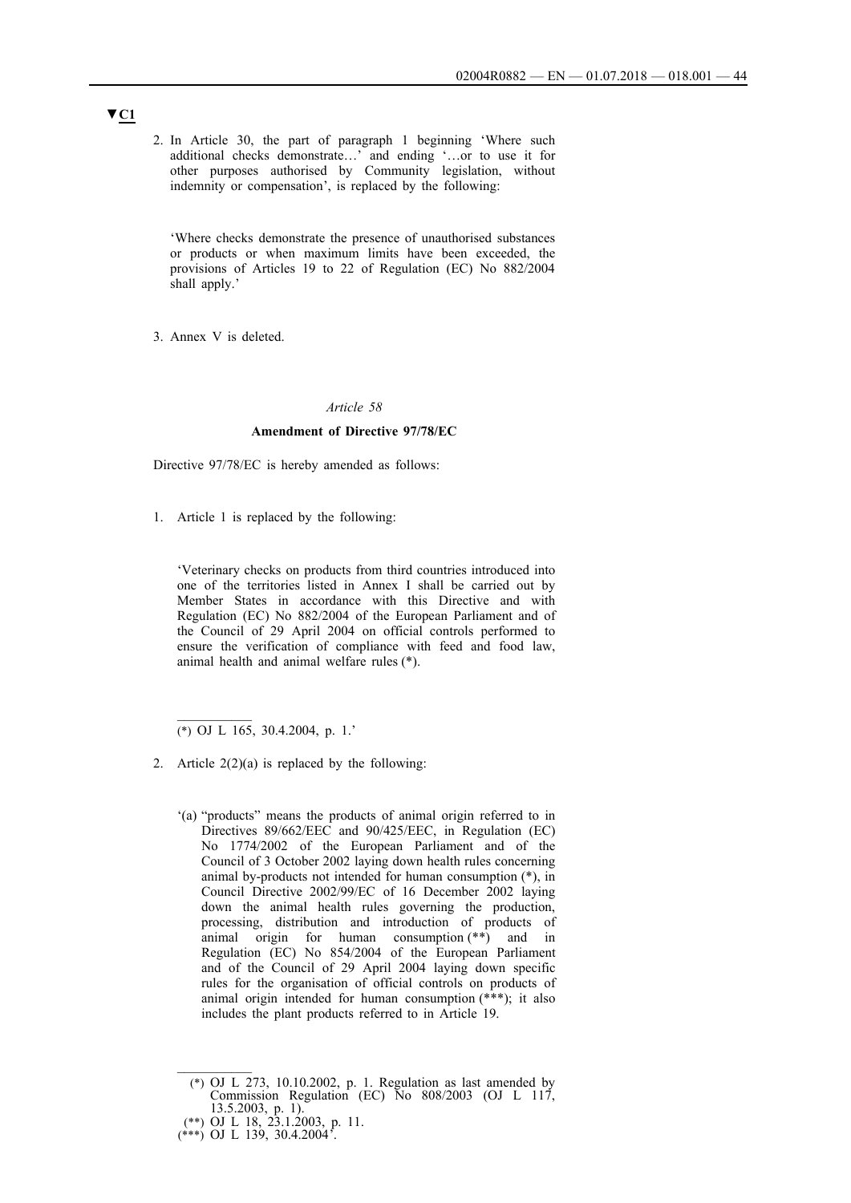▼C1

2. In Article 30, the part of paragraph 1 beginning 'Where such additional checks demonstrate…' and ending '…or to use it for other purposes authorised by Community legislation, without indemnity or compensation', is replaced by the following:

'Where checks demonstrate the presence of unauthorised substances or products or when maximum limits have been exceeded, the provisions of Articles 19 to 22 of Regulation (EC) No 882/2004 shall apply.'

3. Annex V is deleted.

*Article 58*

**Amendment of Directive 97/78/EC**

Directive 97/78/EC is hereby amended as follows:

1. Article 1 is replaced by the following:

'Veterinary checks on products from third countries introduced into one of the territories listed in Annex I shall be carried out by Member States in accordance with this Directive and with Regulation (EC) No 882/2004 of the European Parliament and of the Council of 29 April 2004 on official controls performed to ensure the verification of compliance with feed and food law, animal health and animal welfare rules (*).

(*) OJ L 165, 30.4.2004, p. 1.'

2. Article 2(2)(a) is replaced by the following:

'(a) "products" means the products of animal origin referred to in Directives 89/662/EEC and 90/425/EEC, in Regulation (EC) No 1774/2002 of the European Parliament and of the Council of 3 October 2002 laying down health rules concerning animal by-products not intended for human consumption (*), in Council Directive 2002/99/EC of 16 December 2002 laying down the animal health rules governing the production, processing, distribution and introduction of products of animal origin for human consumption (**) and in Regulation (EC) No 854/2004 of the European Parliament and of the Council of 29 April 2004 laying down specific rules for the organisation of official controls on products of animal origin intended for human consumption (***); it also includes the plant products referred to in Article 19.

(*) OJ L 273, 10.10.2002, p. 1. Regulation as last amended by Commission Regulation (EC) No 808/2003 (OJ L 117, 13.5.2003, p. 1).

(**) OJ L 18, 23.1.2003, p. 11.

(***) OJ L 139, 30.4.2004'.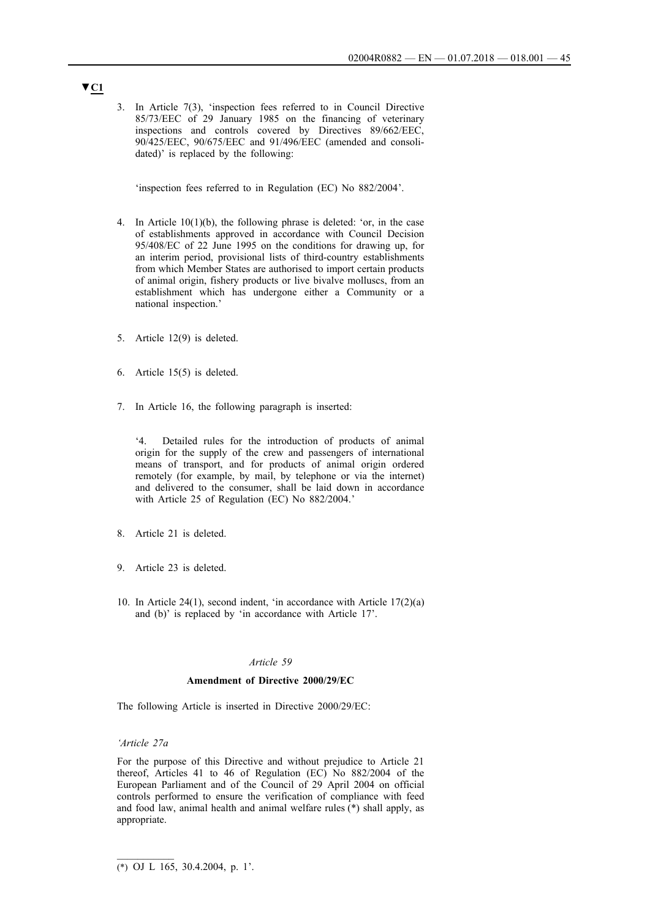▼C1

3. In Article 7(3), 'inspection fees referred to in Council Directive 85/73/EEC of 29 January 1985 on the financing of veterinary inspections and controls covered by Directives 89/662/EEC, 90/425/EEC, 90/675/EEC and 91/496/EEC (amended and consolidated)' is replaced by the following:

   'inspection fees referred to in Regulation (EC) No 882/2004'.

4. In Article 10(1)(b), the following phrase is deleted: 'or, in the case of establishments approved in accordance with Council Decision 95/408/EC of 22 June 1995 on the conditions for drawing up, for an interim period, provisional lists of third-country establishments from which Member States are authorised to import certain products of animal origin, fishery products or live bivalve molluscs, from an establishment which has undergone either a Community or a national inspection.'

5. Article 12(9) is deleted.

6. Article 15(5) is deleted.

7. In Article 16, the following paragraph is inserted:

   '4. Detailed rules for the introduction of products of animal origin for the supply of the crew and passengers of international means of transport, and for products of animal origin ordered remotely (for example, by mail, by telephone or via the internet) and delivered to the consumer, shall be laid down in accordance with Article 25 of Regulation (EC) No 882/2004.'

8. Article 21 is deleted.

9. Article 23 is deleted.

10. In Article 24(1), second indent, 'in accordance with Article 17(2)(a) and (b)' is replaced by 'in accordance with Article 17'.

*Article 59*

**Amendment of Directive 2000/29/EC**

The following Article is inserted in Directive 2000/29/EC:

*'Article 27a*

For the purpose of this Directive and without prejudice to Article 21 thereof, Articles 41 to 46 of Regulation (EC) No 882/2004 of the European Parliament and of the Council of 29 April 2004 on official controls performed to ensure the verification of compliance with feed and food law, animal health and animal welfare rules (*) shall apply, as appropriate.

---

(*) OJ L 165, 30.4.2004, p. 1'.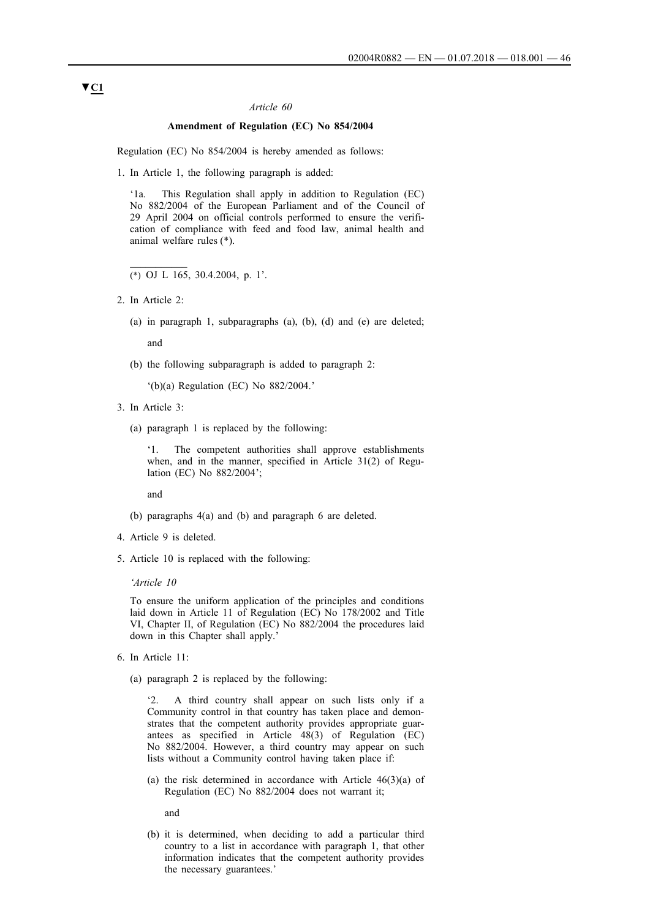▼C1

*Article 60*

**Amendment of Regulation (EC) No 854/2004**

Regulation (EC) No 854/2004 is hereby amended as follows:

1. In Article 1, the following paragraph is added:

   '1a. This Regulation shall apply in addition to Regulation (EC) No 882/2004 of the European Parliament and of the Council of 29 April 2004 on official controls performed to ensure the verification of compliance with feed and food law, animal health and animal welfare rules (*).

   ___________
   (*) OJ L 165, 30.4.2004, p. 1'.

2. In Article 2:

   (a) in paragraph 1, subparagraphs (a), (b), (d) and (e) are deleted;

   and

   (b) the following subparagraph is added to paragraph 2:

   '(b)(a) Regulation (EC) No 882/2004.'

3. In Article 3:

   (a) paragraph 1 is replaced by the following:

   '1. The competent authorities shall approve establishments when, and in the manner, specified in Article 31(2) of Regulation (EC) No 882/2004';

   and

   (b) paragraphs 4(a) and (b) and paragraph 6 are deleted.

4. Article 9 is deleted.

5. Article 10 is replaced with the following:

   *'Article 10*

   To ensure the uniform application of the principles and conditions laid down in Article 11 of Regulation (EC) No 178/2002 and Title VI, Chapter II, of Regulation (EC) No 882/2004 the procedures laid down in this Chapter shall apply.'

6. In Article 11:

   (a) paragraph 2 is replaced by the following:

   '2. A third country shall appear on such lists only if a Community control in that country has taken place and demonstrates that the competent authority provides appropriate guarantees as specified in Article 48(3) of Regulation (EC) No 882/2004. However, a third country may appear on such lists without a Community control having taken place if:

   (a) the risk determined in accordance with Article 46(3)(a) of Regulation (EC) No 882/2004 does not warrant it;

   and

   (b) it is determined, when deciding to add a particular third country to a list in accordance with paragraph 1, that other information indicates that the competent authority provides the necessary guarantees.'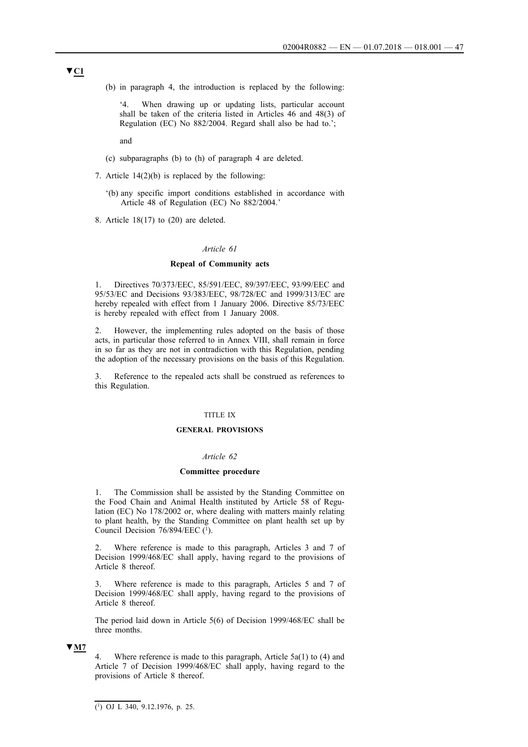▼C1

(b) in paragraph 4, the introduction is replaced by the following:

'4. When drawing up or updating lists, particular account shall be taken of the criteria listed in Articles 46 and 48(3) of Regulation (EC) No 882/2004. Regard shall also be had to.';

and

(c) subparagraphs (b) to (h) of paragraph 4 are deleted.

7. Article 14(2)(b) is replaced by the following:

'(b) any specific import conditions established in accordance with Article 48 of Regulation (EC) No 882/2004.'

8. Article 18(17) to (20) are deleted.

*Article 61*

**Repeal of Community acts**

1. Directives 70/373/EEC, 85/591/EEC, 89/397/EEC, 93/99/EEC and 95/53/EC and Decisions 93/383/EEC, 98/728/EC and 1999/313/EC are hereby repealed with effect from 1 January 2006. Directive 85/73/EEC is hereby repealed with effect from 1 January 2008.

2. However, the implementing rules adopted on the basis of those acts, in particular those referred to in Annex VIII, shall remain in force in so far as they are not in contradiction with this Regulation, pending the adoption of the necessary provisions on the basis of this Regulation.

3. Reference to the repealed acts shall be construed as references to this Regulation.

TITLE IX

**GENERAL PROVISIONS**

*Article 62*

**Committee procedure**

1. The Commission shall be assisted by the Standing Committee on the Food Chain and Animal Health instituted by Article 58 of Regulation (EC) No 178/2002 or, where dealing with matters mainly relating to plant health, by the Standing Committee on plant health set up by Council Decision 76/894/EEC [1].

2. Where reference is made to this paragraph, Articles 3 and 7 of Decision 1999/468/EC shall apply, having regard to the provisions of Article 8 thereof.

3. Where reference is made to this paragraph, Articles 5 and 7 of Decision 1999/468/EC shall apply, having regard to the provisions of Article 8 thereof.

The period laid down in Article 5(6) of Decision 1999/468/EC shall be three months.

▼M7

4. Where reference is made to this paragraph, Article 5a(1) to (4) and Article 7 of Decision 1999/468/EC shall apply, having regard to the provisions of Article 8 thereof.

[1] OJ L 340, 9.12.1976, p. 25.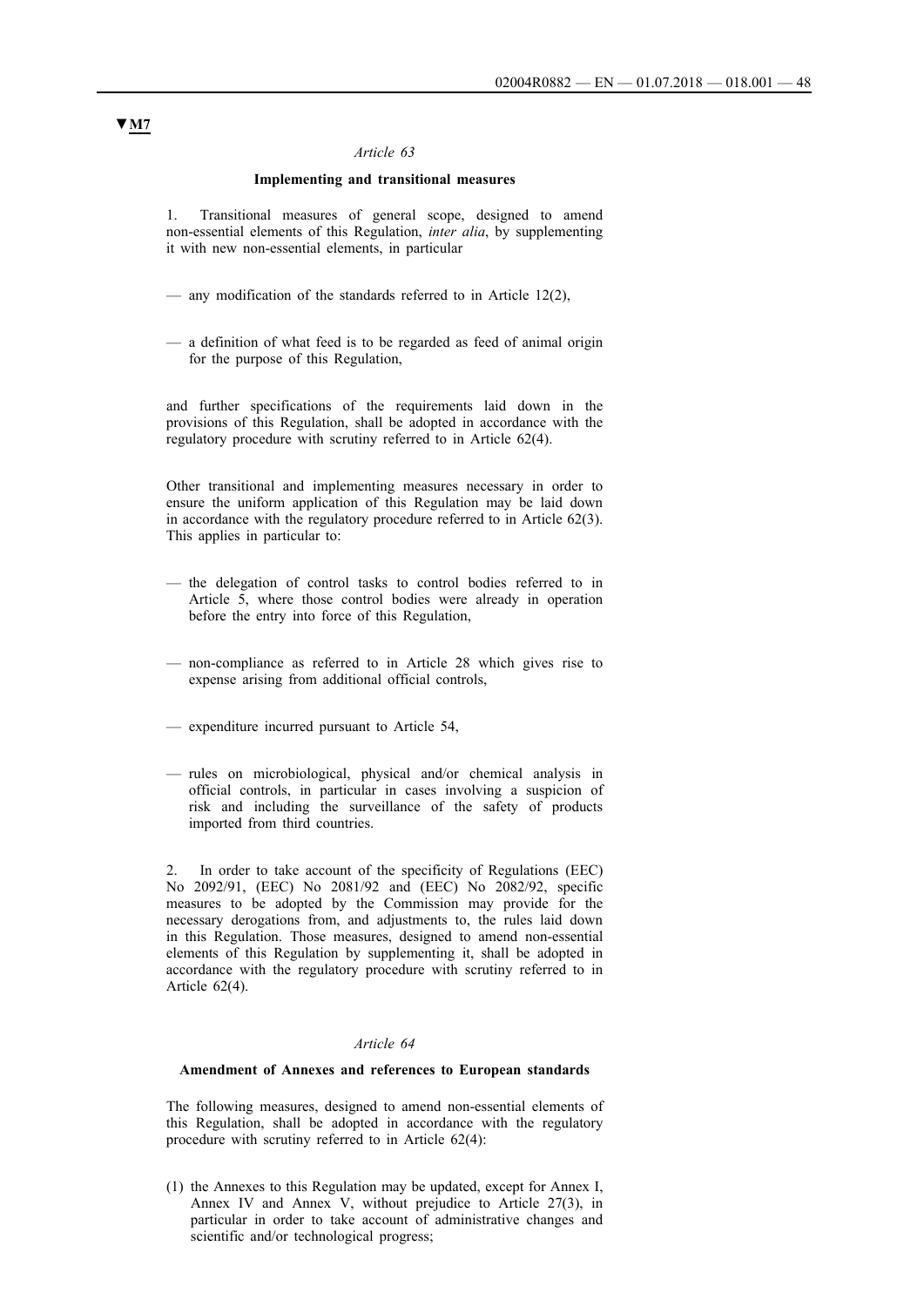▼M7

*Article 63*

**Implementing and transitional measures**

1. Transitional measures of general scope, designed to amend non-essential elements of this Regulation, *inter alia*, by supplementing it with new non-essential elements, in particular

— any modification of the standards referred to in Article 12(2),

— a definition of what feed is to be regarded as feed of animal origin for the purpose of this Regulation,

and further specifications of the requirements laid down in the provisions of this Regulation, shall be adopted in accordance with the regulatory procedure with scrutiny referred to in Article 62(4).

Other transitional and implementing measures necessary in order to ensure the uniform application of this Regulation may be laid down in accordance with the regulatory procedure referred to in Article 62(3). This applies in particular to:

— the delegation of control tasks to control bodies referred to in Article 5, where those control bodies were already in operation before the entry into force of this Regulation,

— non-compliance as referred to in Article 28 which gives rise to expense arising from additional official controls,

— expenditure incurred pursuant to Article 54,

— rules on microbiological, physical and/or chemical analysis in official controls, in particular in cases involving a suspicion of risk and including the surveillance of the safety of products imported from third countries.

2. In order to take account of the specificity of Regulations (EEC) No 2092/91, (EEC) No 2081/92 and (EEC) No 2082/92, specific measures to be adopted by the Commission may provide for the necessary derogations from, and adjustments to, the rules laid down in this Regulation. Those measures, designed to amend non-essential elements of this Regulation by supplementing it, shall be adopted in accordance with the regulatory procedure with scrutiny referred to in Article 62(4).

*Article 64*

**Amendment of Annexes and references to European standards**

The following measures, designed to amend non-essential elements of this Regulation, shall be adopted in accordance with the regulatory procedure with scrutiny referred to in Article 62(4):

(1) the Annexes to this Regulation may be updated, except for Annex I, Annex IV and Annex V, without prejudice to Article 27(3), in particular in order to take account of administrative changes and scientific and/or technological progress;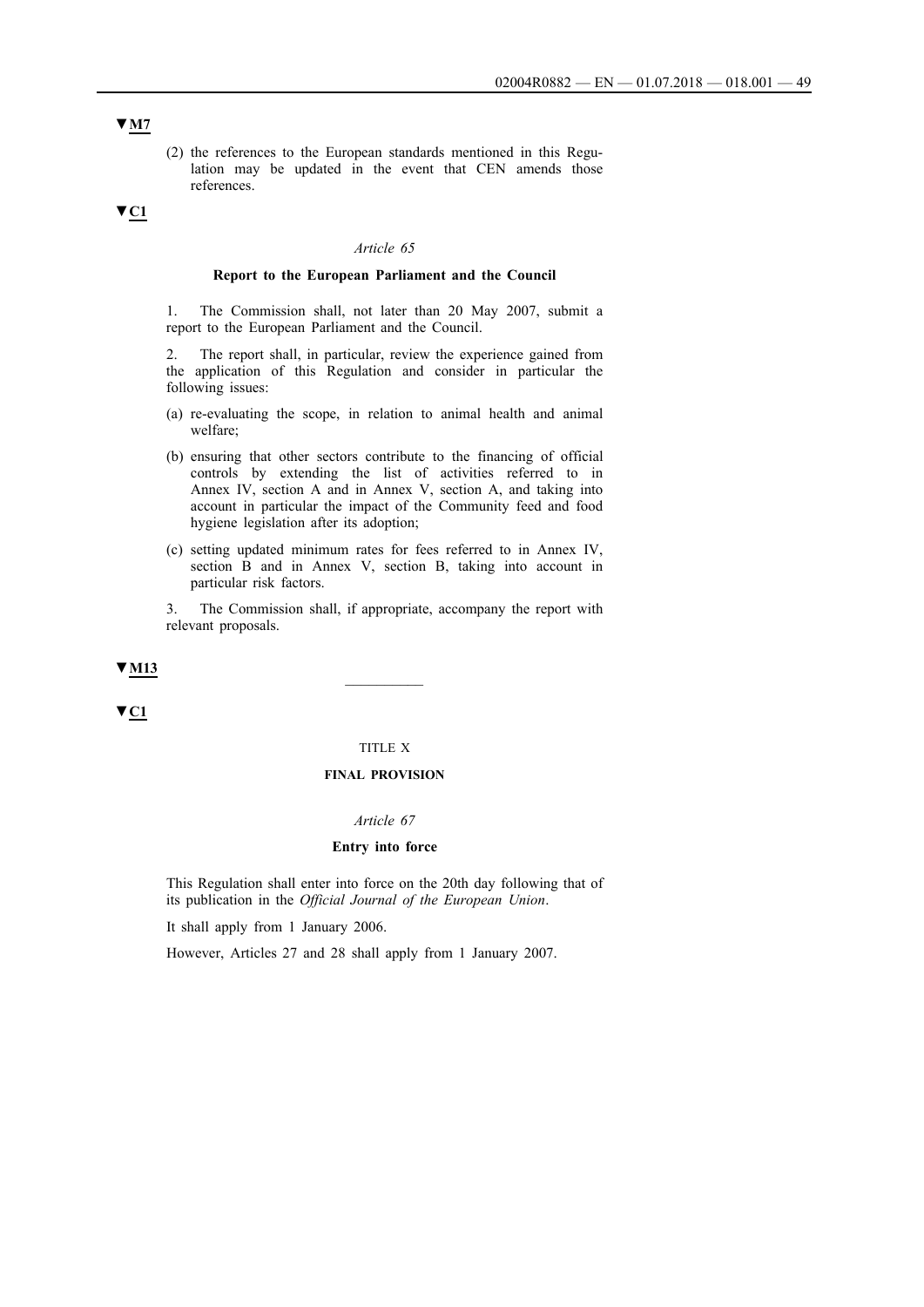▼M7

(2) the references to the European standards mentioned in this Regulation may be updated in the event that CEN amends those references.

▼C1

*Article 65*

**Report to the European Parliament and the Council**

1. The Commission shall, not later than 20 May 2007, submit a report to the European Parliament and the Council.

2. The report shall, in particular, review the experience gained from the application of this Regulation and consider in particular the following issues:

(a) re-evaluating the scope, in relation to animal health and animal welfare;

(b) ensuring that other sectors contribute to the financing of official controls by extending the list of activities referred to in Annex IV, section A and in Annex V, section A, and taking into account in particular the impact of the Community feed and food hygiene legislation after its adoption;

(c) setting updated minimum rates for fees referred to in Annex IV, section B and in Annex V, section B, taking into account in particular risk factors.

3. The Commission shall, if appropriate, accompany the report with relevant proposals.

▼M13

---

▼C1

TITLE X

**FINAL PROVISION**

*Article 67*

**Entry into force**

This Regulation shall enter into force on the 20th day following that of its publication in the *Official Journal of the European Union*.

It shall apply from 1 January 2006.

However, Articles 27 and 28 shall apply from 1 January 2007.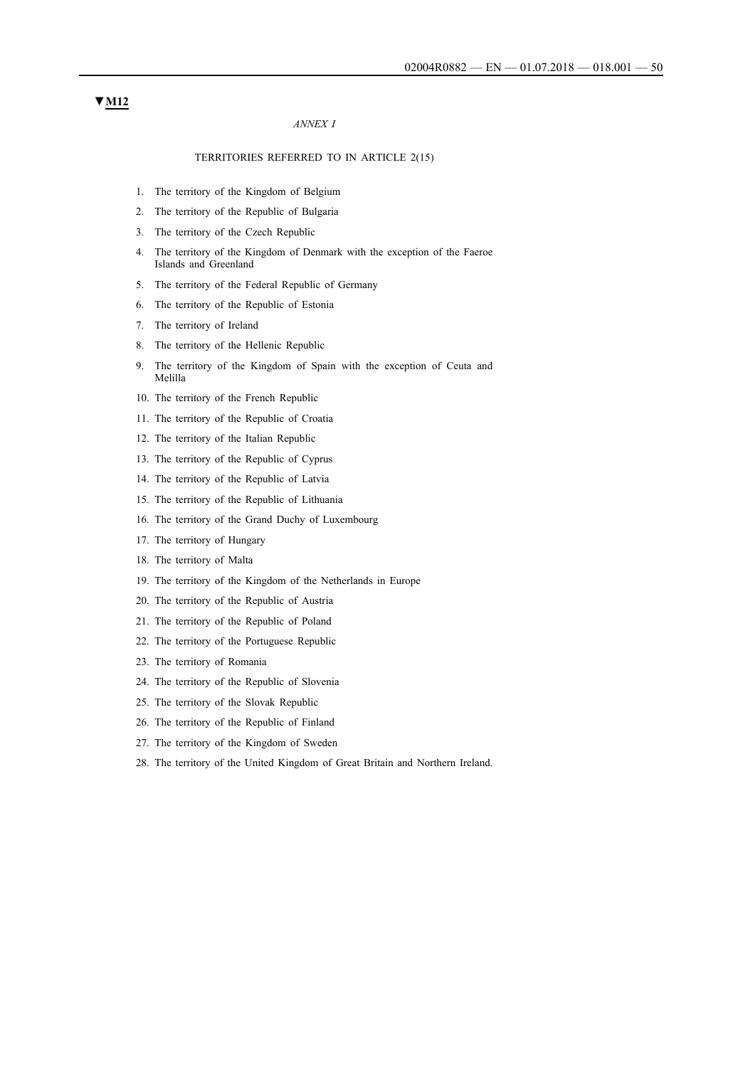▼M12

*ANNEX I*

TERRITORIES REFERRED TO IN ARTICLE 2(15)

1. The territory of the Kingdom of Belgium
2. The territory of the Republic of Bulgaria
3. The territory of the Czech Republic
4. The territory of the Kingdom of Denmark with the exception of the Faeroe Islands and Greenland
5. The territory of the Federal Republic of Germany
6. The territory of the Republic of Estonia
7. The territory of Ireland
8. The territory of the Hellenic Republic
9. The territory of the Kingdom of Spain with the exception of Ceuta and Melilla
10. The territory of the French Republic
11. The territory of the Republic of Croatia
12. The territory of the Italian Republic
13. The territory of the Republic of Cyprus
14. The territory of the Republic of Latvia
15. The territory of the Republic of Lithuania
16. The territory of the Grand Duchy of Luxembourg
17. The territory of Hungary
18. The territory of Malta
19. The territory of the Kingdom of the Netherlands in Europe
20. The territory of the Republic of Austria
21. The territory of the Republic of Poland
22. The territory of the Portuguese Republic
23. The territory of Romania
24. The territory of the Republic of Slovenia
25. The territory of the Slovak Republic
26. The territory of the Republic of Finland
27. The territory of the Kingdom of Sweden
28. The territory of the United Kingdom of Great Britain and Northern Ireland.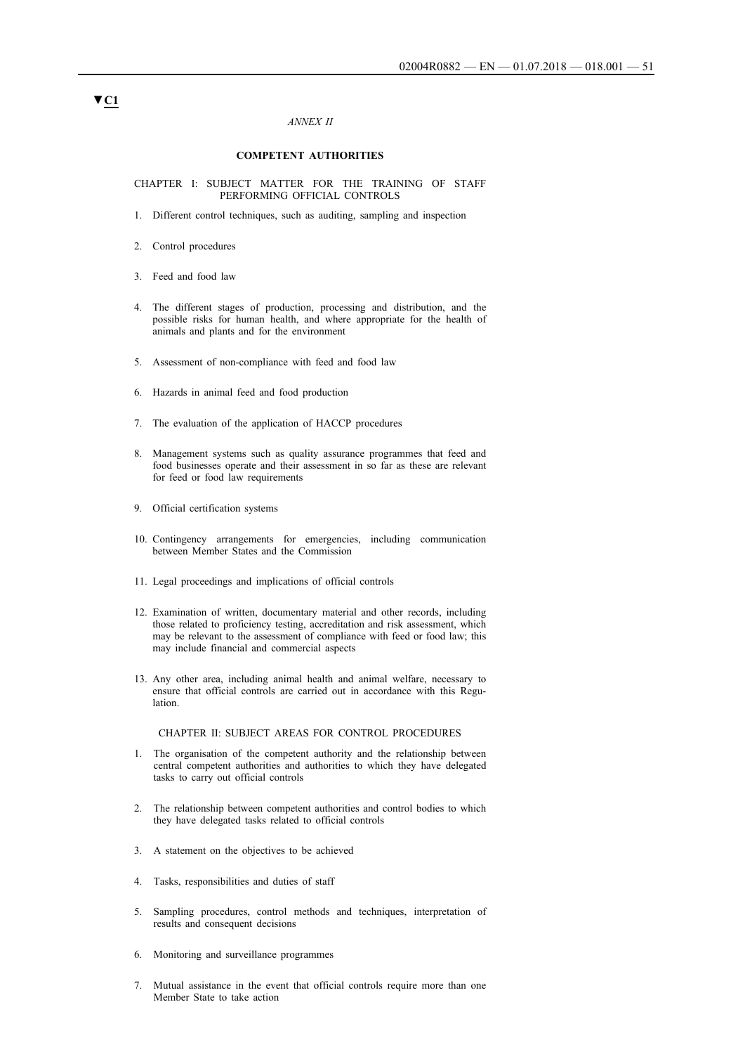▼C1

*ANNEX II*

## COMPETENT AUTHORITIES

### CHAPTER I: SUBJECT MATTER FOR THE TRAINING OF STAFF PERFORMING OFFICIAL CONTROLS

1. Different control techniques, such as auditing, sampling and inspection
2. Control procedures
3. Feed and food law
4. The different stages of production, processing and distribution, and the possible risks for human health, and where appropriate for the health of animals and plants and for the environment
5. Assessment of non-compliance with feed and food law
6. Hazards in animal feed and food production
7. The evaluation of the application of HACCP procedures
8. Management systems such as quality assurance programmes that feed and food businesses operate and their assessment in so far as these are relevant for feed or food law requirements
9. Official certification systems
10. Contingency arrangements for emergencies, including communication between Member States and the Commission
11. Legal proceedings and implications of official controls
12. Examination of written, documentary material and other records, including those related to proficiency testing, accreditation and risk assessment, which may be relevant to the assessment of compliance with feed or food law; this may include financial and commercial aspects
13. Any other area, including animal health and animal welfare, necessary to ensure that official controls are carried out in accordance with this Regulation.

### CHAPTER II: SUBJECT AREAS FOR CONTROL PROCEDURES

1. The organisation of the competent authority and the relationship between central competent authorities and authorities to which they have delegated tasks to carry out official controls
2. The relationship between competent authorities and control bodies to which they have delegated tasks related to official controls
3. A statement on the objectives to be achieved
4. Tasks, responsibilities and duties of staff
5. Sampling procedures, control methods and techniques, interpretation of results and consequent decisions
6. Monitoring and surveillance programmes
7. Mutual assistance in the event that official controls require more than one Member State to take action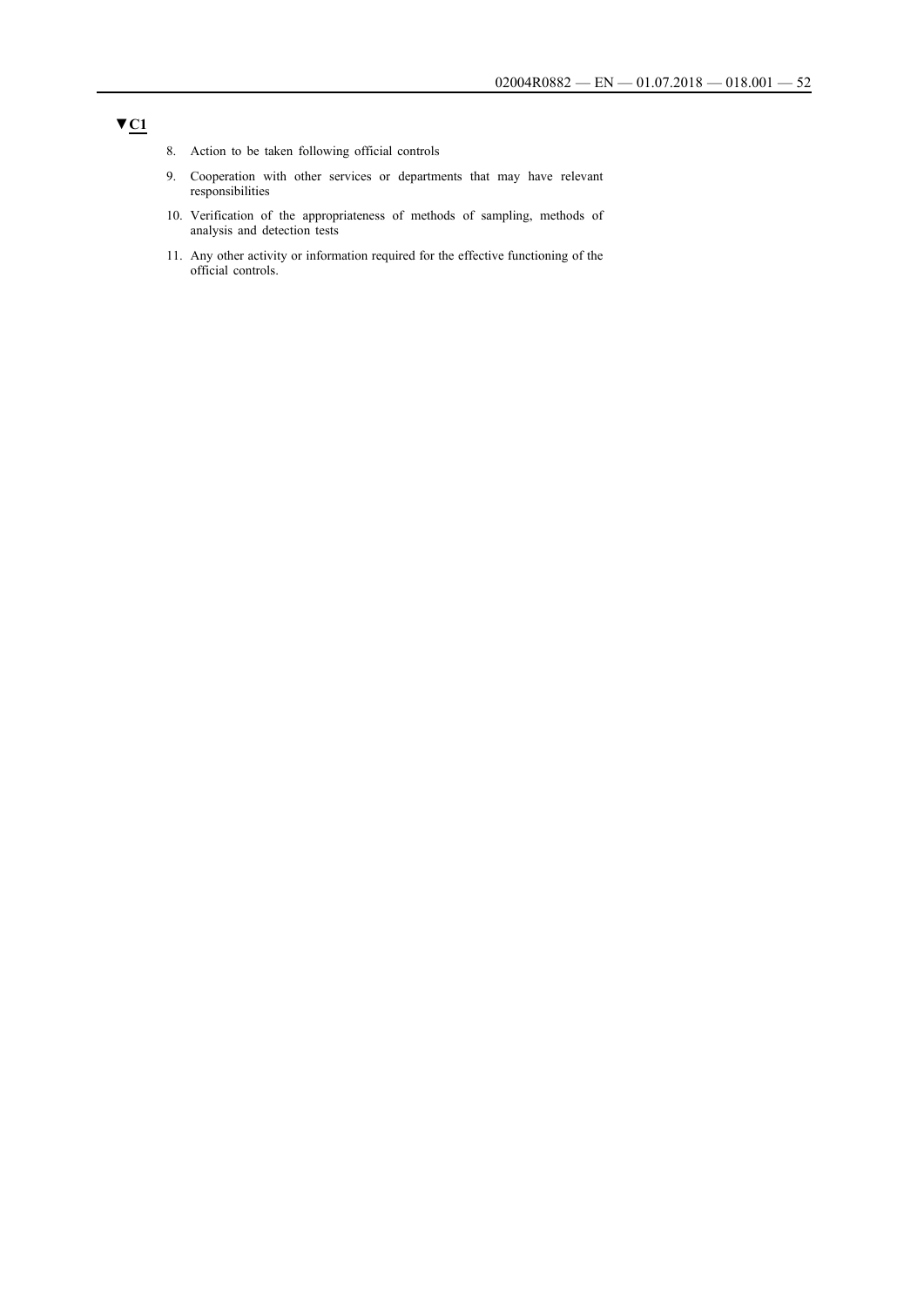▼C1

8. Action to be taken following official controls
9. Cooperation with other services or departments that may have relevant responsibilities
10. Verification of the appropriateness of methods of sampling, methods of analysis and detection tests
11. Any other activity or information required for the effective functioning of the official controls.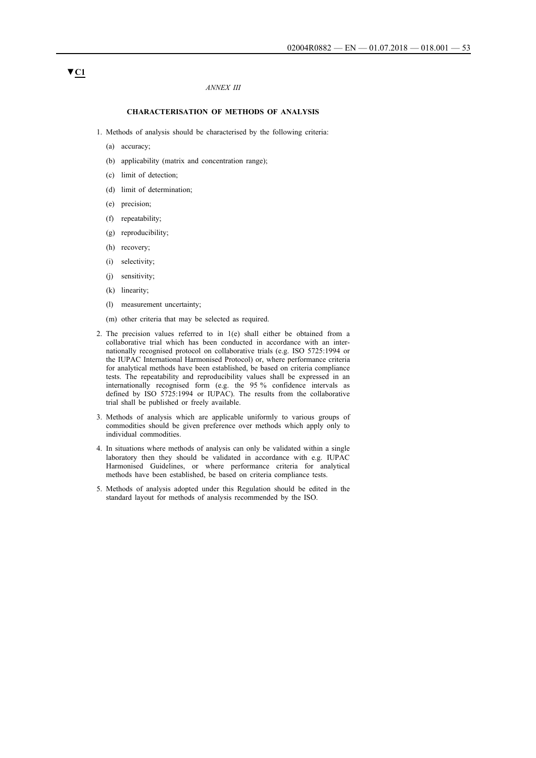▼C1

*ANNEX III*

## CHARACTERISATION OF METHODS OF ANALYSIS

1. Methods of analysis should be characterised by the following criteria:

   (a) accuracy;

   (b) applicability (matrix and concentration range);

   (c) limit of detection;

   (d) limit of determination;

   (e) precision;

   (f) repeatability;

   (g) reproducibility;

   (h) recovery;

   (i) selectivity;

   (j) sensitivity;

   (k) linearity;

   (l) measurement uncertainty;

   (m) other criteria that may be selected as required.

2. The precision values referred to in 1(e) shall either be obtained from a collaborative trial which has been conducted in accordance with an internationally recognised protocol on collaborative trials (e.g. ISO 5725:1994 or the IUPAC International Harmonised Protocol) or, where performance criteria for analytical methods have been established, be based on criteria compliance tests. The repeatability and reproducibility values shall be expressed in an internationally recognised form (e.g. the 95 % confidence intervals as defined by ISO 5725:1994 or IUPAC). The results from the collaborative trial shall be published or freely available.

3. Methods of analysis which are applicable uniformly to various groups of commodities should be given preference over methods which apply only to individual commodities.

4. In situations where methods of analysis can only be validated within a single laboratory then they should be validated in accordance with e.g. IUPAC Harmonised Guidelines, or where performance criteria for analytical methods have been established, be based on criteria compliance tests.

5. Methods of analysis adopted under this Regulation should be edited in the standard layout for methods of analysis recommended by the ISO.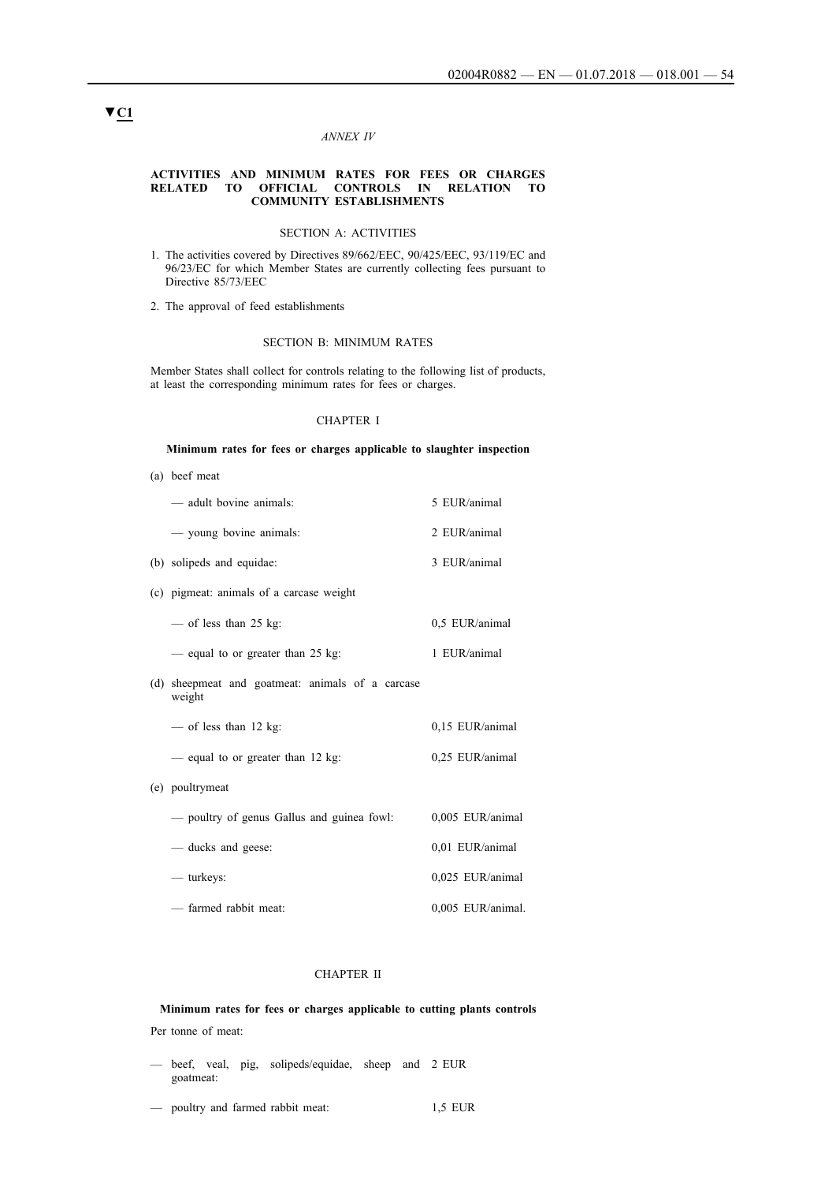▼C1

*ANNEX IV*

**ACTIVITIES AND MINIMUM RATES FOR FEES OR CHARGES RELATED TO OFFICIAL CONTROLS IN RELATION TO COMMUNITY ESTABLISHMENTS**

SECTION A: ACTIVITIES

1. The activities covered by Directives 89/662/EEC, 90/425/EEC, 93/119/EC and 96/23/EC for which Member States are currently collecting fees pursuant to Directive 85/73/EEC
2. The approval of feed establishments

SECTION B: MINIMUM RATES

Member States shall collect for controls relating to the following list of products, at least the corresponding minimum rates for fees or charges.

CHAPTER I

**Minimum rates for fees or charges applicable to slaughter inspection**

(a) beef meat

| | |
|---|---|
| — adult bovine animals: | 5 EUR/animal |
| — young bovine animals: | 2 EUR/animal |

(b) solipeds and equidae: 3 EUR/animal

(c) pigmeat: animals of a carcase weight

| | |
|---|---|
| — of less than 25 kg: | 0,5 EUR/animal |
| — equal to or greater than 25 kg: | 1 EUR/animal |

(d) sheepmeat and goatmeat: animals of a carcase weight

| | |
|---|---|
| — of less than 12 kg: | 0,15 EUR/animal |
| — equal to or greater than 12 kg: | 0,25 EUR/animal |

(e) poultrymeat

| | |
|---|---|
| — poultry of genus Gallus and guinea fowl: | 0,005 EUR/animal |
| — ducks and geese: | 0,01 EUR/animal |
| — turkeys: | 0,025 EUR/animal |
| — farmed rabbit meat: | 0,005 EUR/animal. |

CHAPTER II

**Minimum rates for fees or charges applicable to cutting plants controls**

Per tonne of meat:

| | |
|---|---|
| — beef, veal, pig, solipeds/equidae, sheep and goatmeat: | 2 EUR |
| — poultry and farmed rabbit meat: | 1,5 EUR |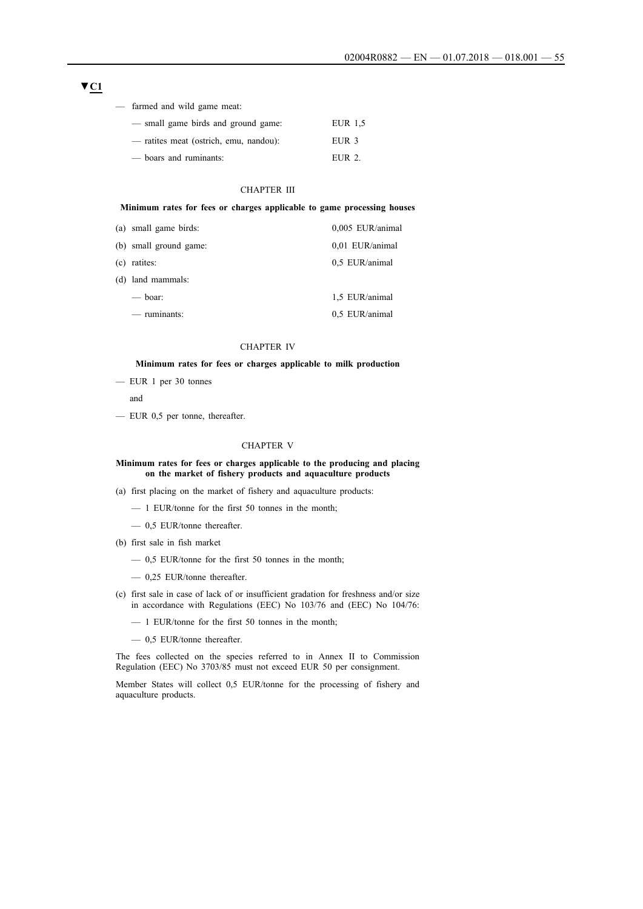▼C1

— farmed and wild game meat:

— small game birds and ground game: EUR 1,5

— ratites meat (ostrich, emu, nandou): EUR 3

— boars and ruminants: EUR 2.

CHAPTER III

**Minimum rates for fees or charges applicable to game processing houses**

| | |
|---|---|
| (a) small game birds: | 0,005 EUR/animal |
| (b) small ground game: | 0,01 EUR/animal |
| (c) ratites: | 0,5 EUR/animal |
| (d) land mammals: | |
| — boar: | 1,5 EUR/animal |
| — ruminants: | 0,5 EUR/animal |

CHAPTER IV

**Minimum rates for fees or charges applicable to milk production**

— EUR 1 per 30 tonnes

and

— EUR 0,5 per tonne, thereafter.

CHAPTER V

**Minimum rates for fees or charges applicable to the producing and placing on the market of fishery products and aquaculture products**

(a) first placing on the market of fishery and aquaculture products:

— 1 EUR/tonne for the first 50 tonnes in the month;

— 0,5 EUR/tonne thereafter.

(b) first sale in fish market

— 0,5 EUR/tonne for the first 50 tonnes in the month;

— 0,25 EUR/tonne thereafter.

(c) first sale in case of lack of or insufficient gradation for freshness and/or size in accordance with Regulations (EEC) No 103/76 and (EEC) No 104/76:

— 1 EUR/tonne for the first 50 tonnes in the month;

— 0,5 EUR/tonne thereafter.

The fees collected on the species referred to in Annex II to Commission Regulation (EEC) No 3703/85 must not exceed EUR 50 per consignment.

Member States will collect 0,5 EUR/tonne for the processing of fishery and aquaculture products.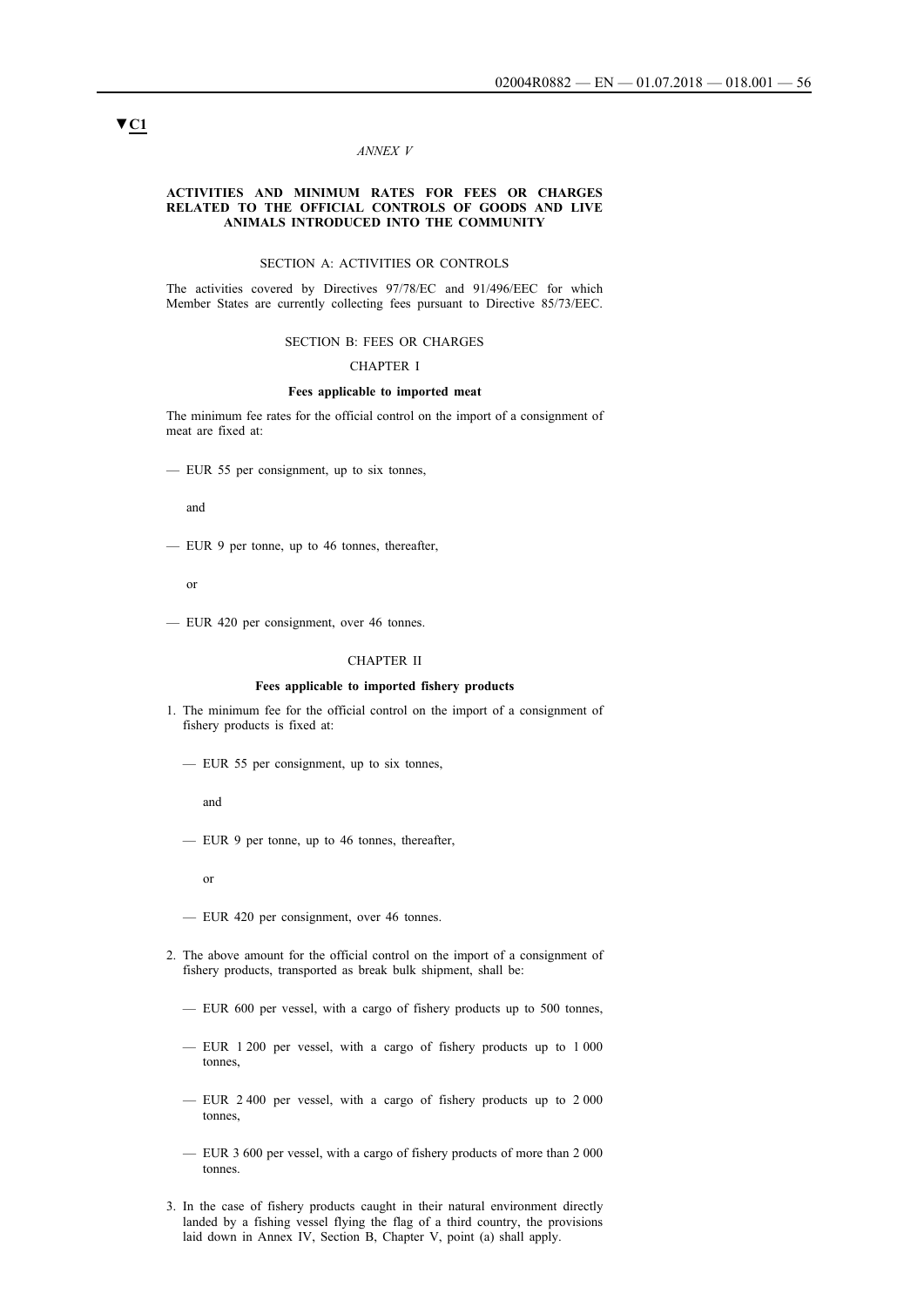▼C1

*ANNEX V*

**ACTIVITIES AND MINIMUM RATES FOR FEES OR CHARGES RELATED TO THE OFFICIAL CONTROLS OF GOODS AND LIVE ANIMALS INTRODUCED INTO THE COMMUNITY**

SECTION A: ACTIVITIES OR CONTROLS

The activities covered by Directives 97/78/EC and 91/496/EEC for which Member States are currently collecting fees pursuant to Directive 85/73/EEC.

SECTION B: FEES OR CHARGES

CHAPTER I

**Fees applicable to imported meat**

The minimum fee rates for the official control on the import of a consignment of meat are fixed at:

— EUR 55 per consignment, up to six tonnes,

and

— EUR 9 per tonne, up to 46 tonnes, thereafter,

or

— EUR 420 per consignment, over 46 tonnes.

CHAPTER II

**Fees applicable to imported fishery products**

1. The minimum fee for the official control on the import of a consignment of fishery products is fixed at:

   — EUR 55 per consignment, up to six tonnes,

   and

   — EUR 9 per tonne, up to 46 tonnes, thereafter,

   or

   — EUR 420 per consignment, over 46 tonnes.

2. The above amount for the official control on the import of a consignment of fishery products, transported as break bulk shipment, shall be:

   — EUR 600 per vessel, with a cargo of fishery products up to 500 tonnes,

   — EUR 1 200 per vessel, with a cargo of fishery products up to 1 000 tonnes,

   — EUR 2 400 per vessel, with a cargo of fishery products up to 2 000 tonnes,

   — EUR 3 600 per vessel, with a cargo of fishery products of more than 2 000 tonnes.

3. In the case of fishery products caught in their natural environment directly landed by a fishing vessel flying the flag of a third country, the provisions laid down in Annex IV, Section B, Chapter V, point (a) shall apply.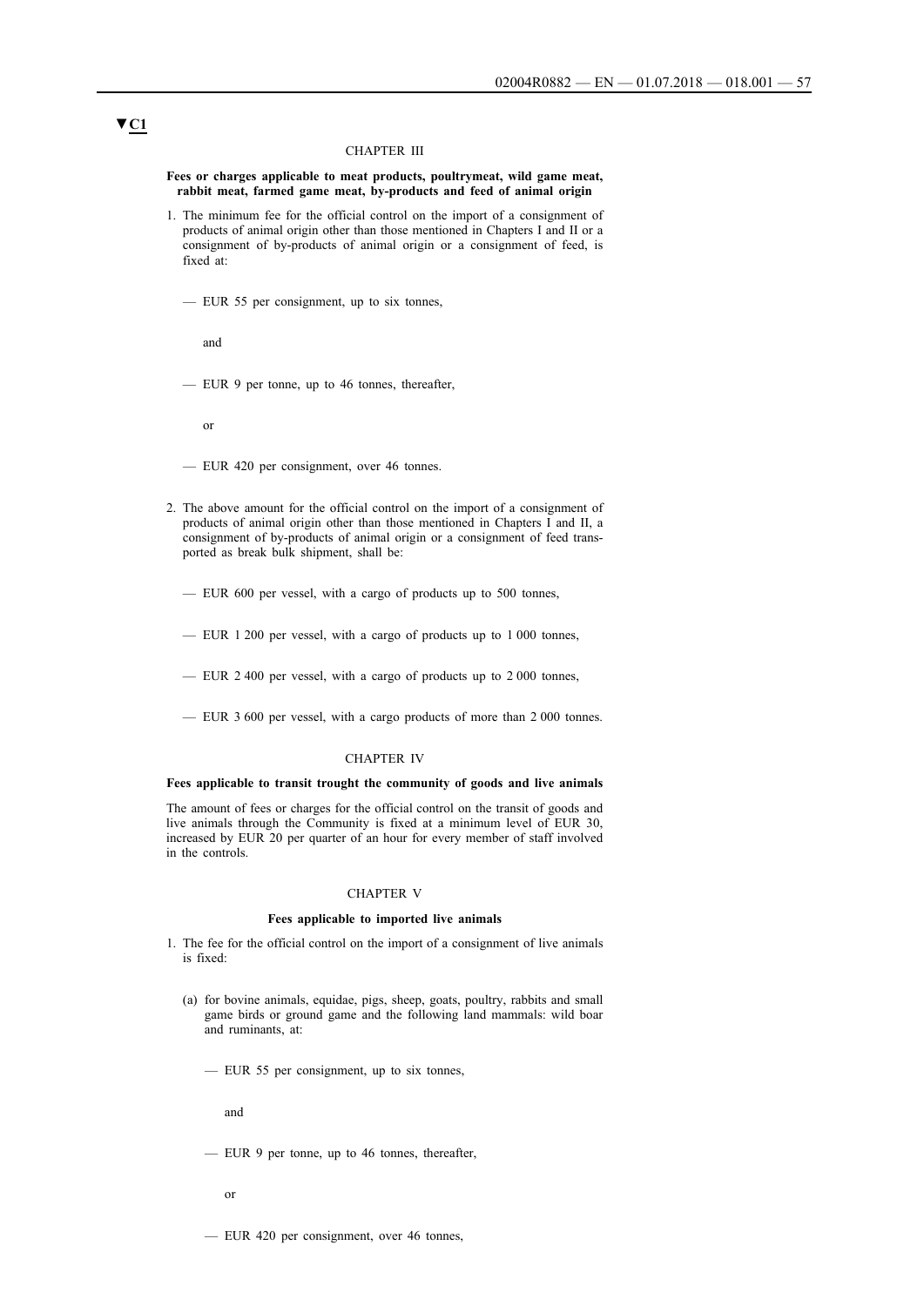▼C1

### CHAPTER III

**Fees or charges applicable to meat products, poultrymeat, wild game meat, rabbit meat, farmed game meat, by-products and feed of animal origin**

1. The minimum fee for the official control on the import of a consignment of products of animal origin other than those mentioned in Chapters I and II or a consignment of by-products of animal origin or a consignment of feed, is fixed at:

   — EUR 55 per consignment, up to six tonnes,

   and

   — EUR 9 per tonne, up to 46 tonnes, thereafter,

   or

   — EUR 420 per consignment, over 46 tonnes.

2. The above amount for the official control on the import of a consignment of products of animal origin other than those mentioned in Chapters I and II, a consignment of by-products of animal origin or a consignment of feed transported as break bulk shipment, shall be:

   — EUR 600 per vessel, with a cargo of products up to 500 tonnes,

   — EUR 1 200 per vessel, with a cargo of products up to 1 000 tonnes,

   — EUR 2 400 per vessel, with a cargo of products up to 2 000 tonnes,

   — EUR 3 600 per vessel, with a cargo products of more than 2 000 tonnes.

### CHAPTER IV

**Fees applicable to transit trought the community of goods and live animals**

The amount of fees or charges for the official control on the transit of goods and live animals through the Community is fixed at a minimum level of EUR 30, increased by EUR 20 per quarter of an hour for every member of staff involved in the controls.

### CHAPTER V

**Fees applicable to imported live animals**

1. The fee for the official control on the import of a consignment of live animals is fixed:

   (a) for bovine animals, equidae, pigs, sheep, goats, poultry, rabbits and small game birds or ground game and the following land mammals: wild boar and ruminants, at:

   — EUR 55 per consignment, up to six tonnes,

   and

   — EUR 9 per tonne, up to 46 tonnes, thereafter,

   or

   — EUR 420 per consignment, over 46 tonnes,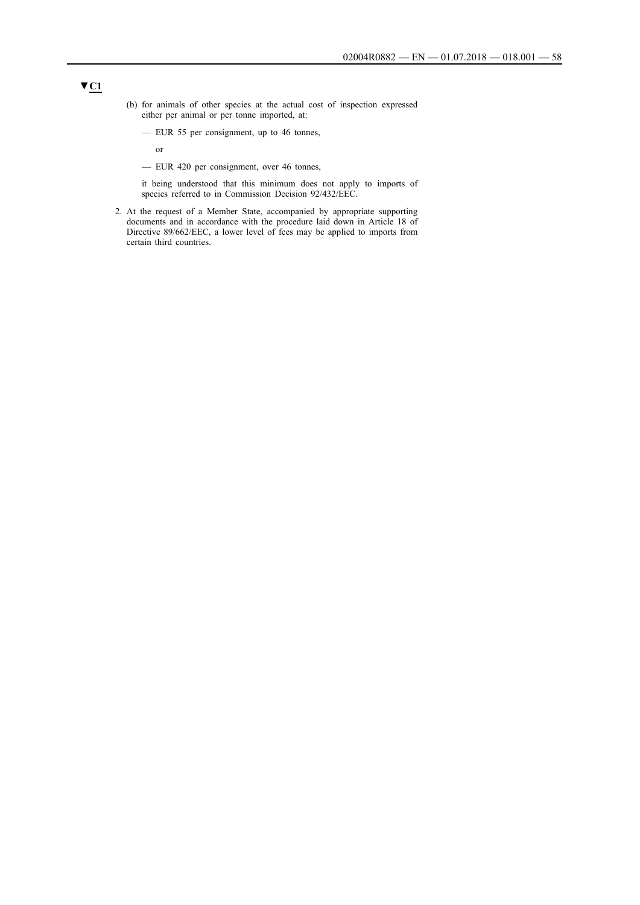▼C1

(b) for animals of other species at the actual cost of inspection expressed either per animal or per tonne imported, at:

— EUR 55 per consignment, up to 46 tonnes,

or

— EUR 420 per consignment, over 46 tonnes,

it being understood that this minimum does not apply to imports of species referred to in Commission Decision 92/432/EEC.

2. At the request of a Member State, accompanied by appropriate supporting documents and in accordance with the procedure laid down in Article 18 of Directive 89/662/EEC, a lower level of fees may be applied to imports from certain third countries.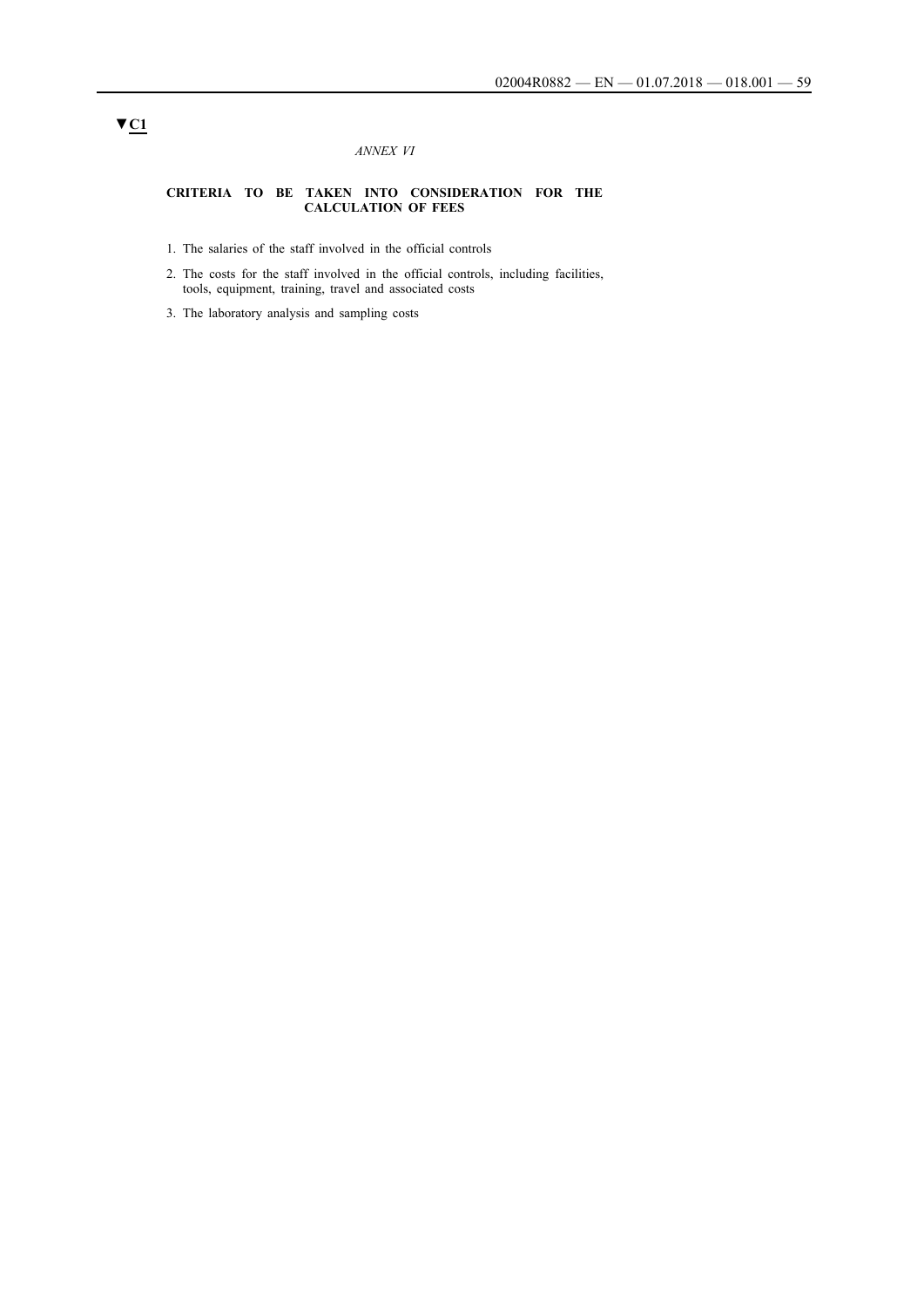▼C1

*ANNEX VI*

**CRITERIA TO BE TAKEN INTO CONSIDERATION FOR THE CALCULATION OF FEES**

1. The salaries of the staff involved in the official controls

2. The costs for the staff involved in the official controls, including facilities, tools, equipment, training, travel and associated costs

3. The laboratory analysis and sampling costs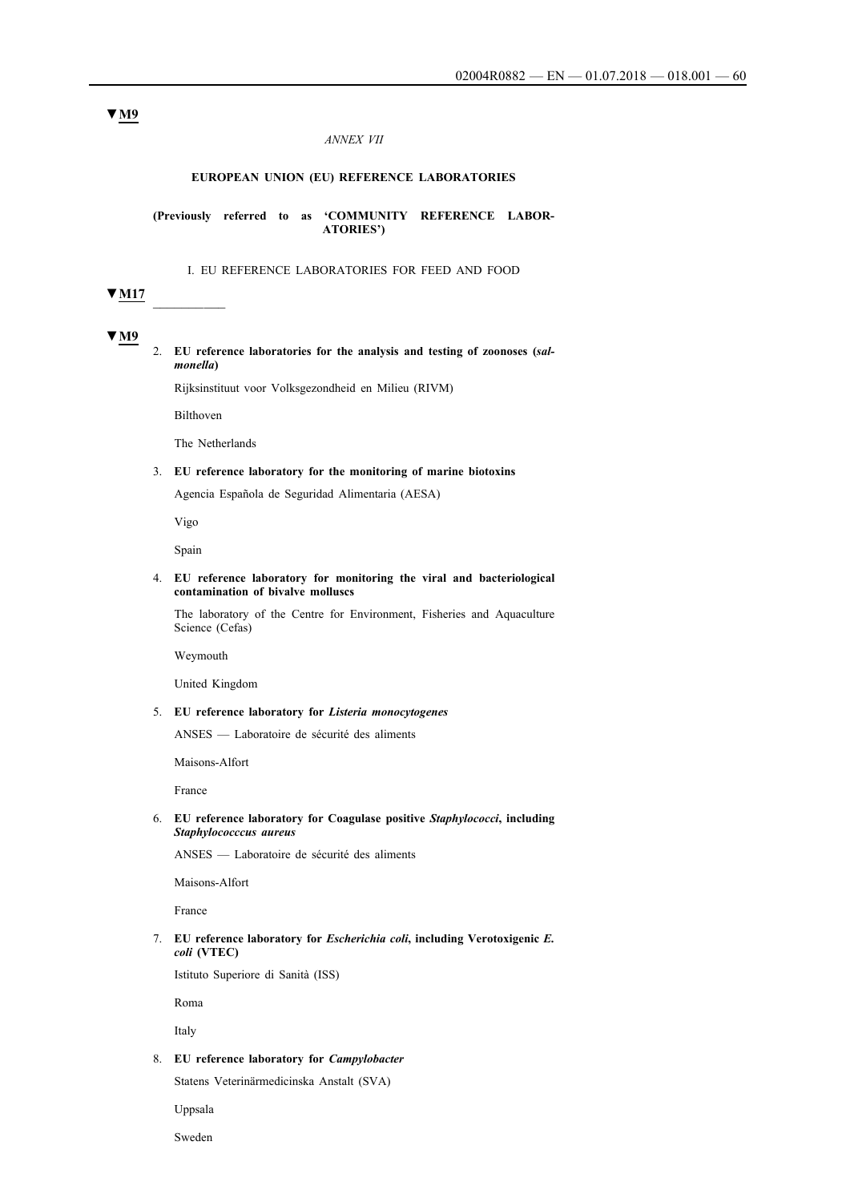▼M9

*ANNEX VII*

**EUROPEAN UNION (EU) REFERENCE LABORATORIES**

**(Previously referred to as 'COMMUNITY REFERENCE LABORATORIES')**

I. EU REFERENCE LABORATORIES FOR FEED AND FOOD

▼M17

___________

▼M9

2. **EU reference laboratories for the analysis and testing of zoonoses (*salmonella*)**

   Rijksinstituut voor Volksgezondheid en Milieu (RIVM)

   Bilthoven

   The Netherlands

3. **EU reference laboratory for the monitoring of marine biotoxins**

   Agencia Española de Seguridad Alimentaria (AESA)

   Vigo

   Spain

4. **EU reference laboratory for monitoring the viral and bacteriological contamination of bivalve molluscs**

   The laboratory of the Centre for Environment, Fisheries and Aquaculture Science (Cefas)

   Weymouth

   United Kingdom

5. **EU reference laboratory for *Listeria monocytogenes***

   ANSES — Laboratoire de sécurité des aliments

   Maisons-Alfort

   France

6. **EU reference laboratory for Coagulase positive *Staphylococci*, including *Staphylococccus aureus***

   ANSES — Laboratoire de sécurité des aliments

   Maisons-Alfort

   France

7. **EU reference laboratory for *Escherichia coli*, including Verotoxigenic *E. coli* (VTEC)**

   Istituto Superiore di Sanità (ISS)

   Roma

   Italy

8. **EU reference laboratory for *Campylobacter***

   Statens Veterinärmedicinska Anstalt (SVA)

   Uppsala

   Sweden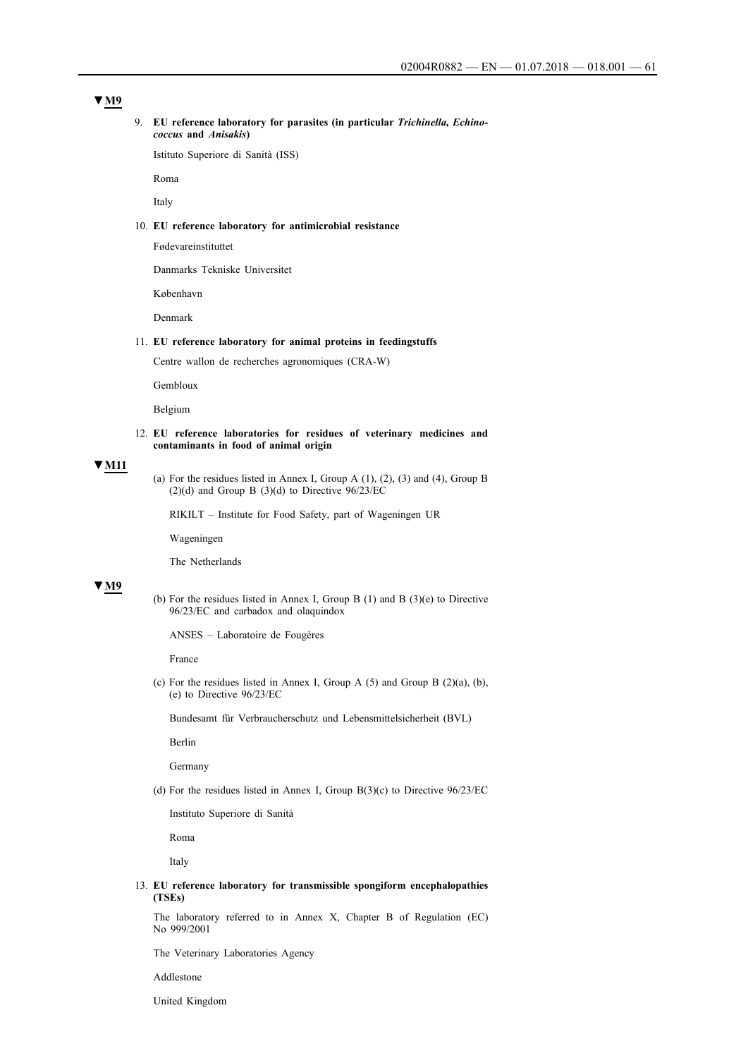▼M9

9. **EU reference laboratory for parasites (in particular *Trichinella, Echinococcus* and *Anisakis*)**

   Istituto Superiore di Sanità (ISS)

   Roma

   Italy

10. **EU reference laboratory for antimicrobial resistance**

    Fødevareinstituttet

    Danmarks Tekniske Universitet

    København

    Denmark

11. **EU reference laboratory for animal proteins in feedingstuffs**

    Centre wallon de recherches agronomiques (CRA-W)

    Gembloux

    Belgium

12. **EU reference laboratories for residues of veterinary medicines and contaminants in food of animal origin**

▼M11

(a) For the residues listed in Annex I, Group A (1), (2), (3) and (4), Group B (2)(d) and Group B (3)(d) to Directive 96/23/EC

RIKILT – Institute for Food Safety, part of Wageningen UR

Wageningen

The Netherlands

▼M9

(b) For the residues listed in Annex I, Group B (1) and B (3)(e) to Directive 96/23/EC and carbadox and olaquindox

ANSES – Laboratoire de Fougères

France

(c) For the residues listed in Annex I, Group A (5) and Group B (2)(a), (b), (e) to Directive 96/23/EC

Bundesamt für Verbraucherschutz und Lebensmittelsicherheit (BVL)

Berlin

Germany

(d) For the residues listed in Annex I, Group B(3)(c) to Directive 96/23/EC

Instituto Superiore di Sanità

Roma

Italy

13. **EU reference laboratory for transmissible spongiform encephalopathies (TSEs)**

    The laboratory referred to in Annex X, Chapter B of Regulation (EC) No 999/2001

    The Veterinary Laboratories Agency

    Addlestone

    United Kingdom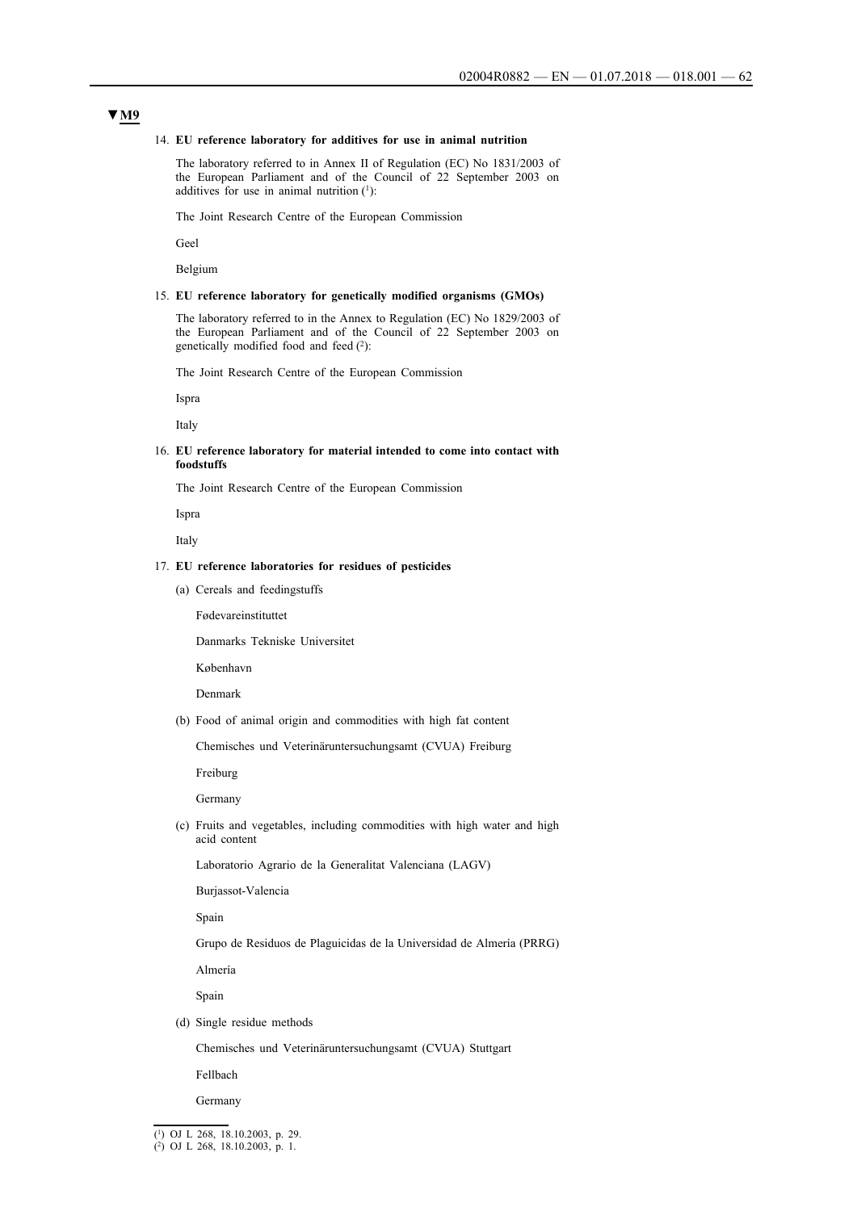▼M9

14. **EU reference laboratory for additives for use in animal nutrition**

    The laboratory referred to in Annex II of Regulation (EC) No 1831/2003 of the European Parliament and of the Council of 22 September 2003 on additives for use in animal nutrition [1]:

    The Joint Research Centre of the European Commission

    Geel

    Belgium

15. **EU reference laboratory for genetically modified organisms (GMOs)**

    The laboratory referred to in the Annex to Regulation (EC) No 1829/2003 of the European Parliament and of the Council of 22 September 2003 on genetically modified food and feed [2]:

    The Joint Research Centre of the European Commission

    Ispra

    Italy

16. **EU reference laboratory for material intended to come into contact with foodstuffs**

    The Joint Research Centre of the European Commission

    Ispra

    Italy

17. **EU reference laboratories for residues of pesticides**

    (a) Cereals and feedingstuffs

    Fødevareinstituttet

    Danmarks Tekniske Universitet

    København

    Denmark

    (b) Food of animal origin and commodities with high fat content

    Chemisches und Veterinäruntersuchungsamt (CVUA) Freiburg

    Freiburg

    Germany

    (c) Fruits and vegetables, including commodities with high water and high acid content

    Laboratorio Agrario de la Generalitat Valenciana (LAGV)

    Burjassot-Valencia

    Spain

    Grupo de Residuos de Plaguicidas de la Universidad de Almería (PRRG)

    Almería

    Spain

    (d) Single residue methods

    Chemisches und Veterinäruntersuchungsamt (CVUA) Stuttgart

    Fellbach

    Germany

---

[1] OJ L 268, 18.10.2003, p. 29.

[2] OJ L 268, 18.10.2003, p. 1.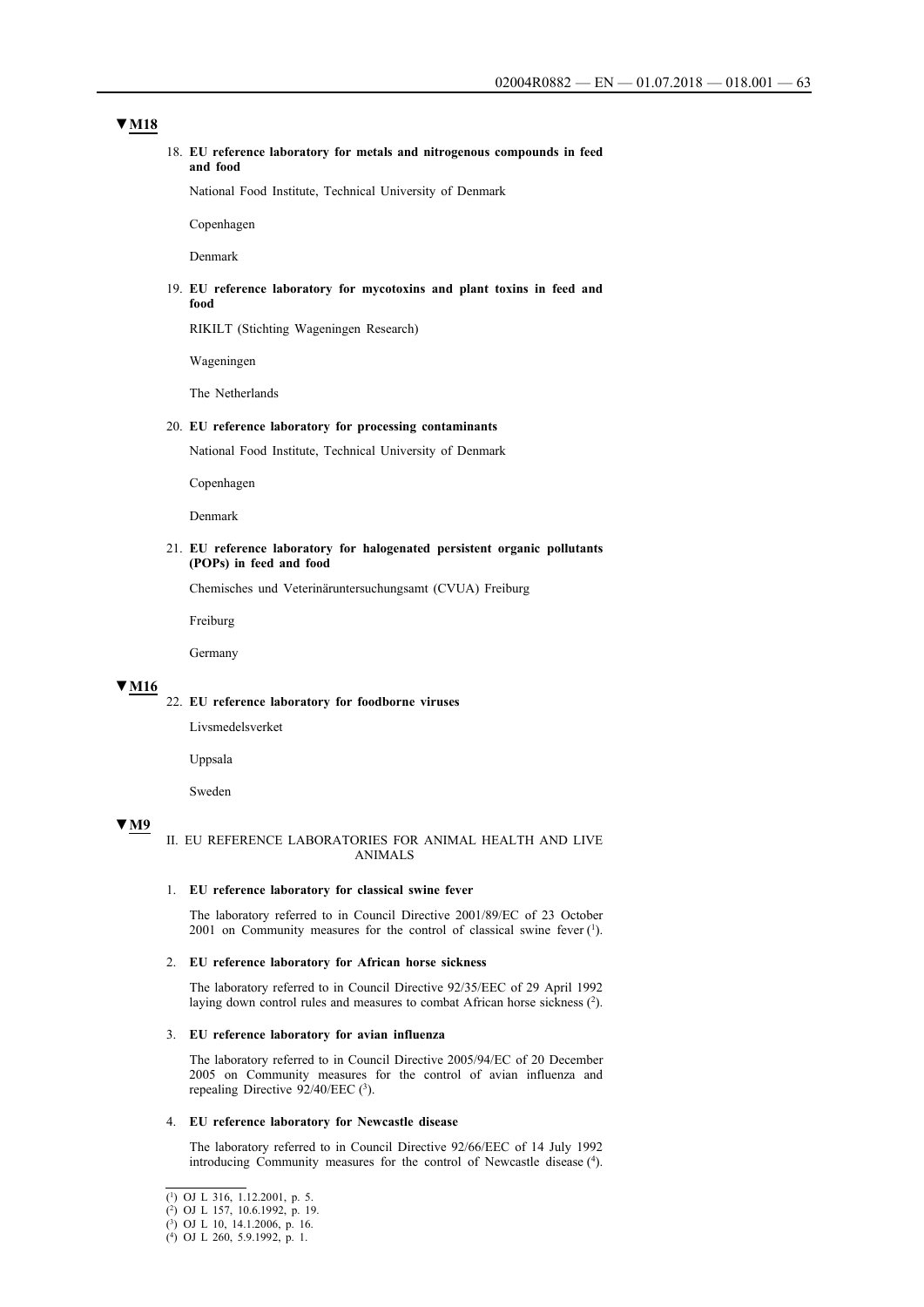▼M18

18. **EU reference laboratory for metals and nitrogenous compounds in feed and food**

    National Food Institute, Technical University of Denmark

    Copenhagen

    Denmark

19. **EU reference laboratory for mycotoxins and plant toxins in feed and food**

    RIKILT (Stichting Wageningen Research)

    Wageningen

    The Netherlands

20. **EU reference laboratory for processing contaminants**

    National Food Institute, Technical University of Denmark

    Copenhagen

    Denmark

21. **EU reference laboratory for halogenated persistent organic pollutants (POPs) in feed and food**

    Chemisches und Veterinäruntersuchungsamt (CVUA) Freiburg

    Freiburg

    Germany

▼M16

22. **EU reference laboratory for foodborne viruses**

    Livsmedelsverket

    Uppsala

    Sweden

▼M9

II. EU REFERENCE LABORATORIES FOR ANIMAL HEALTH AND LIVE ANIMALS

1. **EU reference laboratory for classical swine fever**

   The laboratory referred to in Council Directive 2001/89/EC of 23 October 2001 on Community measures for the control of classical swine fever [1].

2. **EU reference laboratory for African horse sickness**

   The laboratory referred to in Council Directive 92/35/EEC of 29 April 1992 laying down control rules and measures to combat African horse sickness [2].

3. **EU reference laboratory for avian influenza**

   The laboratory referred to in Council Directive 2005/94/EC of 20 December 2005 on Community measures for the control of avian influenza and repealing Directive 92/40/EEC [3].

4. **EU reference laboratory for Newcastle disease**

   The laboratory referred to in Council Directive 92/66/EEC of 14 July 1992 introducing Community measures for the control of Newcastle disease [4].

---

[1] OJ L 316, 1.12.2001, p. 5.

[2] OJ L 157, 10.6.1992, p. 19.

[3] OJ L 10, 14.1.2006, p. 16.

[4] OJ L 260, 5.9.1992, p. 1.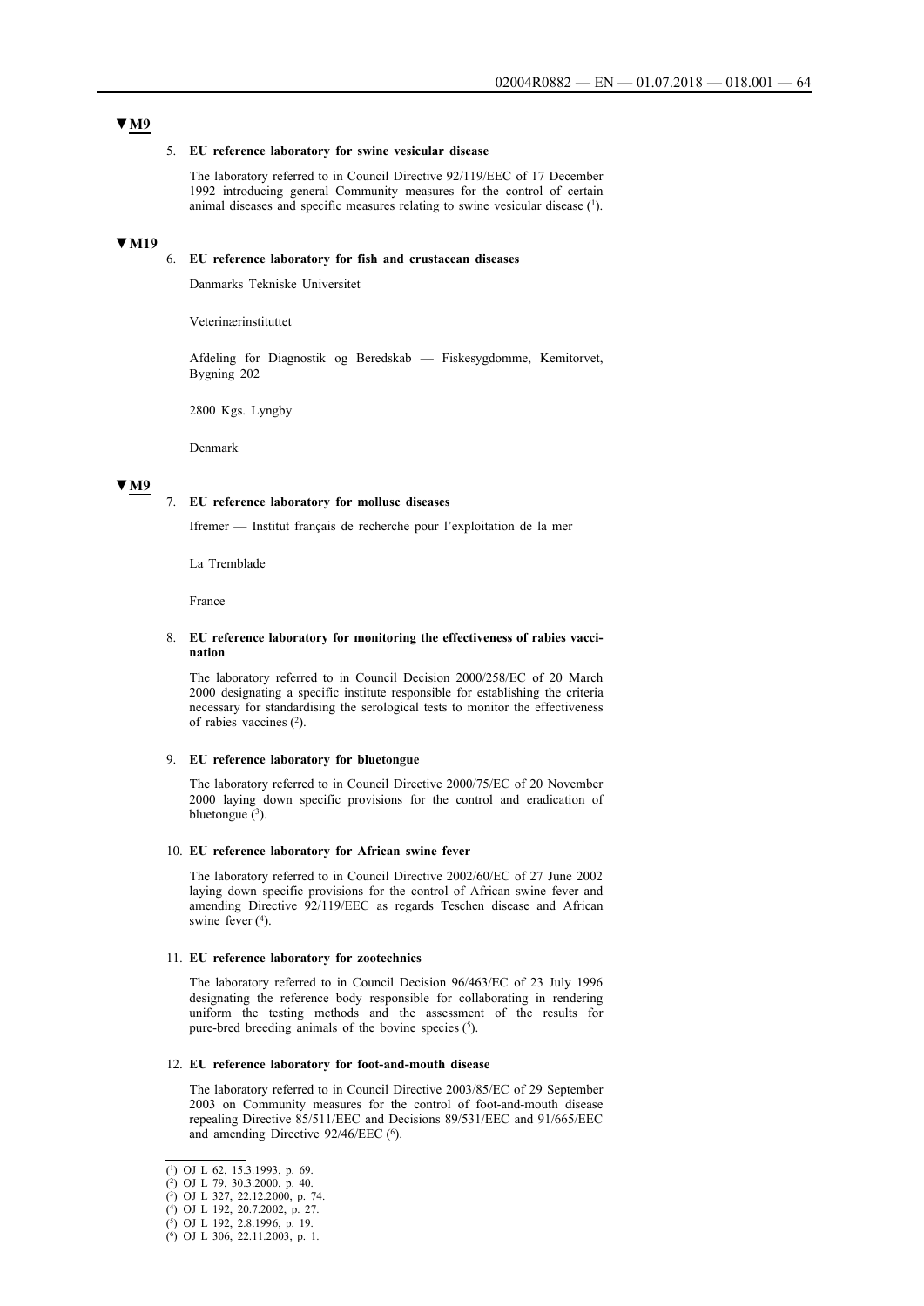▼M9

5. **EU reference laboratory for swine vesicular disease**

The laboratory referred to in Council Directive 92/119/EEC of 17 December 1992 introducing general Community measures for the control of certain animal diseases and specific measures relating to swine vesicular disease [1].

▼M19

6. **EU reference laboratory for fish and crustacean diseases**

Danmarks Tekniske Universitet

Veterinærinstituttet

Afdeling for Diagnostik og Beredskab — Fiskesygdomme, Kemitorvet, Bygning 202

2800 Kgs. Lyngby

Denmark

▼M9

7. **EU reference laboratory for mollusc diseases**

Ifremer — Institut français de recherche pour l'exploitation de la mer

La Tremblade

France

8. **EU reference laboratory for monitoring the effectiveness of rabies vaccination**

The laboratory referred to in Council Decision 2000/258/EC of 20 March 2000 designating a specific institute responsible for establishing the criteria necessary for standardising the serological tests to monitor the effectiveness of rabies vaccines [2].

9. **EU reference laboratory for bluetongue**

The laboratory referred to in Council Directive 2000/75/EC of 20 November 2000 laying down specific provisions for the control and eradication of bluetongue [3].

10. **EU reference laboratory for African swine fever**

The laboratory referred to in Council Directive 2002/60/EC of 27 June 2002 laying down specific provisions for the control of African swine fever and amending Directive 92/119/EEC as regards Teschen disease and African swine fever [4].

11. **EU reference laboratory for zootechnics**

The laboratory referred to in Council Decision 96/463/EC of 23 July 1996 designating the reference body responsible for collaborating in rendering uniform the testing methods and the assessment of the results for pure-bred breeding animals of the bovine species [5].

12. **EU reference laboratory for foot-and-mouth disease**

The laboratory referred to in Council Directive 2003/85/EC of 29 September 2003 on Community measures for the control of foot-and-mouth disease repealing Directive 85/511/EEC and Decisions 89/531/EEC and 91/665/EEC and amending Directive 92/46/EEC [6].

---

[1] OJ L 62, 15.3.1993, p. 69.

[2] OJ L 79, 30.3.2000, p. 40.

[3] OJ L 327, 22.12.2000, p. 74.

[4] OJ L 192, 20.7.2002, p. 27.

[5] OJ L 192, 2.8.1996, p. 19.

[6] OJ L 306, 22.11.2003, p. 1.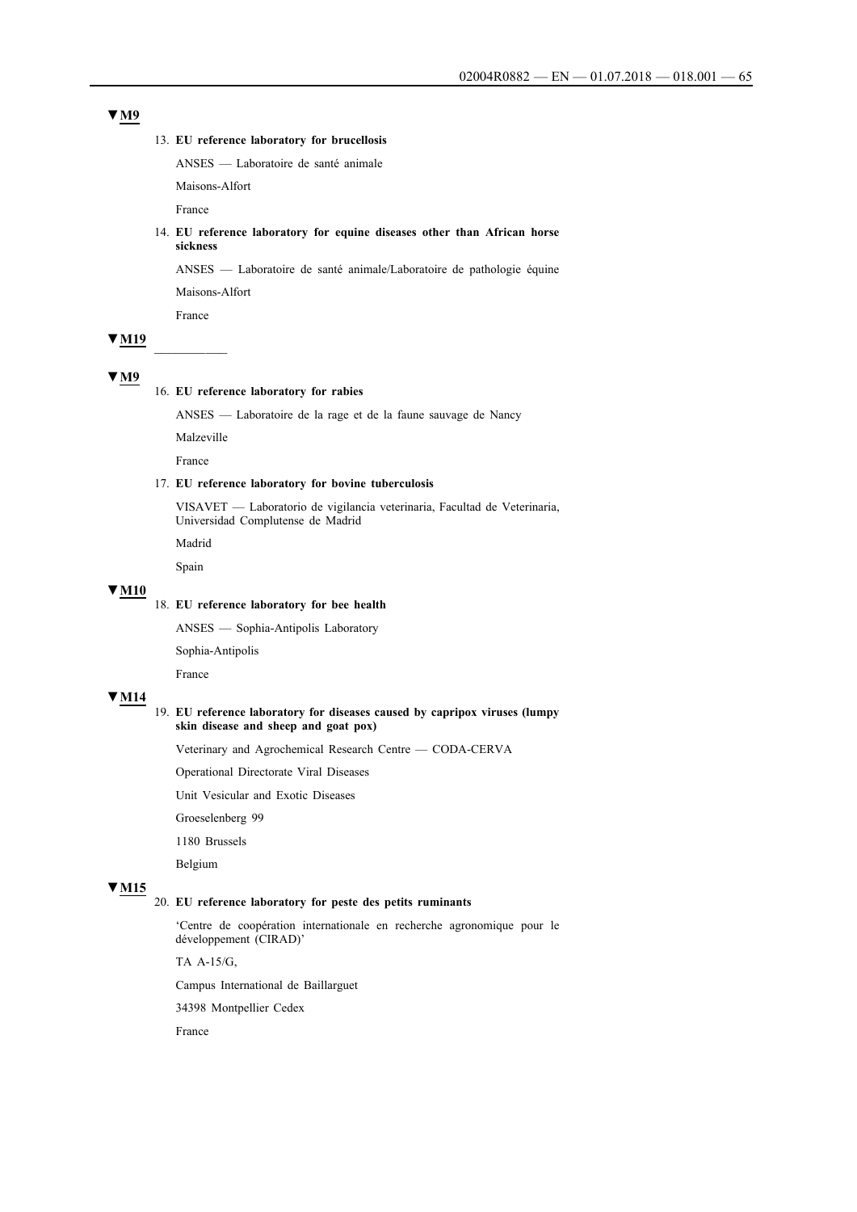▼M9

13. **EU reference laboratory for brucellosis**

    ANSES — Laboratoire de santé animale

    Maisons-Alfort

    France

14. **EU reference laboratory for equine diseases other than African horse sickness**

    ANSES — Laboratoire de santé animale/Laboratoire de pathologie équine

    Maisons-Alfort

    France

▼M19

__________

▼M9

16. **EU reference laboratory for rabies**

    ANSES — Laboratoire de la rage et de la faune sauvage de Nancy

    Malzeville

    France

17. **EU reference laboratory for bovine tuberculosis**

    VISAVET — Laboratorio de vigilancia veterinaria, Facultad de Veterinaria, Universidad Complutense de Madrid

    Madrid

    Spain

▼M10

18. **EU reference laboratory for bee health**

    ANSES — Sophia-Antipolis Laboratory

    Sophia-Antipolis

    France

▼M14

19. **EU reference laboratory for diseases caused by capripox viruses (lumpy skin disease and sheep and goat pox)**

    Veterinary and Agrochemical Research Centre — CODA-CERVA

    Operational Directorate Viral Diseases

    Unit Vesicular and Exotic Diseases

    Groeselenberg 99

    1180 Brussels

    Belgium

▼M15

20. **EU reference laboratory for peste des petits ruminants**

    'Centre de coopération internationale en recherche agronomique pour le développement (CIRAD)'

    TA A-15/G,

    Campus International de Baillarguet

    34398 Montpellier Cedex

    France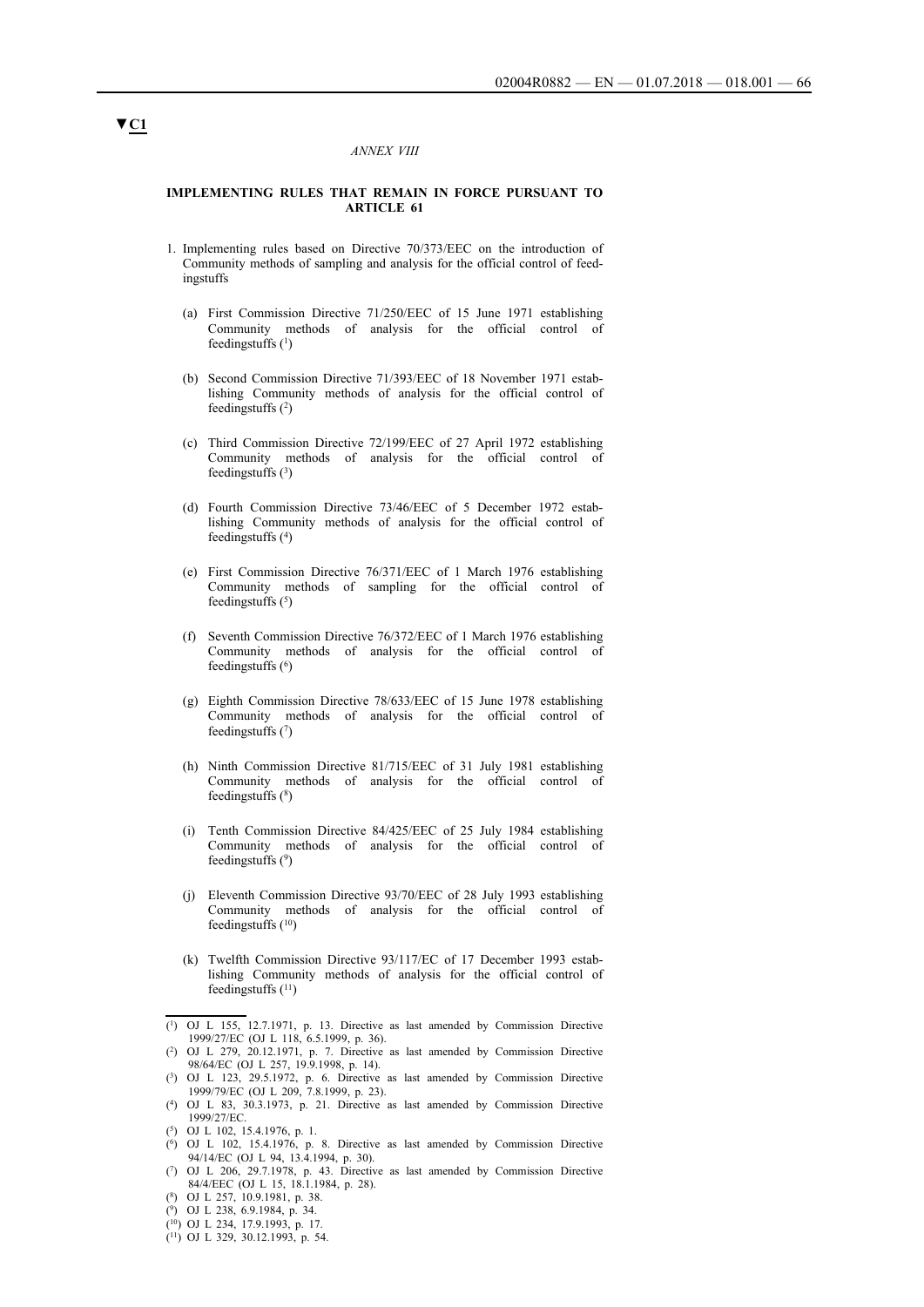▼C1

*ANNEX VIII*

**IMPLEMENTING RULES THAT REMAIN IN FORCE PURSUANT TO ARTICLE 61**

1. Implementing rules based on Directive 70/373/EEC on the introduction of Community methods of sampling and analysis for the official control of feedingstuffs

   (a) First Commission Directive 71/250/EEC of 15 June 1971 establishing Community methods of analysis for the official control of feedingstuffs [1]

   (b) Second Commission Directive 71/393/EEC of 18 November 1971 establishing Community methods of analysis for the official control of feedingstuffs [2]

   (c) Third Commission Directive 72/199/EEC of 27 April 1972 establishing Community methods of analysis for the official control of feedingstuffs [3]

   (d) Fourth Commission Directive 73/46/EEC of 5 December 1972 establishing Community methods of analysis for the official control of feedingstuffs [4]

   (e) First Commission Directive 76/371/EEC of 1 March 1976 establishing Community methods of sampling for the official control of feedingstuffs [5]

   (f) Seventh Commission Directive 76/372/EEC of 1 March 1976 establishing Community methods of analysis for the official control of feedingstuffs [6]

   (g) Eighth Commission Directive 78/633/EEC of 15 June 1978 establishing Community methods of analysis for the official control of feedingstuffs [7]

   (h) Ninth Commission Directive 81/715/EEC of 31 July 1981 establishing Community methods of analysis for the official control of feedingstuffs [8]

   (i) Tenth Commission Directive 84/425/EEC of 25 July 1984 establishing Community methods of analysis for the official control of feedingstuffs [9]

   (j) Eleventh Commission Directive 93/70/EEC of 28 July 1993 establishing Community methods of analysis for the official control of feedingstuffs [10]

   (k) Twelfth Commission Directive 93/117/EC of 17 December 1993 establishing Community methods of analysis for the official control of feedingstuffs [11]

---

[1] OJ L 155, 12.7.1971, p. 13. Directive as last amended by Commission Directive 1999/27/EC (OJ L 118, 6.5.1999, p. 36).

[2] OJ L 279, 20.12.1971, p. 7. Directive as last amended by Commission Directive 98/64/EC (OJ L 257, 19.9.1998, p. 14).

[3] OJ L 123, 29.5.1972, p. 6. Directive as last amended by Commission Directive 1999/79/EC (OJ L 209, 7.8.1999, p. 23).

[4] OJ L 83, 30.3.1973, p. 21. Directive as last amended by Commission Directive 1999/27/EC.

[5] OJ L 102, 15.4.1976, p. 1.

[6] OJ L 102, 15.4.1976, p. 8. Directive as last amended by Commission Directive 94/14/EC (OJ L 94, 13.4.1994, p. 30).

[7] OJ L 206, 29.7.1978, p. 43. Directive as last amended by Commission Directive 84/4/EEC (OJ L 15, 18.1.1984, p. 28).

[8] OJ L 257, 10.9.1981, p. 38.

[9] OJ L 238, 6.9.1984, p. 34.

[10] OJ L 234, 17.9.1993, p. 17.

[11] OJ L 329, 30.12.1993, p. 54.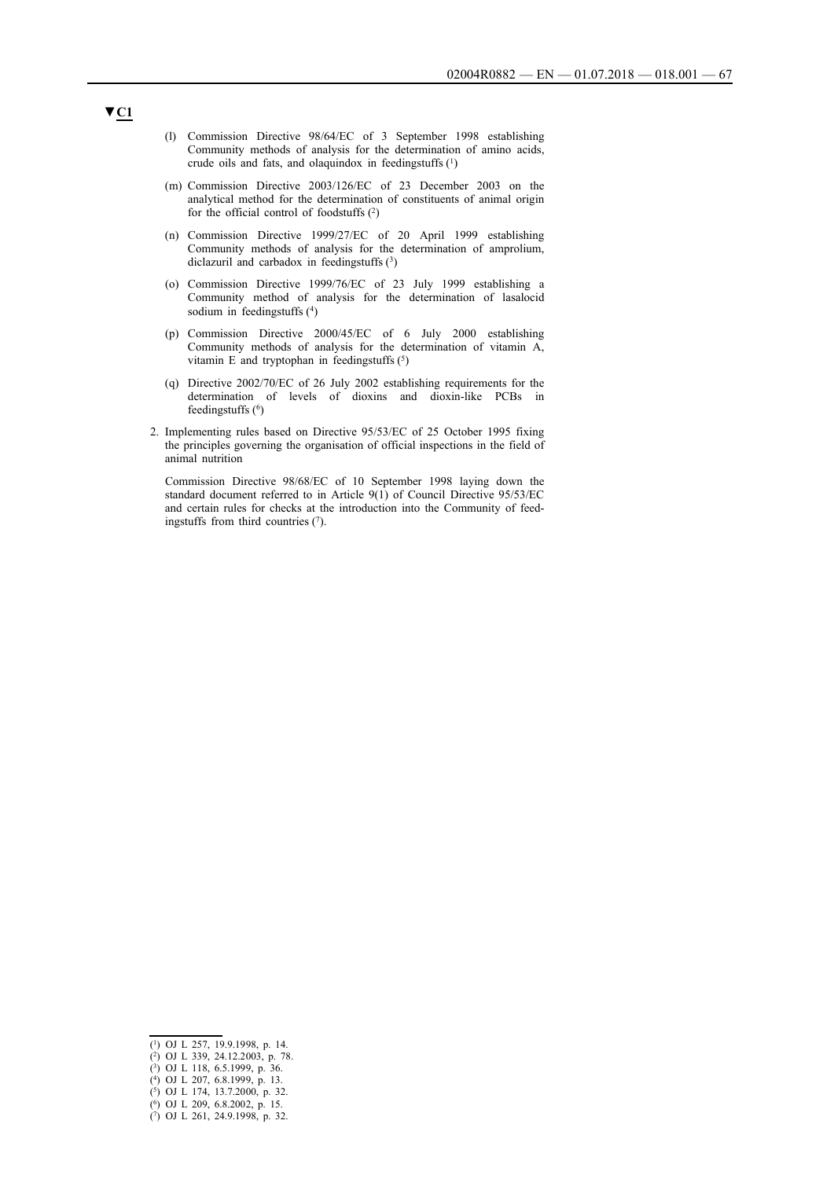▼C1

(l) Commission Directive 98/64/EC of 3 September 1998 establishing Community methods of analysis for the determination of amino acids, crude oils and fats, and olaquindox in feedingstuffs [1]

(m) Commission Directive 2003/126/EC of 23 December 2003 on the analytical method for the determination of constituents of animal origin for the official control of foodstuffs [2]

(n) Commission Directive 1999/27/EC of 20 April 1999 establishing Community methods of analysis for the determination of amprolium, diclazuril and carbadox in feedingstuffs [3]

(o) Commission Directive 1999/76/EC of 23 July 1999 establishing a Community method of analysis for the determination of lasalocid sodium in feedingstuffs [4]

(p) Commission Directive 2000/45/EC of 6 July 2000 establishing Community methods of analysis for the determination of vitamin A, vitamin E and tryptophan in feedingstuffs [5]

(q) Directive 2002/70/EC of 26 July 2002 establishing requirements for the determination of levels of dioxins and dioxin-like PCBs in feedingstuffs [6]

2. Implementing rules based on Directive 95/53/EC of 25 October 1995 fixing the principles governing the organisation of official inspections in the field of animal nutrition

Commission Directive 98/68/EC of 10 September 1998 laying down the standard document referred to in Article 9(1) of Council Directive 95/53/EC and certain rules for checks at the introduction into the Community of feedingstuffs from third countries [7].

---

[1] OJ L 257, 19.9.1998, p. 14.
[2] OJ L 339, 24.12.2003, p. 78.
[3] OJ L 118, 6.5.1999, p. 36.
[4] OJ L 207, 6.8.1999, p. 13.
[5] OJ L 174, 13.7.2000, p. 32.
[6] OJ L 209, 6.8.2002, p. 15.
[7] OJ L 261, 24.9.1998, p. 32.